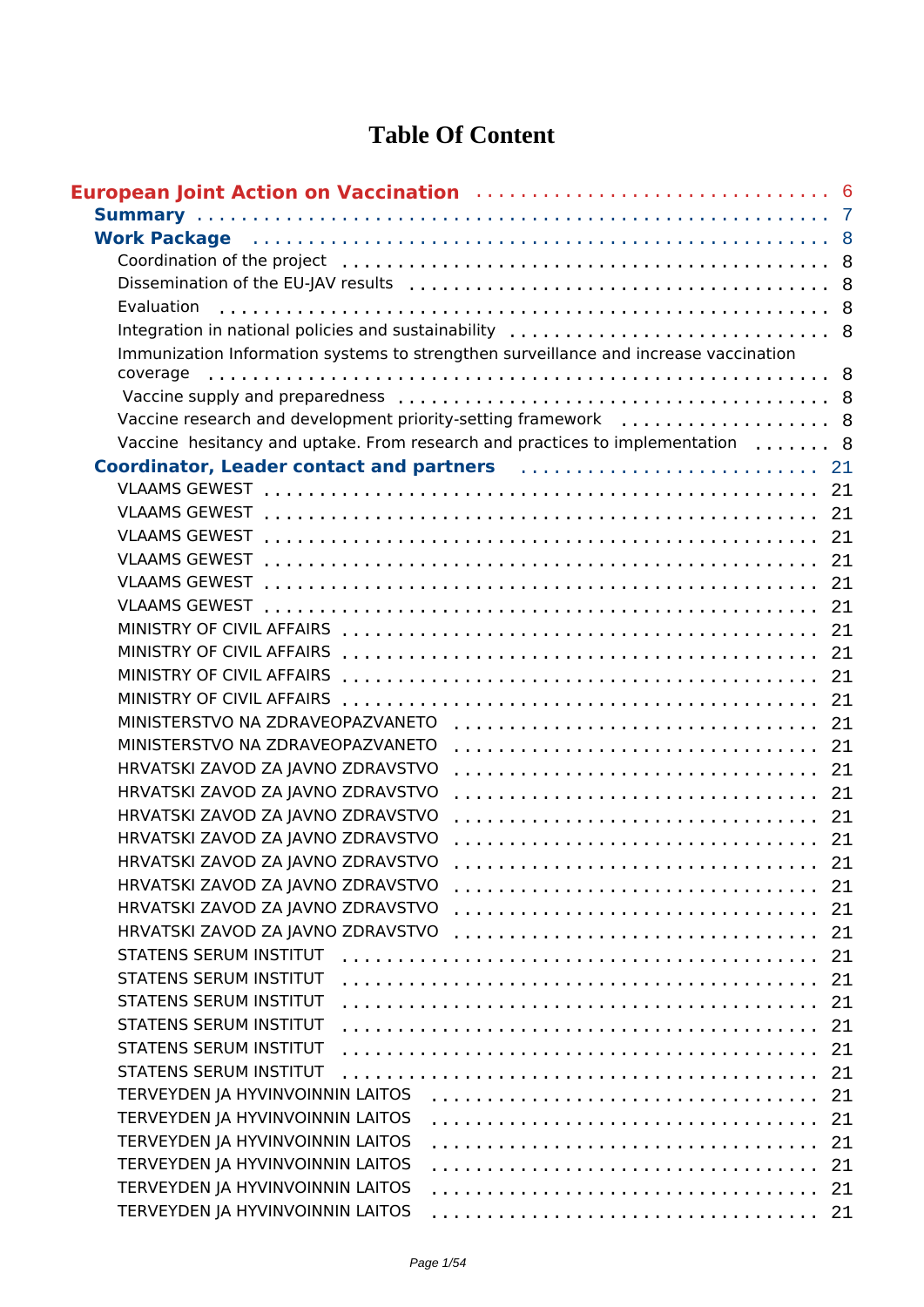# Table Of Content

- **European Joint Action on Vaccination** ........ 6
  - **Summary** ........ 7
  - **Work Package** ........ 8
    - Coordination of the project ........ 8
    - Dissemination of the EU-JAV results ........ 8
    - Evaluation ........ 8
    - Integration in national policies and sustainability ........ 8
    - Immunization Information systems to strengthen surveillance and increase vaccination coverage ........ 8
    - Vaccine supply and preparedness ........ 8
    - Vaccine research and development priority-setting framework ........ 8
    - Vaccine hesitancy and uptake. From research and practices to implementation ........ 8
  - **Coordinator, Leader contact and partners** ........ 21
    - VLAAMS GEWEST ........ 21
    - VLAAMS GEWEST ........ 21
    - VLAAMS GEWEST ........ 21
    - VLAAMS GEWEST ........ 21
    - VLAAMS GEWEST ........ 21
    - VLAAMS GEWEST ........ 21
    - MINISTRY OF CIVIL AFFAIRS ........ 21
    - MINISTRY OF CIVIL AFFAIRS ........ 21
    - MINISTRY OF CIVIL AFFAIRS ........ 21
    - MINISTRY OF CIVIL AFFAIRS ........ 21
    - MINISTERSTVO NA ZDRAVEOPAZVANETO ........ 21
    - MINISTERSTVO NA ZDRAVEOPAZVANETO ........ 21
    - HRVATSKI ZAVOD ZA JAVNO ZDRAVSTVO ........ 21
    - HRVATSKI ZAVOD ZA JAVNO ZDRAVSTVO ........ 21
    - HRVATSKI ZAVOD ZA JAVNO ZDRAVSTVO ........ 21
    - HRVATSKI ZAVOD ZA JAVNO ZDRAVSTVO ........ 21
    - HRVATSKI ZAVOD ZA JAVNO ZDRAVSTVO ........ 21
    - HRVATSKI ZAVOD ZA JAVNO ZDRAVSTVO ........ 21
    - HRVATSKI ZAVOD ZA JAVNO ZDRAVSTVO ........ 21
    - HRVATSKI ZAVOD ZA JAVNO ZDRAVSTVO ........ 21
    - STATENS SERUM INSTITUT ........ 21
    - STATENS SERUM INSTITUT ........ 21
    - STATENS SERUM INSTITUT ........ 21
    - STATENS SERUM INSTITUT ........ 21
    - STATENS SERUM INSTITUT ........ 21
    - STATENS SERUM INSTITUT ........ 21
    - TERVEYDEN JA HYVINVOINNIN LAITOS ........ 21
    - TERVEYDEN JA HYVINVOINNIN LAITOS ........ 21
    - TERVEYDEN JA HYVINVOINNIN LAITOS ........ 21
    - TERVEYDEN JA HYVINVOINNIN LAITOS ........ 21
    - TERVEYDEN JA HYVINVOINNIN LAITOS ........ 21
    - TERVEYDEN JA HYVINVOINNIN LAITOS ........ 21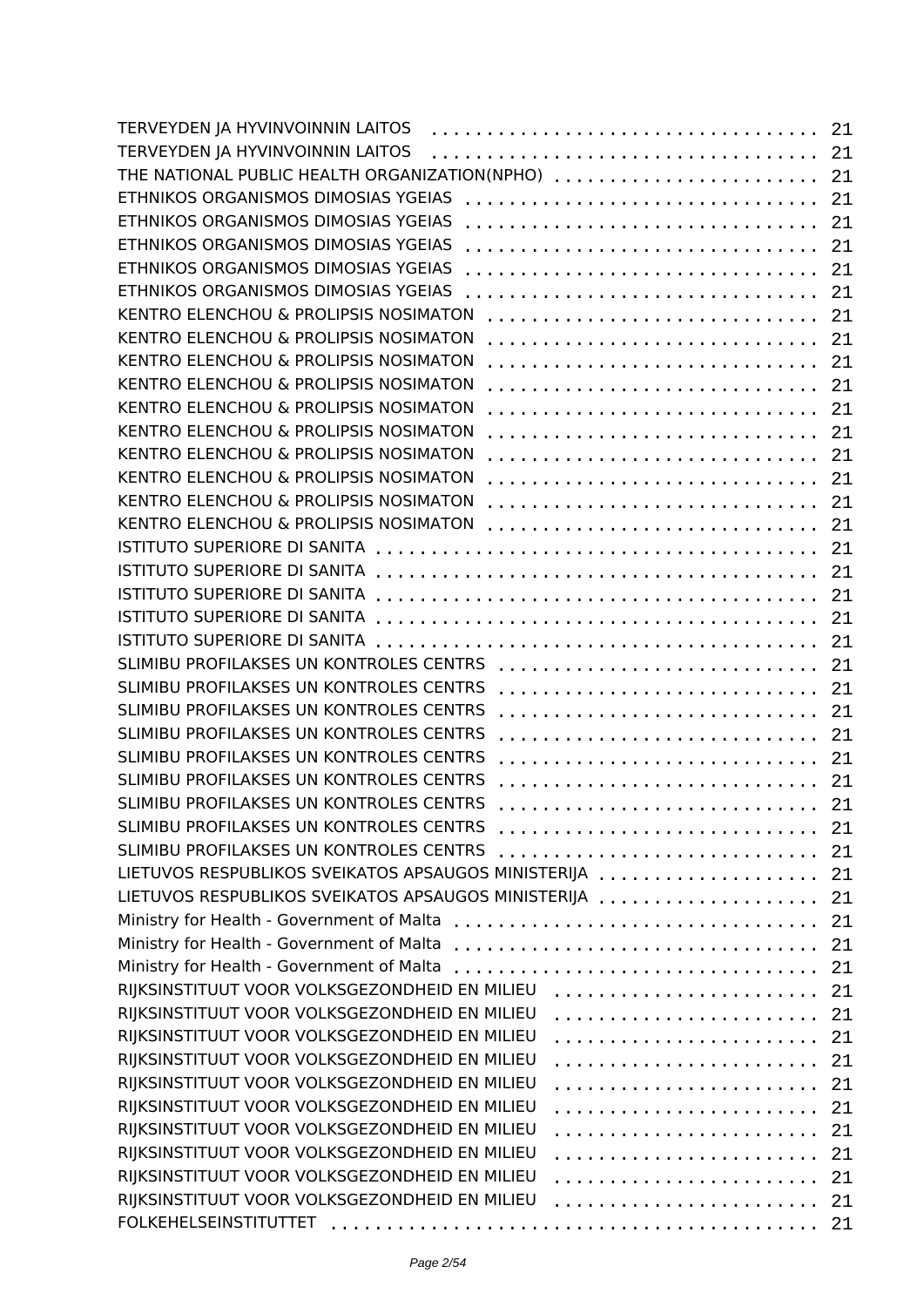TERVEYDEN JA HYVINVOINNIN LAITOS . . . . . . . . . . . . . . . . . . . . . . . . . . . . . . . . . 21
TERVEYDEN JA HYVINVOINNIN LAITOS . . . . . . . . . . . . . . . . . . . . . . . . . . . . . . . . . 21
THE NATIONAL PUBLIC HEALTH ORGANIZATION(NPHO) . . . . . . . . . . . . . . . . . . . . . . . 21
ETHNIKOS ORGANISMOS DIMOSIAS YGEIAS . . . . . . . . . . . . . . . . . . . . . . . . . . . . . . 21
ETHNIKOS ORGANISMOS DIMOSIAS YGEIAS . . . . . . . . . . . . . . . . . . . . . . . . . . . . . . 21
ETHNIKOS ORGANISMOS DIMOSIAS YGEIAS . . . . . . . . . . . . . . . . . . . . . . . . . . . . . . 21
ETHNIKOS ORGANISMOS DIMOSIAS YGEIAS . . . . . . . . . . . . . . . . . . . . . . . . . . . . . . 21
ETHNIKOS ORGANISMOS DIMOSIAS YGEIAS . . . . . . . . . . . . . . . . . . . . . . . . . . . . . . 21
KENTRO ELENCHOU & PROLIPSIS NOSIMATON . . . . . . . . . . . . . . . . . . . . . . . . . . . . 21
KENTRO ELENCHOU & PROLIPSIS NOSIMATON . . . . . . . . . . . . . . . . . . . . . . . . . . . . 21
KENTRO ELENCHOU & PROLIPSIS NOSIMATON . . . . . . . . . . . . . . . . . . . . . . . . . . . . 21
KENTRO ELENCHOU & PROLIPSIS NOSIMATON . . . . . . . . . . . . . . . . . . . . . . . . . . . . 21
KENTRO ELENCHOU & PROLIPSIS NOSIMATON . . . . . . . . . . . . . . . . . . . . . . . . . . . . 21
KENTRO ELENCHOU & PROLIPSIS NOSIMATON . . . . . . . . . . . . . . . . . . . . . . . . . . . . 21
KENTRO ELENCHOU & PROLIPSIS NOSIMATON . . . . . . . . . . . . . . . . . . . . . . . . . . . . 21
KENTRO ELENCHOU & PROLIPSIS NOSIMATON . . . . . . . . . . . . . . . . . . . . . . . . . . . . 21
KENTRO ELENCHOU & PROLIPSIS NOSIMATON . . . . . . . . . . . . . . . . . . . . . . . . . . . . 21
KENTRO ELENCHOU & PROLIPSIS NOSIMATON . . . . . . . . . . . . . . . . . . . . . . . . . . . . 21
ISTITUTO SUPERIORE DI SANITA . . . . . . . . . . . . . . . . . . . . . . . . . . . . . . . . . . . . . 21
ISTITUTO SUPERIORE DI SANITA . . . . . . . . . . . . . . . . . . . . . . . . . . . . . . . . . . . . . 21
ISTITUTO SUPERIORE DI SANITA . . . . . . . . . . . . . . . . . . . . . . . . . . . . . . . . . . . . . 21
ISTITUTO SUPERIORE DI SANITA . . . . . . . . . . . . . . . . . . . . . . . . . . . . . . . . . . . . . 21
ISTITUTO SUPERIORE DI SANITA . . . . . . . . . . . . . . . . . . . . . . . . . . . . . . . . . . . . . 21
SLIMIBU PROFILAKSES UN KONTROLES CENTRS . . . . . . . . . . . . . . . . . . . . . . . . . . . 21
SLIMIBU PROFILAKSES UN KONTROLES CENTRS . . . . . . . . . . . . . . . . . . . . . . . . . . . 21
SLIMIBU PROFILAKSES UN KONTROLES CENTRS . . . . . . . . . . . . . . . . . . . . . . . . . . . 21
SLIMIBU PROFILAKSES UN KONTROLES CENTRS . . . . . . . . . . . . . . . . . . . . . . . . . . . 21
SLIMIBU PROFILAKSES UN KONTROLES CENTRS . . . . . . . . . . . . . . . . . . . . . . . . . . . 21
SLIMIBU PROFILAKSES UN KONTROLES CENTRS . . . . . . . . . . . . . . . . . . . . . . . . . . . 21
SLIMIBU PROFILAKSES UN KONTROLES CENTRS . . . . . . . . . . . . . . . . . . . . . . . . . . . 21
SLIMIBU PROFILAKSES UN KONTROLES CENTRS . . . . . . . . . . . . . . . . . . . . . . . . . . . 21
SLIMIBU PROFILAKSES UN KONTROLES CENTRS . . . . . . . . . . . . . . . . . . . . . . . . . . . 21
LIETUVOS RESPUBLIKOS SVEIKATOS APSAUGOS MINISTERIJA . . . . . . . . . . . . . . . . . . . 21
LIETUVOS RESPUBLIKOS SVEIKATOS APSAUGOS MINISTERIJA . . . . . . . . . . . . . . . . . . . 21
Ministry for Health - Government of Malta . . . . . . . . . . . . . . . . . . . . . . . . . . . . . . . 21
Ministry for Health - Government of Malta . . . . . . . . . . . . . . . . . . . . . . . . . . . . . . . 21
Ministry for Health - Government of Malta . . . . . . . . . . . . . . . . . . . . . . . . . . . . . . . 21
RIJKSINSTITUUT VOOR VOLKSGEZONDHEID EN MILIEU . . . . . . . . . . . . . . . . . . . . . . . 21
RIJKSINSTITUUT VOOR VOLKSGEZONDHEID EN MILIEU . . . . . . . . . . . . . . . . . . . . . . . 21
RIJKSINSTITUUT VOOR VOLKSGEZONDHEID EN MILIEU . . . . . . . . . . . . . . . . . . . . . . . 21
RIJKSINSTITUUT VOOR VOLKSGEZONDHEID EN MILIEU . . . . . . . . . . . . . . . . . . . . . . . 21
RIJKSINSTITUUT VOOR VOLKSGEZONDHEID EN MILIEU . . . . . . . . . . . . . . . . . . . . . . . 21
RIJKSINSTITUUT VOOR VOLKSGEZONDHEID EN MILIEU . . . . . . . . . . . . . . . . . . . . . . . 21
RIJKSINSTITUUT VOOR VOLKSGEZONDHEID EN MILIEU . . . . . . . . . . . . . . . . . . . . . . . 21
RIJKSINSTITUUT VOOR VOLKSGEZONDHEID EN MILIEU . . . . . . . . . . . . . . . . . . . . . . . 21
RIJKSINSTITUUT VOOR VOLKSGEZONDHEID EN MILIEU . . . . . . . . . . . . . . . . . . . . . . . 21
RIJKSINSTITUUT VOOR VOLKSGEZONDHEID EN MILIEU . . . . . . . . . . . . . . . . . . . . . . . 21
FOLKEHELSEINSTITUTTET . . . . . . . . . . . . . . . . . . . . . . . . . . . . . . . . . . . . . . . . . 21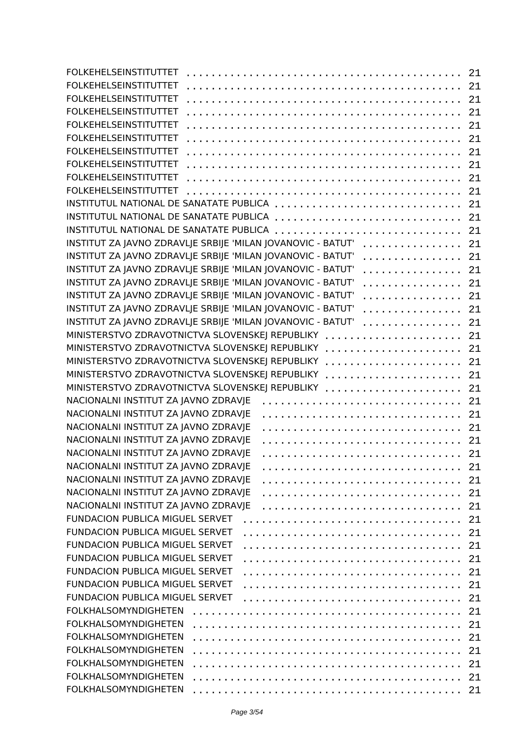FOLKEHELSEINSTITUTTET . . . . . . . . . . . . . . . . . . . . . . . . . . . . . . . . . . . . . . . . . 21
FOLKEHELSEINSTITUTTET . . . . . . . . . . . . . . . . . . . . . . . . . . . . . . . . . . . . . . . . . 21
FOLKEHELSEINSTITUTTET . . . . . . . . . . . . . . . . . . . . . . . . . . . . . . . . . . . . . . . . . 21
FOLKEHELSEINSTITUTTET . . . . . . . . . . . . . . . . . . . . . . . . . . . . . . . . . . . . . . . . . 21
FOLKEHELSEINSTITUTTET . . . . . . . . . . . . . . . . . . . . . . . . . . . . . . . . . . . . . . . . . 21
FOLKEHELSEINSTITUTTET . . . . . . . . . . . . . . . . . . . . . . . . . . . . . . . . . . . . . . . . . 21
FOLKEHELSEINSTITUTTET . . . . . . . . . . . . . . . . . . . . . . . . . . . . . . . . . . . . . . . . . 21
FOLKEHELSEINSTITUTTET . . . . . . . . . . . . . . . . . . . . . . . . . . . . . . . . . . . . . . . . . 21
FOLKEHELSEINSTITUTTET . . . . . . . . . . . . . . . . . . . . . . . . . . . . . . . . . . . . . . . . . 21
FOLKEHELSEINSTITUTTET . . . . . . . . . . . . . . . . . . . . . . . . . . . . . . . . . . . . . . . . . 21
INSTITUTUL NATIONAL DE SANATATE PUBLICA . . . . . . . . . . . . . . . . . . . . . . . . . . . . . 21
INSTITUTUL NATIONAL DE SANATATE PUBLICA . . . . . . . . . . . . . . . . . . . . . . . . . . . . . 21
INSTITUTUL NATIONAL DE SANATATE PUBLICA . . . . . . . . . . . . . . . . . . . . . . . . . . . . . 21
INSTITUT ZA JAVNO ZDRAVLJE SRBIJE 'MILAN JOVANOVIC - BATUT' . . . . . . . . . . . . . . . . 21
INSTITUT ZA JAVNO ZDRAVLJE SRBIJE 'MILAN JOVANOVIC - BATUT' . . . . . . . . . . . . . . . . 21
INSTITUT ZA JAVNO ZDRAVLJE SRBIJE 'MILAN JOVANOVIC - BATUT' . . . . . . . . . . . . . . . . 21
INSTITUT ZA JAVNO ZDRAVLJE SRBIJE 'MILAN JOVANOVIC - BATUT' . . . . . . . . . . . . . . . . 21
INSTITUT ZA JAVNO ZDRAVLJE SRBIJE 'MILAN JOVANOVIC - BATUT' . . . . . . . . . . . . . . . . 21
INSTITUT ZA JAVNO ZDRAVLJE SRBIJE 'MILAN JOVANOVIC - BATUT' . . . . . . . . . . . . . . . . 21
INSTITUT ZA JAVNO ZDRAVLJE SRBIJE 'MILAN JOVANOVIC - BATUT' . . . . . . . . . . . . . . . . 21
MINISTERSTVO ZDRAVOTNICTVA SLOVENSKEJ REPUBLIKY . . . . . . . . . . . . . . . . . . . . . . 21
MINISTERSTVO ZDRAVOTNICTVA SLOVENSKEJ REPUBLIKY . . . . . . . . . . . . . . . . . . . . . . 21
MINISTERSTVO ZDRAVOTNICTVA SLOVENSKEJ REPUBLIKY . . . . . . . . . . . . . . . . . . . . . . 21
MINISTERSTVO ZDRAVOTNICTVA SLOVENSKEJ REPUBLIKY . . . . . . . . . . . . . . . . . . . . . . 21
MINISTERSTVO ZDRAVOTNICTVA SLOVENSKEJ REPUBLIKY . . . . . . . . . . . . . . . . . . . . . . 21
NACIONALNI INSTITUT ZA JAVNO ZDRAVJE . . . . . . . . . . . . . . . . . . . . . . . . . . . . . . . 21
NACIONALNI INSTITUT ZA JAVNO ZDRAVJE . . . . . . . . . . . . . . . . . . . . . . . . . . . . . . . 21
NACIONALNI INSTITUT ZA JAVNO ZDRAVJE . . . . . . . . . . . . . . . . . . . . . . . . . . . . . . . 21
NACIONALNI INSTITUT ZA JAVNO ZDRAVJE . . . . . . . . . . . . . . . . . . . . . . . . . . . . . . . 21
NACIONALNI INSTITUT ZA JAVNO ZDRAVJE . . . . . . . . . . . . . . . . . . . . . . . . . . . . . . . 21
NACIONALNI INSTITUT ZA JAVNO ZDRAVJE . . . . . . . . . . . . . . . . . . . . . . . . . . . . . . . 21
NACIONALNI INSTITUT ZA JAVNO ZDRAVJE . . . . . . . . . . . . . . . . . . . . . . . . . . . . . . . 21
NACIONALNI INSTITUT ZA JAVNO ZDRAVJE . . . . . . . . . . . . . . . . . . . . . . . . . . . . . . . 21
NACIONALNI INSTITUT ZA JAVNO ZDRAVJE . . . . . . . . . . . . . . . . . . . . . . . . . . . . . . . 21
FUNDACION PUBLICA MIGUEL SERVET . . . . . . . . . . . . . . . . . . . . . . . . . . . . . . . . . 21
FUNDACION PUBLICA MIGUEL SERVET . . . . . . . . . . . . . . . . . . . . . . . . . . . . . . . . . 21
FUNDACION PUBLICA MIGUEL SERVET . . . . . . . . . . . . . . . . . . . . . . . . . . . . . . . . . 21
FUNDACION PUBLICA MIGUEL SERVET . . . . . . . . . . . . . . . . . . . . . . . . . . . . . . . . . 21
FUNDACION PUBLICA MIGUEL SERVET . . . . . . . . . . . . . . . . . . . . . . . . . . . . . . . . . 21
FUNDACION PUBLICA MIGUEL SERVET . . . . . . . . . . . . . . . . . . . . . . . . . . . . . . . . . 21
FUNDACION PUBLICA MIGUEL SERVET . . . . . . . . . . . . . . . . . . . . . . . . . . . . . . . . . 21
FOLKHALSOMYNDIGHETEN . . . . . . . . . . . . . . . . . . . . . . . . . . . . . . . . . . . . . . . . 21
FOLKHALSOMYNDIGHETEN . . . . . . . . . . . . . . . . . . . . . . . . . . . . . . . . . . . . . . . . 21
FOLKHALSOMYNDIGHETEN . . . . . . . . . . . . . . . . . . . . . . . . . . . . . . . . . . . . . . . . 21
FOLKHALSOMYNDIGHETEN . . . . . . . . . . . . . . . . . . . . . . . . . . . . . . . . . . . . . . . . 21
FOLKHALSOMYNDIGHETEN . . . . . . . . . . . . . . . . . . . . . . . . . . . . . . . . . . . . . . . . 21
FOLKHALSOMYNDIGHETEN . . . . . . . . . . . . . . . . . . . . . . . . . . . . . . . . . . . . . . . . 21
FOLKHALSOMYNDIGHETEN . . . . . . . . . . . . . . . . . . . . . . . . . . . . . . . . . . . . . . . . 21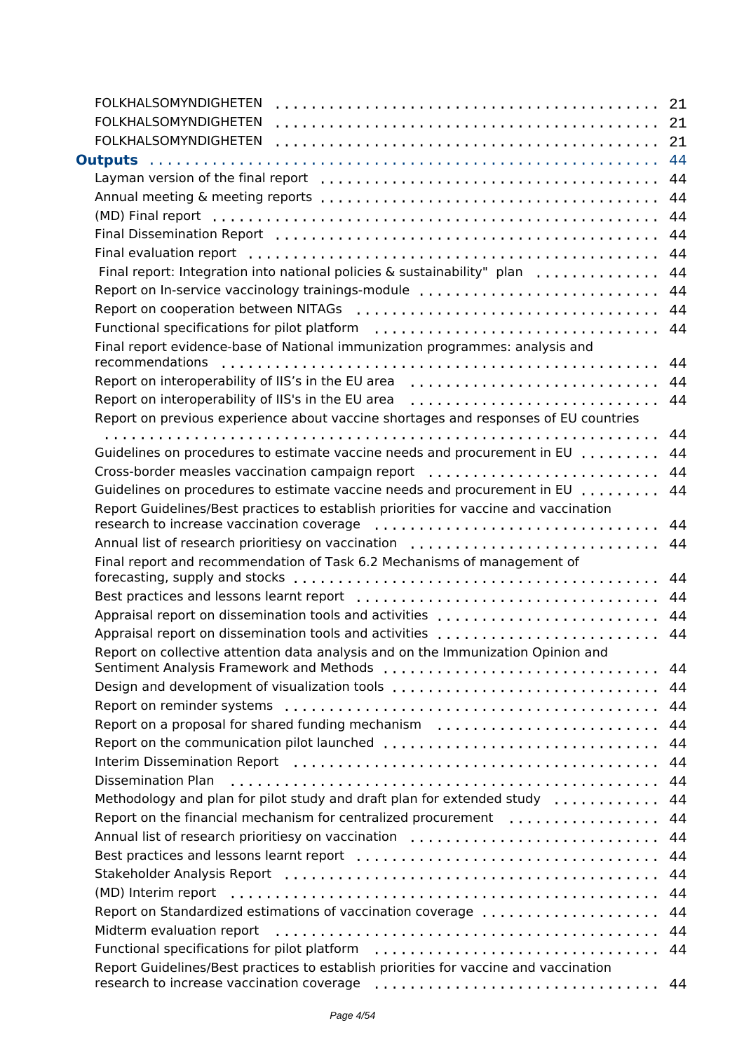FOLKHALSOMYNDIGHETEN . . . . . . . . . . . . . . . . . . . . . . . . . . . . . . . . . . . . . 21
FOLKHALSOMYNDIGHETEN . . . . . . . . . . . . . . . . . . . . . . . . . . . . . . . . . . . . . 21
FOLKHALSOMYNDIGHETEN . . . . . . . . . . . . . . . . . . . . . . . . . . . . . . . . . . . . . 21

**Outputs** . . . . . . . . . . . . . . . . . . . . . . . . . . . . . . . . . . . . . . . . . . . . . . . . 44

Layman version of the final report . . . . . . . . . . . . . . . . . . . . . . . . . . . . . . . 44
Annual meeting & meeting reports . . . . . . . . . . . . . . . . . . . . . . . . . . . . . . . 44
(MD) Final report . . . . . . . . . . . . . . . . . . . . . . . . . . . . . . . . . . . . . . . . . . . 44
Final Dissemination Report . . . . . . . . . . . . . . . . . . . . . . . . . . . . . . . . . . . . 44
Final evaluation report . . . . . . . . . . . . . . . . . . . . . . . . . . . . . . . . . . . . . . . 44
Final report: Integration into national policies & sustainability" plan . . . . . . . . . . . . . . 44
Report on In-service vaccinology trainings-module . . . . . . . . . . . . . . . . . . . . . . . . 44
Report on cooperation between NITAGs . . . . . . . . . . . . . . . . . . . . . . . . . . . . . . 44
Functional specifications for pilot platform . . . . . . . . . . . . . . . . . . . . . . . . . . . . 44
Final report evidence-base of National immunization programmes: analysis and recommendations . . . . . . . . . . . . . . . . . . . . . . . . . . . . . . . . . . . . . . . . . . . 44
Report on interoperability of IIS's in the EU area . . . . . . . . . . . . . . . . . . . . . . . . . 44
Report on interoperability of IIS's in the EU area . . . . . . . . . . . . . . . . . . . . . . . . . 44
Report on previous experience about vaccine shortages and responses of EU countries . . . . 44
Guidelines on procedures to estimate vaccine needs and procurement in EU . . . . . . . . . . 44
Cross-border measles vaccination campaign report . . . . . . . . . . . . . . . . . . . . . . . . 44
Guidelines on procedures to estimate vaccine needs and procurement in EU . . . . . . . . . . 44
Report Guidelines/Best practices to establish priorities for vaccine and vaccination research to increase vaccination coverage . . . . . . . . . . . . . . . . . . . . . . . . . . . 44
Annual list of research prioritiesy on vaccination . . . . . . . . . . . . . . . . . . . . . . . . 44
Final report and recommendation of Task 6.2 Mechanisms of management of forecasting, supply and stocks . . . . . . . . . . . . . . . . . . . . . . . . . . . . . . . . . . . 44
Best practices and lessons learnt report . . . . . . . . . . . . . . . . . . . . . . . . . . . . . 44
Appraisal report on dissemination tools and activities . . . . . . . . . . . . . . . . . . . . . . 44
Appraisal report on dissemination tools and activities . . . . . . . . . . . . . . . . . . . . . . 44
Report on collective attention data analysis and on the Immunization Opinion and Sentiment Analysis Framework and Methods . . . . . . . . . . . . . . . . . . . . . . . . . . 44
Design and development of visualization tools . . . . . . . . . . . . . . . . . . . . . . . . . 44
Report on reminder systems . . . . . . . . . . . . . . . . . . . . . . . . . . . . . . . . . . . . 44
Report on a proposal for shared funding mechanism . . . . . . . . . . . . . . . . . . . . . . . 44
Report on the communication pilot launched . . . . . . . . . . . . . . . . . . . . . . . . . . . 44
Interim Dissemination Report . . . . . . . . . . . . . . . . . . . . . . . . . . . . . . . . . . . 44
Dissemination Plan . . . . . . . . . . . . . . . . . . . . . . . . . . . . . . . . . . . . . . . . . 44
Methodology and plan for pilot study and draft plan for extended study . . . . . . . . . . . . 44
Report on the financial mechanism for centralized procurement . . . . . . . . . . . . . . . . . 44
Annual list of research prioritiesy on vaccination . . . . . . . . . . . . . . . . . . . . . . . . 44
Best practices and lessons learnt report . . . . . . . . . . . . . . . . . . . . . . . . . . . . . 44
Stakeholder Analysis Report . . . . . . . . . . . . . . . . . . . . . . . . . . . . . . . . . . . . 44
(MD) Interim report . . . . . . . . . . . . . . . . . . . . . . . . . . . . . . . . . . . . . . . . . 44
Report on Standardized estimations of vaccination coverage . . . . . . . . . . . . . . . . . . 44
Midterm evaluation report . . . . . . . . . . . . . . . . . . . . . . . . . . . . . . . . . . . . . 44
Functional specifications for pilot platform . . . . . . . . . . . . . . . . . . . . . . . . . . . . 44
Report Guidelines/Best practices to establish priorities for vaccine and vaccination research to increase vaccination coverage . . . . . . . . . . . . . . . . . . . . . . . . . . . 44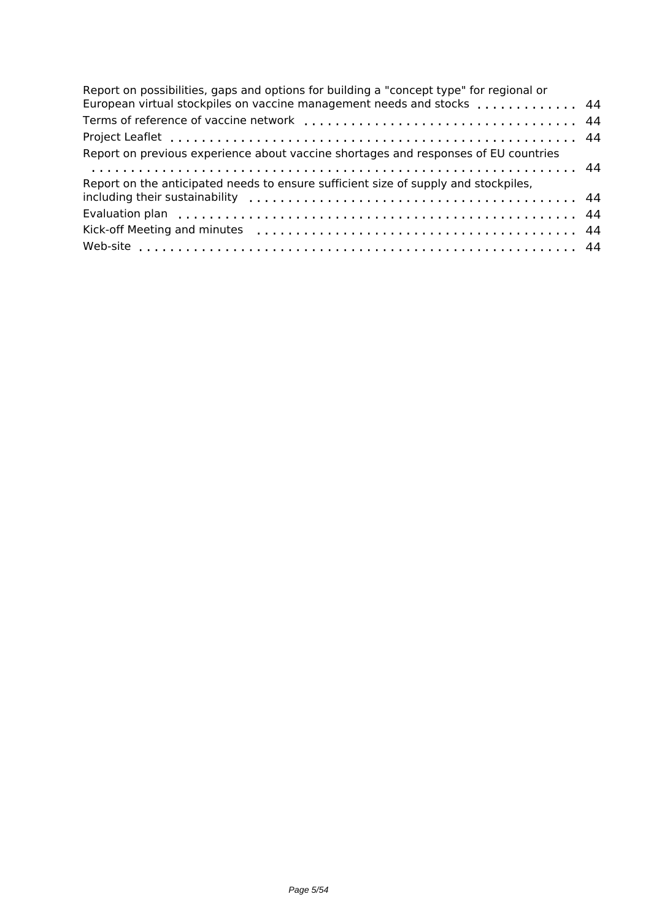Report on possibilities, gaps and options for building a "concept type" for regional or European virtual stockpiles on vaccine management needs and stocks . . . . . . . . . . . . . 44

Terms of reference of vaccine network . . . . . . . . . . . . . . . . . . . . . . . . . . . . . . . . . . . . 44

Project Leaflet . . . . . . . . . . . . . . . . . . . . . . . . . . . . . . . . . . . . . . . . . . . . . . . . . 44

Report on previous experience about vaccine shortages and responses of EU countries . . . . . . . . . . . . . . . . . . . . . . . . . . . . . . . . . . . . . . . . . . . . . . . . . . . . . . 44

Report on the anticipated needs to ensure sufficient size of supply and stockpiles, including their sustainability . . . . . . . . . . . . . . . . . . . . . . . . . . . . . . . . . . . . . . . . 44

Evaluation plan . . . . . . . . . . . . . . . . . . . . . . . . . . . . . . . . . . . . . . . . . . . . . . . . . 44

Kick-off Meeting and minutes . . . . . . . . . . . . . . . . . . . . . . . . . . . . . . . . . . . . . . . . 44

Web-site . . . . . . . . . . . . . . . . . . . . . . . . . . . . . . . . . . . . . . . . . . . . . . . . . . . . 44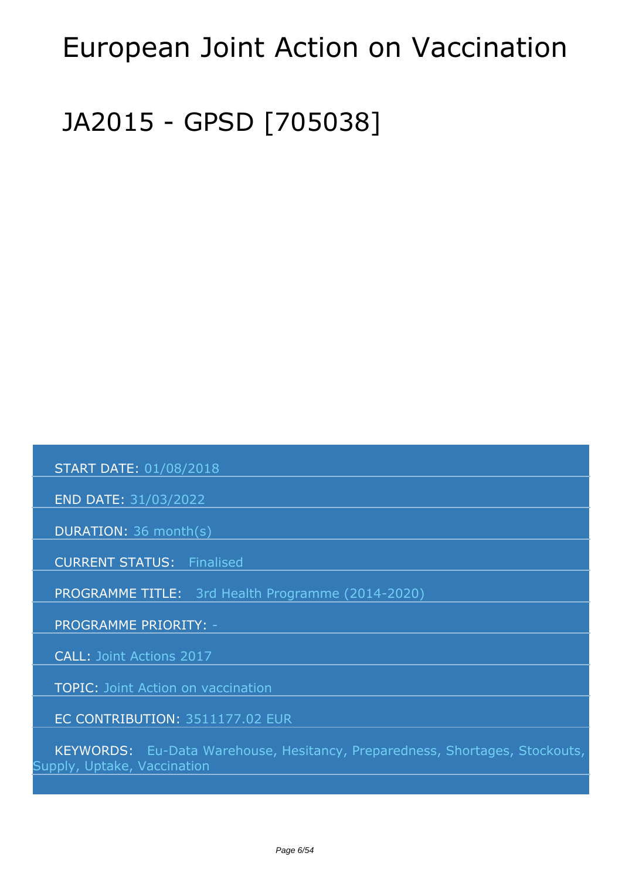# European Joint Action on Vaccination

# JA2015 - GPSD [705038]

START DATE: 01/08/2018

END DATE: 31/03/2022

DURATION: 36 month(s)

CURRENT STATUS: Finalised

PROGRAMME TITLE: 3rd Health Programme (2014-2020)

PROGRAMME PRIORITY: -

CALL: Joint Actions 2017

TOPIC: Joint Action on vaccination

EC CONTRIBUTION: 3511177.02 EUR

KEYWORDS: Eu-Data Warehouse, Hesitancy, Preparedness, Shortages, Stockouts, Supply, Uptake, Vaccination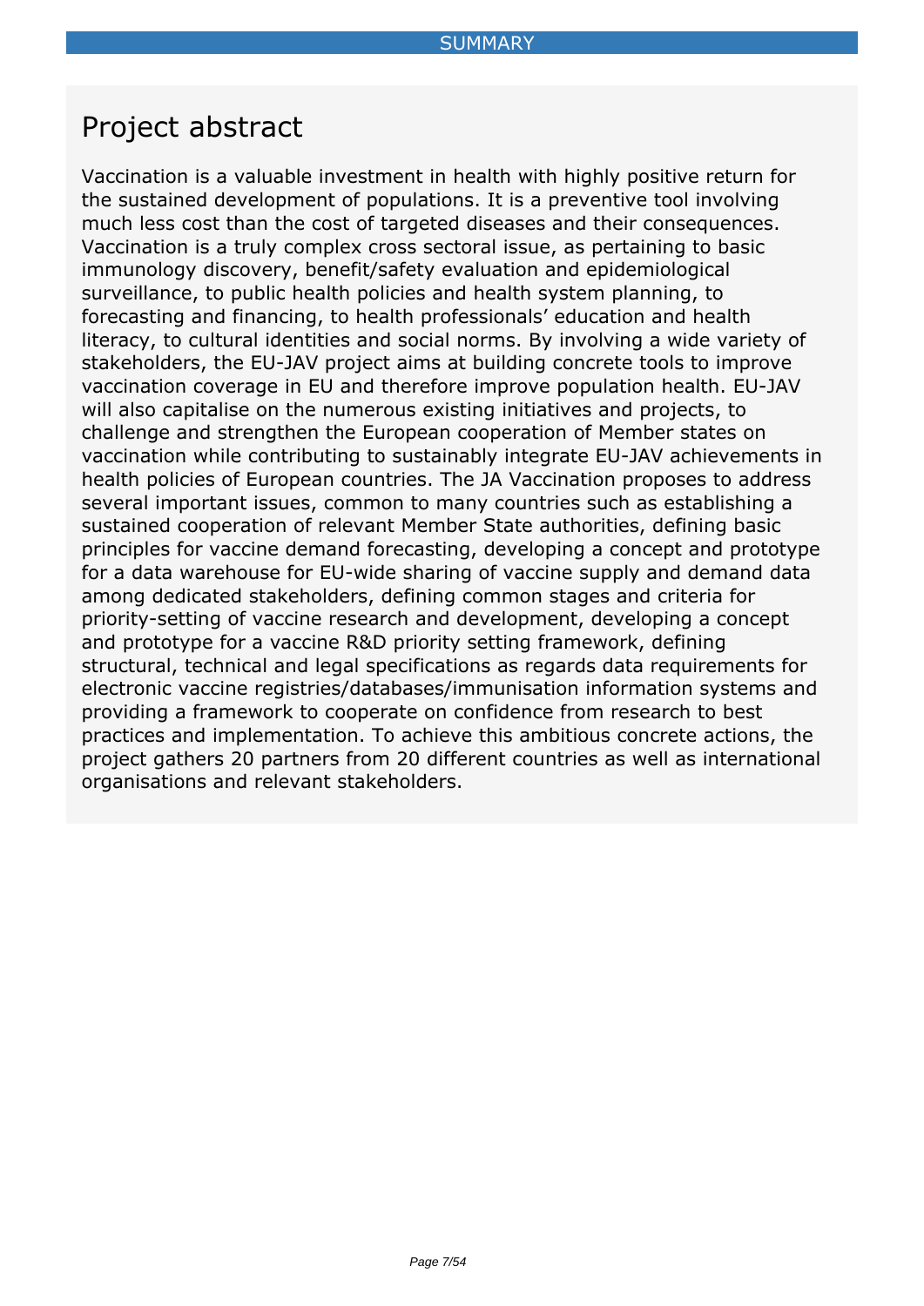# SUMMARY

## Project abstract

Vaccination is a valuable investment in health with highly positive return for the sustained development of populations. It is a preventive tool involving much less cost than the cost of targeted diseases and their consequences. Vaccination is a truly complex cross sectoral issue, as pertaining to basic immunology discovery, benefit/safety evaluation and epidemiological surveillance, to public health policies and health system planning, to forecasting and financing, to health professionals' education and health literacy, to cultural identities and social norms. By involving a wide variety of stakeholders, the EU-JAV project aims at building concrete tools to improve vaccination coverage in EU and therefore improve population health. EU-JAV will also capitalise on the numerous existing initiatives and projects, to challenge and strengthen the European cooperation of Member states on vaccination while contributing to sustainably integrate EU-JAV achievements in health policies of European countries. The JA Vaccination proposes to address several important issues, common to many countries such as establishing a sustained cooperation of relevant Member State authorities, defining basic principles for vaccine demand forecasting, developing a concept and prototype for a data warehouse for EU-wide sharing of vaccine supply and demand data among dedicated stakeholders, defining common stages and criteria for priority-setting of vaccine research and development, developing a concept and prototype for a vaccine R&D priority setting framework, defining structural, technical and legal specifications as regards data requirements for electronic vaccine registries/databases/immunisation information systems and providing a framework to cooperate on confidence from research to best practices and implementation. To achieve this ambitious concrete actions, the project gathers 20 partners from 20 different countries as well as international organisations and relevant stakeholders.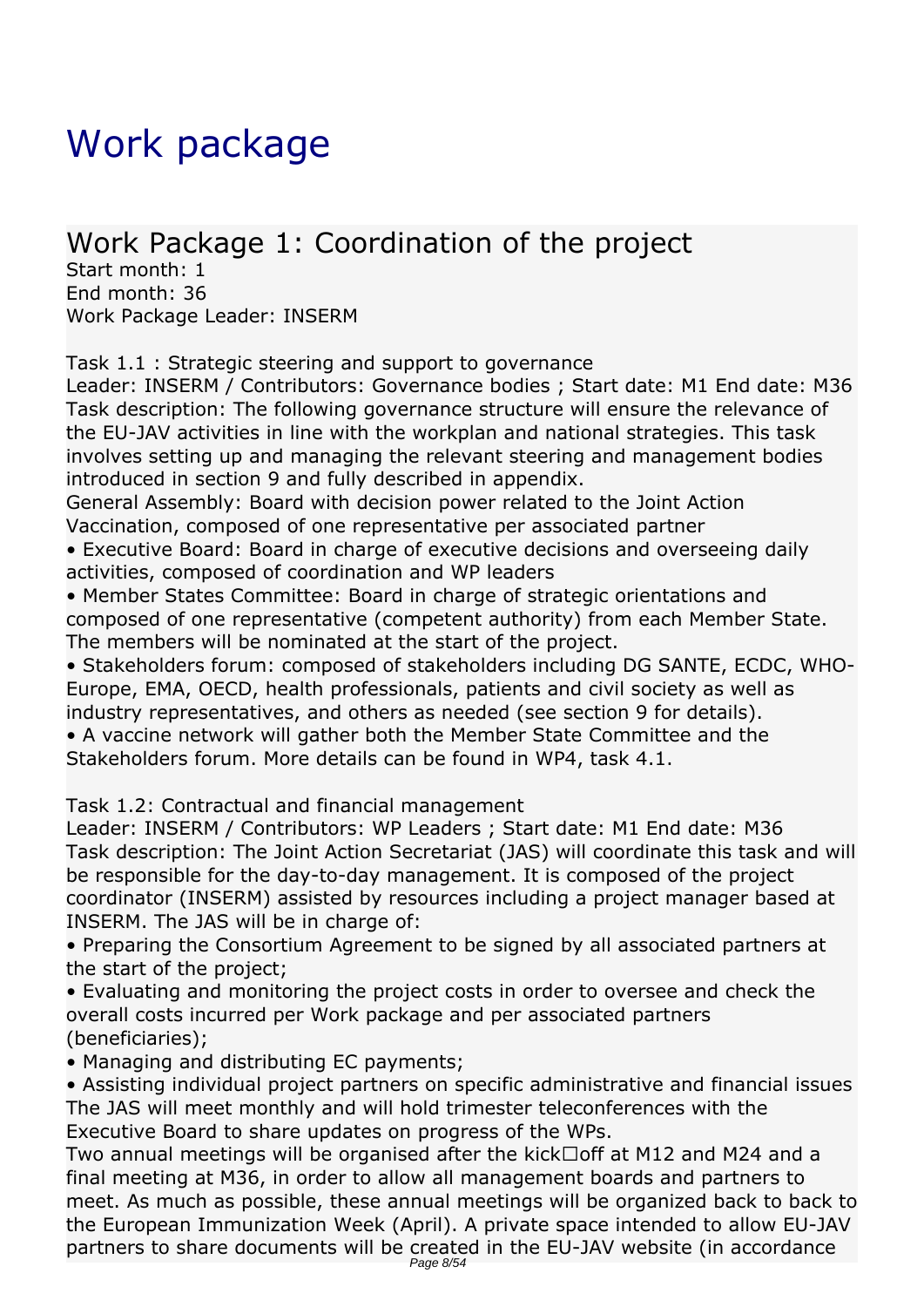# Work package

## Work Package 1: Coordination of the project

Start month: 1
End month: 36
Work Package Leader: INSERM

Task 1.1 : Strategic steering and support to governance
Leader: INSERM / Contributors: Governance bodies ; Start date: M1 End date: M36
Task description: The following governance structure will ensure the relevance of the EU-JAV activities in line with the workplan and national strategies. This task involves setting up and managing the relevant steering and management bodies introduced in section 9 and fully described in appendix.
General Assembly: Board with decision power related to the Joint Action Vaccination, composed of one representative per associated partner

- Executive Board: Board in charge of executive decisions and overseeing daily activities, composed of coordination and WP leaders
- Member States Committee: Board in charge of strategic orientations and composed of one representative (competent authority) from each Member State. The members will be nominated at the start of the project.
- Stakeholders forum: composed of stakeholders including DG SANTE, ECDC, WHO-Europe, EMA, OECD, health professionals, patients and civil society as well as industry representatives, and others as needed (see section 9 for details).
- A vaccine network will gather both the Member State Committee and the Stakeholders forum. More details can be found in WP4, task 4.1.

Task 1.2: Contractual and financial management
Leader: INSERM / Contributors: WP Leaders ; Start date: M1 End date: M36
Task description: The Joint Action Secretariat (JAS) will coordinate this task and will be responsible for the day-to-day management. It is composed of the project coordinator (INSERM) assisted by resources including a project manager based at INSERM. The JAS will be in charge of:

- Preparing the Consortium Agreement to be signed by all associated partners at the start of the project;
- Evaluating and monitoring the project costs in order to oversee and check the overall costs incurred per Work package and per associated partners (beneficiaries);
- Managing and distributing EC payments;
- Assisting individual project partners on specific administrative and financial issues

The JAS will meet monthly and will hold trimester teleconferences with the Executive Board to share updates on progress of the WPs.
Two annual meetings will be organised after the kick☐off at M12 and M24 and a final meeting at M36, in order to allow all management boards and partners to meet. As much as possible, these annual meetings will be organized back to back to the European Immunization Week (April). A private space intended to allow EU-JAV partners to share documents will be created in the EU-JAV website (in accordance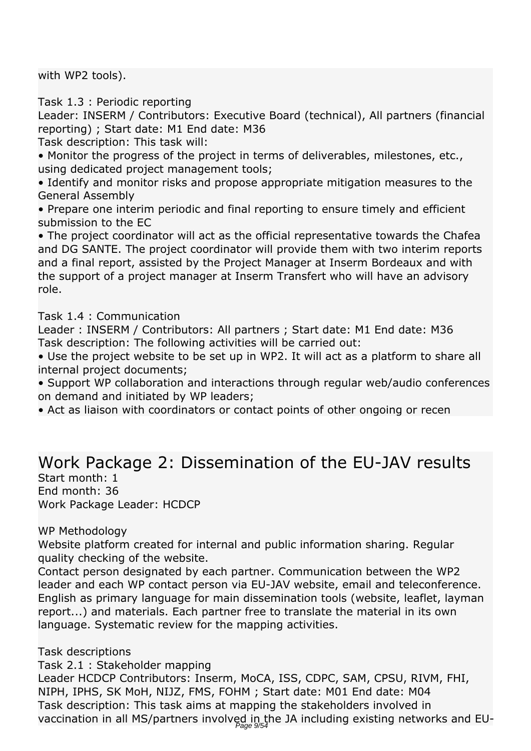with WP2 tools).

Task 1.3 : Periodic reporting
Leader: INSERM / Contributors: Executive Board (technical), All partners (financial reporting) ; Start date: M1 End date: M36
Task description: This task will:
• Monitor the progress of the project in terms of deliverables, milestones, etc., using dedicated project management tools;
• Identify and monitor risks and propose appropriate mitigation measures to the General Assembly
• Prepare one interim periodic and final reporting to ensure timely and efficient submission to the EC
• The project coordinator will act as the official representative towards the Chafea and DG SANTE. The project coordinator will provide them with two interim reports and a final report, assisted by the Project Manager at Inserm Bordeaux and with the support of a project manager at Inserm Transfert who will have an advisory role.

Task 1.4 : Communication
Leader : INSERM / Contributors: All partners ; Start date: M1 End date: M36
Task description: The following activities will be carried out:
• Use the project website to be set up in WP2. It will act as a platform to share all internal project documents;
• Support WP collaboration and interactions through regular web/audio conferences on demand and initiated by WP leaders;
• Act as liaison with coordinators or contact points of other ongoing or recen

# Work Package 2: Dissemination of the EU-JAV results

Start month: 1
End month: 36
Work Package Leader: HCDCP

WP Methodology
Website platform created for internal and public information sharing. Regular quality checking of the website.
Contact person designated by each partner. Communication between the WP2 leader and each WP contact person via EU-JAV website, email and teleconference. English as primary language for main dissemination tools (website, leaflet, layman report...) and materials. Each partner free to translate the material in its own language. Systematic review for the mapping activities.

Task descriptions
Task 2.1 : Stakeholder mapping
Leader HCDCP Contributors: Inserm, MoCA, ISS, CDPC, SAM, CPSU, RIVM, FHI, NIPH, IPHS, SK MoH, NIJZ, FMS, FOHM ; Start date: M01 End date: M04
Task description: This task aims at mapping the stakeholders involved in vaccination in all MS/partners involved in the JA including existing networks and EU-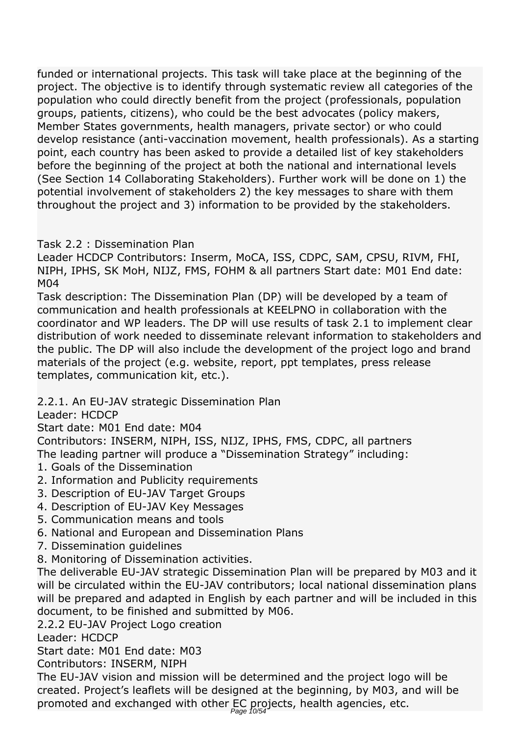funded or international projects. This task will take place at the beginning of the project. The objective is to identify through systematic review all categories of the population who could directly benefit from the project (professionals, population groups, patients, citizens), who could be the best advocates (policy makers, Member States governments, health managers, private sector) or who could develop resistance (anti-vaccination movement, health professionals). As a starting point, each country has been asked to provide a detailed list of key stakeholders before the beginning of the project at both the national and international levels (See Section 14 Collaborating Stakeholders). Further work will be done on 1) the potential involvement of stakeholders 2) the key messages to share with them throughout the project and 3) information to be provided by the stakeholders.

Task 2.2 : Dissemination Plan
Leader HCDCP Contributors: Inserm, MoCA, ISS, CDPC, SAM, CPSU, RIVM, FHI, NIPH, IPHS, SK MoH, NIJZ, FMS, FOHM & all partners Start date: M01 End date: M04
Task description: The Dissemination Plan (DP) will be developed by a team of communication and health professionals at KEELPNO in collaboration with the coordinator and WP leaders. The DP will use results of task 2.1 to implement clear distribution of work needed to disseminate relevant information to stakeholders and the public. The DP will also include the development of the project logo and brand materials of the project (e.g. website, report, ppt templates, press release templates, communication kit, etc.).

2.2.1. An EU-JAV strategic Dissemination Plan
Leader: HCDCP
Start date: M01 End date: M04
Contributors: INSERM, NIPH, ISS, NIJZ, IPHS, FMS, CDPC, all partners
The leading partner will produce a “Dissemination Strategy” including:
1. Goals of the Dissemination
2. Information and Publicity requirements
3. Description of EU-JAV Target Groups
4. Description of EU-JAV Key Messages
5. Communication means and tools
6. National and European and Dissemination Plans
7. Dissemination guidelines
8. Monitoring of Dissemination activities.

The deliverable EU-JAV strategic Dissemination Plan will be prepared by M03 and it will be circulated within the EU-JAV contributors; local national dissemination plans will be prepared and adapted in English by each partner and will be included in this document, to be finished and submitted by M06.
2.2.2 EU-JAV Project Logo creation
Leader: HCDCP
Start date: M01 End date: M03
Contributors: INSERM, NIPH
The EU-JAV vision and mission will be determined and the project logo will be created. Project’s leaflets will be designed at the beginning, by M03, and will be promoted and exchanged with other EC projects, health agencies, etc.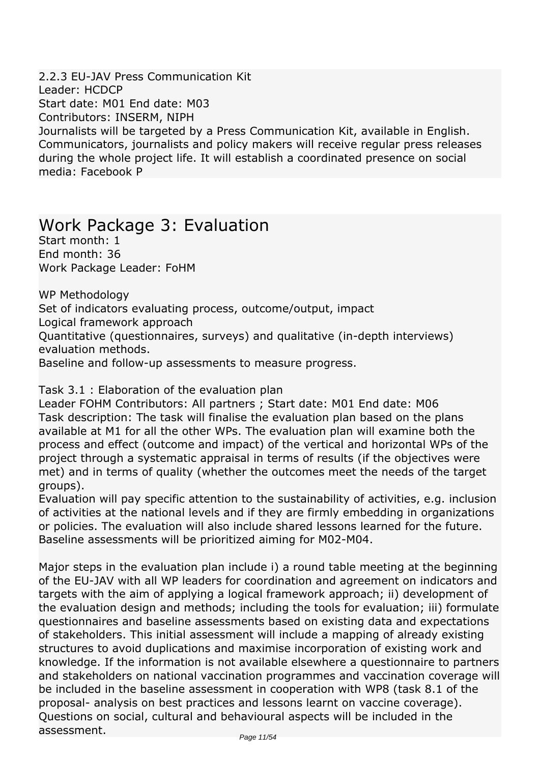2.2.3 EU-JAV Press Communication Kit
Leader: HCDCP
Start date: M01 End date: M03
Contributors: INSERM, NIPH
Journalists will be targeted by a Press Communication Kit, available in English. Communicators, journalists and policy makers will receive regular press releases during the whole project life. It will establish a coordinated presence on social media: Facebook P

# Work Package 3: Evaluation

Start month: 1
End month: 36
Work Package Leader: FoHM

WP Methodology
Set of indicators evaluating process, outcome/output, impact
Logical framework approach
Quantitative (questionnaires, surveys) and qualitative (in-depth interviews) evaluation methods.
Baseline and follow-up assessments to measure progress.

Task 3.1 : Elaboration of the evaluation plan
Leader FOHM Contributors: All partners ; Start date: M01 End date: M06
Task description: The task will finalise the evaluation plan based on the plans available at M1 for all the other WPs. The evaluation plan will examine both the process and effect (outcome and impact) of the vertical and horizontal WPs of the project through a systematic appraisal in terms of results (if the objectives were met) and in terms of quality (whether the outcomes meet the needs of the target groups).
Evaluation will pay specific attention to the sustainability of activities, e.g. inclusion of activities at the national levels and if they are firmly embedding in organizations or policies. The evaluation will also include shared lessons learned for the future. Baseline assessments will be prioritized aiming for M02-M04.

Major steps in the evaluation plan include i) a round table meeting at the beginning of the EU-JAV with all WP leaders for coordination and agreement on indicators and targets with the aim of applying a logical framework approach; ii) development of the evaluation design and methods; including the tools for evaluation; iii) formulate questionnaires and baseline assessments based on existing data and expectations of stakeholders. This initial assessment will include a mapping of already existing structures to avoid duplications and maximise incorporation of existing work and knowledge. If the information is not available elsewhere a questionnaire to partners and stakeholders on national vaccination programmes and vaccination coverage will be included in the baseline assessment in cooperation with WP8 (task 8.1 of the proposal- analysis on best practices and lessons learnt on vaccine coverage). Questions on social, cultural and behavioural aspects will be included in the assessment.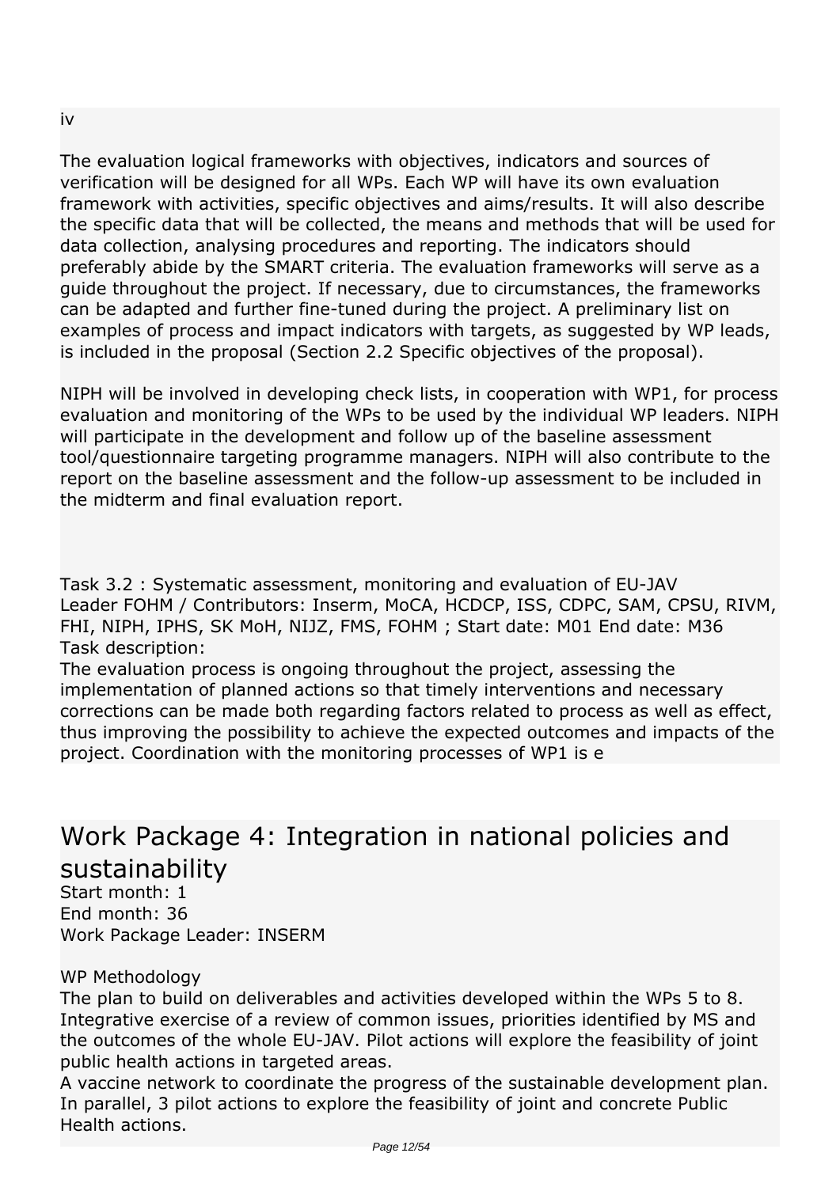iv

The evaluation logical frameworks with objectives, indicators and sources of verification will be designed for all WPs. Each WP will have its own evaluation framework with activities, specific objectives and aims/results. It will also describe the specific data that will be collected, the means and methods that will be used for data collection, analysing procedures and reporting. The indicators should preferably abide by the SMART criteria. The evaluation frameworks will serve as a guide throughout the project. If necessary, due to circumstances, the frameworks can be adapted and further fine-tuned during the project. A preliminary list on examples of process and impact indicators with targets, as suggested by WP leads, is included in the proposal (Section 2.2 Specific objectives of the proposal).

NIPH will be involved in developing check lists, in cooperation with WP1, for process evaluation and monitoring of the WPs to be used by the individual WP leaders. NIPH will participate in the development and follow up of the baseline assessment tool/questionnaire targeting programme managers. NIPH will also contribute to the report on the baseline assessment and the follow-up assessment to be included in the midterm and final evaluation report.

Task 3.2 : Systematic assessment, monitoring and evaluation of EU-JAV
Leader FOHM / Contributors: Inserm, MoCA, HCDCP, ISS, CDPC, SAM, CPSU, RIVM, FHI, NIPH, IPHS, SK MoH, NIJZ, FMS, FOHM ; Start date: M01 End date: M36
Task description:
The evaluation process is ongoing throughout the project, assessing the implementation of planned actions so that timely interventions and necessary corrections can be made both regarding factors related to process as well as effect, thus improving the possibility to achieve the expected outcomes and impacts of the project. Coordination with the monitoring processes of WP1 is e

# Work Package 4: Integration in national policies and sustainability

Start month: 1
End month: 36
Work Package Leader: INSERM

WP Methodology
The plan to build on deliverables and activities developed within the WPs 5 to 8. Integrative exercise of a review of common issues, priorities identified by MS and the outcomes of the whole EU-JAV. Pilot actions will explore the feasibility of joint public health actions in targeted areas.
A vaccine network to coordinate the progress of the sustainable development plan. In parallel, 3 pilot actions to explore the feasibility of joint and concrete Public Health actions.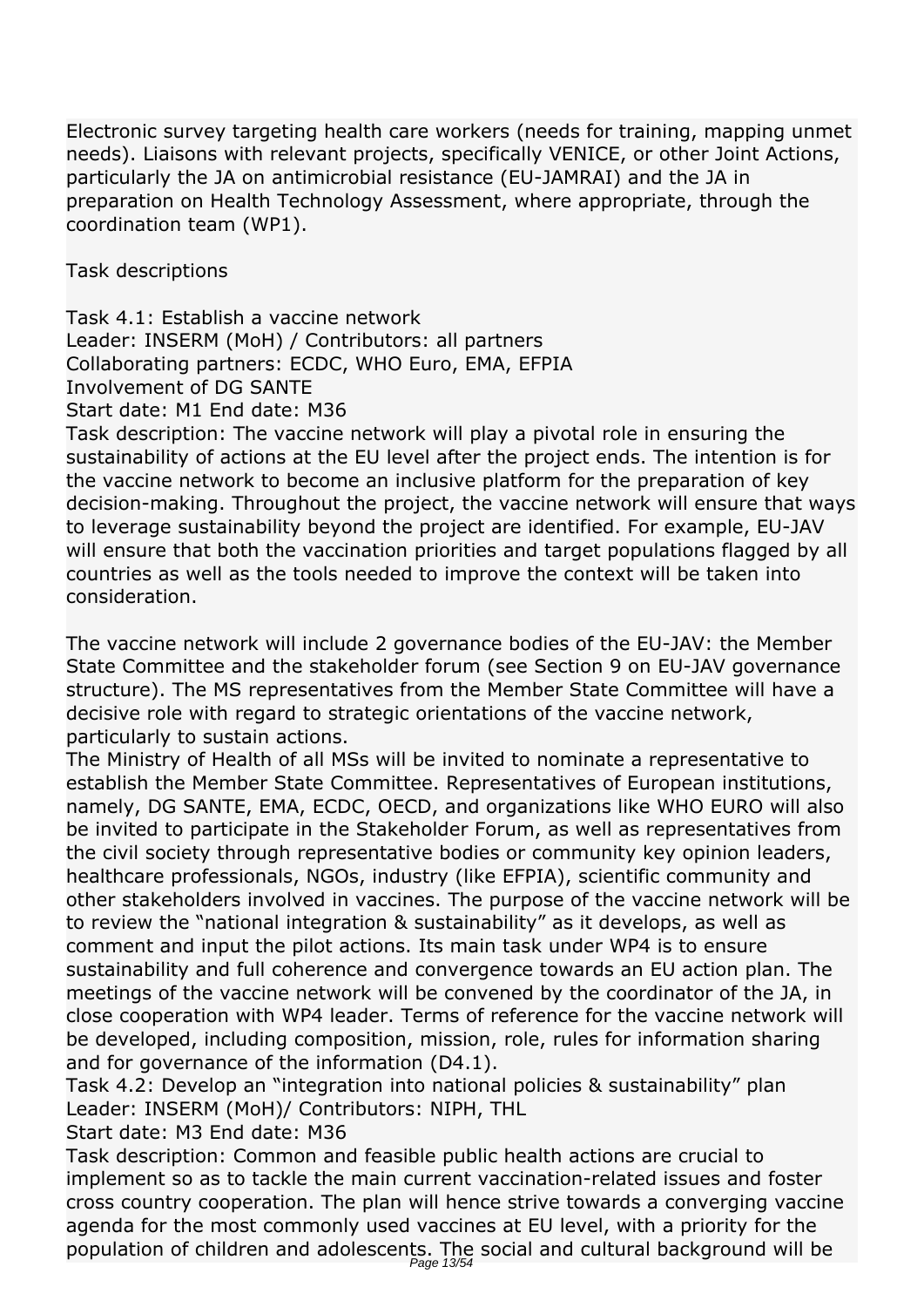Electronic survey targeting health care workers (needs for training, mapping unmet needs). Liaisons with relevant projects, specifically VENICE, or other Joint Actions, particularly the JA on antimicrobial resistance (EU-JAMRAI) and the JA in preparation on Health Technology Assessment, where appropriate, through the coordination team (WP1).

Task descriptions

Task 4.1: Establish a vaccine network
Leader: INSERM (MoH) / Contributors: all partners
Collaborating partners: ECDC, WHO Euro, EMA, EFPIA
Involvement of DG SANTE
Start date: M1 End date: M36
Task description: The vaccine network will play a pivotal role in ensuring the sustainability of actions at the EU level after the project ends. The intention is for the vaccine network to become an inclusive platform for the preparation of key decision-making. Throughout the project, the vaccine network will ensure that ways to leverage sustainability beyond the project are identified. For example, EU-JAV will ensure that both the vaccination priorities and target populations flagged by all countries as well as the tools needed to improve the context will be taken into consideration.

The vaccine network will include 2 governance bodies of the EU-JAV: the Member State Committee and the stakeholder forum (see Section 9 on EU-JAV governance structure). The MS representatives from the Member State Committee will have a decisive role with regard to strategic orientations of the vaccine network, particularly to sustain actions.
The Ministry of Health of all MSs will be invited to nominate a representative to establish the Member State Committee. Representatives of European institutions, namely, DG SANTE, EMA, ECDC, OECD, and organizations like WHO EURO will also be invited to participate in the Stakeholder Forum, as well as representatives from the civil society through representative bodies or community key opinion leaders, healthcare professionals, NGOs, industry (like EFPIA), scientific community and other stakeholders involved in vaccines. The purpose of the vaccine network will be to review the "national integration & sustainability" as it develops, as well as comment and input the pilot actions. Its main task under WP4 is to ensure sustainability and full coherence and convergence towards an EU action plan. The meetings of the vaccine network will be convened by the coordinator of the JA, in close cooperation with WP4 leader. Terms of reference for the vaccine network will be developed, including composition, mission, role, rules for information sharing and for governance of the information (D4.1).
Task 4.2: Develop an "integration into national policies & sustainability" plan
Leader: INSERM (MoH)/ Contributors: NIPH, THL
Start date: M3 End date: M36
Task description: Common and feasible public health actions are crucial to implement so as to tackle the main current vaccination-related issues and foster cross country cooperation. The plan will hence strive towards a converging vaccine agenda for the most commonly used vaccines at EU level, with a priority for the population of children and adolescents. The social and cultural background will be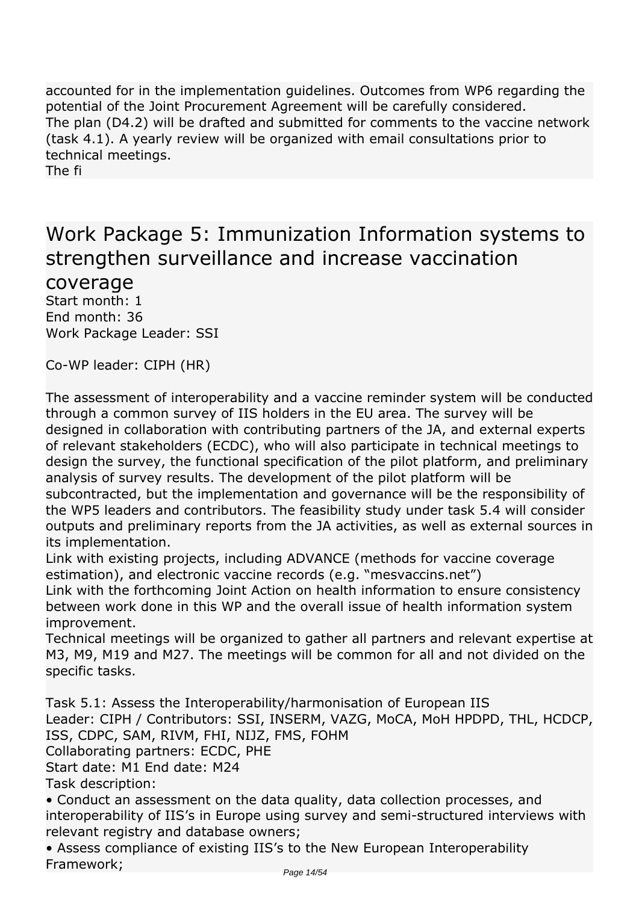accounted for in the implementation guidelines. Outcomes from WP6 regarding the potential of the Joint Procurement Agreement will be carefully considered.
The plan (D4.2) will be drafted and submitted for comments to the vaccine network (task 4.1). A yearly review will be organized with email consultations prior to technical meetings.
The fi

# Work Package 5: Immunization Information systems to strengthen surveillance and increase vaccination coverage

Start month: 1
End month: 36
Work Package Leader: SSI

Co-WP leader: CIPH (HR)

The assessment of interoperability and a vaccine reminder system will be conducted through a common survey of IIS holders in the EU area. The survey will be designed in collaboration with contributing partners of the JA, and external experts of relevant stakeholders (ECDC), who will also participate in technical meetings to design the survey, the functional specification of the pilot platform, and preliminary analysis of survey results. The development of the pilot platform will be subcontracted, but the implementation and governance will be the responsibility of the WP5 leaders and contributors. The feasibility study under task 5.4 will consider outputs and preliminary reports from the JA activities, as well as external sources in its implementation.
Link with existing projects, including ADVANCE (methods for vaccine coverage estimation), and electronic vaccine records (e.g. "mesvaccins.net")
Link with the forthcoming Joint Action on health information to ensure consistency between work done in this WP and the overall issue of health information system improvement.
Technical meetings will be organized to gather all partners and relevant expertise at M3, M9, M19 and M27. The meetings will be common for all and not divided on the specific tasks.

Task 5.1: Assess the Interoperability/harmonisation of European IIS
Leader: CIPH / Contributors: SSI, INSERM, VAZG, MoCA, MoH HPDPD, THL, HCDCP, ISS, CDPC, SAM, RIVM, FHI, NIJZ, FMS, FOHM
Collaborating partners: ECDC, PHE
Start date: M1 End date: M24
Task description:

- Conduct an assessment on the data quality, data collection processes, and interoperability of IIS's in Europe using survey and semi-structured interviews with relevant registry and database owners;
- Assess compliance of existing IIS's to the New European Interoperability Framework;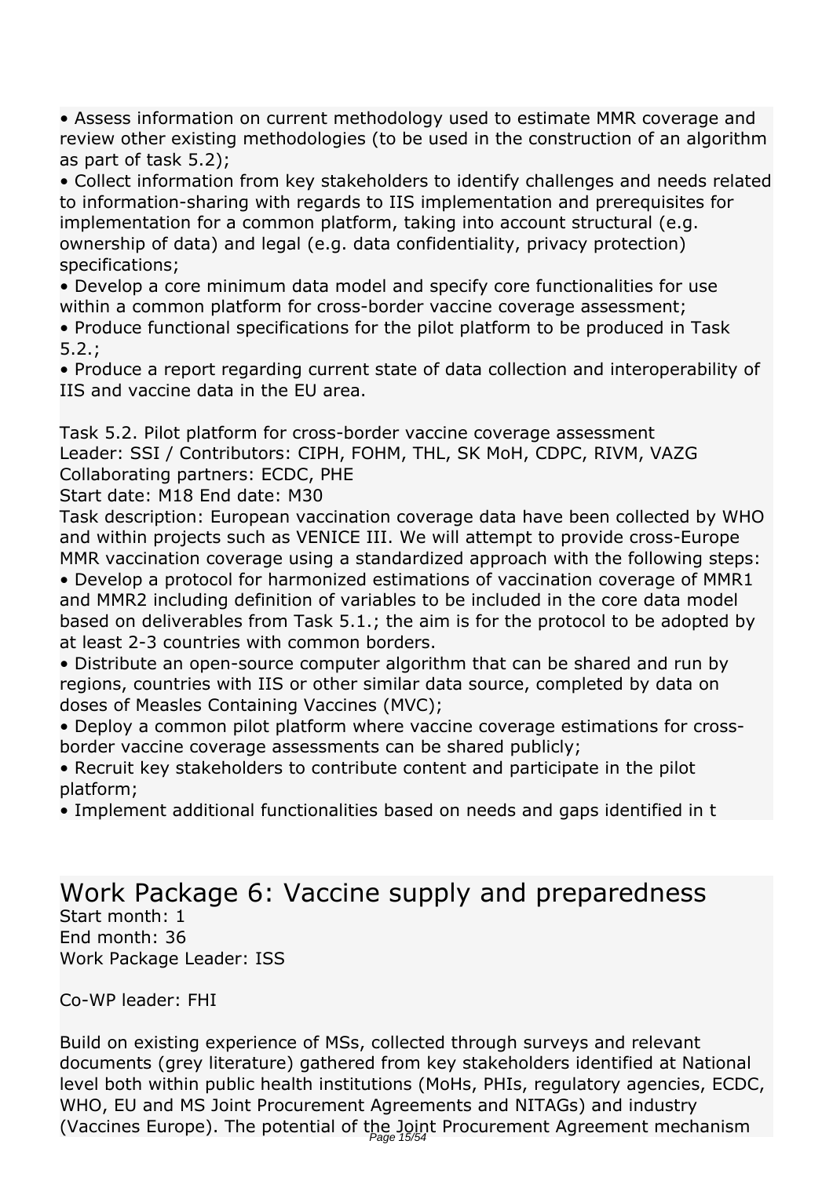- Assess information on current methodology used to estimate MMR coverage and review other existing methodologies (to be used in the construction of an algorithm as part of task 5.2);
- Collect information from key stakeholders to identify challenges and needs related to information-sharing with regards to IIS implementation and prerequisites for implementation for a common platform, taking into account structural (e.g. ownership of data) and legal (e.g. data confidentiality, privacy protection) specifications;
- Develop a core minimum data model and specify core functionalities for use within a common platform for cross-border vaccine coverage assessment;
- Produce functional specifications for the pilot platform to be produced in Task 5.2.;
- Produce a report regarding current state of data collection and interoperability of IIS and vaccine data in the EU area.

Task 5.2. Pilot platform for cross-border vaccine coverage assessment
Leader: SSI / Contributors: CIPH, FOHM, THL, SK MoH, CDPC, RIVM, VAZG
Collaborating partners: ECDC, PHE
Start date: M18 End date: M30
Task description: European vaccination coverage data have been collected by WHO and within projects such as VENICE III. We will attempt to provide cross-Europe MMR vaccination coverage using a standardized approach with the following steps:

- Develop a protocol for harmonized estimations of vaccination coverage of MMR1 and MMR2 including definition of variables to be included in the core data model based on deliverables from Task 5.1.; the aim is for the protocol to be adopted by at least 2-3 countries with common borders.
- Distribute an open-source computer algorithm that can be shared and run by regions, countries with IIS or other similar data source, completed by data on doses of Measles Containing Vaccines (MVC);
- Deploy a common pilot platform where vaccine coverage estimations for cross-border vaccine coverage assessments can be shared publicly;
- Recruit key stakeholders to contribute content and participate in the pilot platform;
- Implement additional functionalities based on needs and gaps identified in t

# Work Package 6: Vaccine supply and preparedness

Start month: 1
End month: 36
Work Package Leader: ISS

Co-WP leader: FHI

Build on existing experience of MSs, collected through surveys and relevant documents (grey literature) gathered from key stakeholders identified at National level both within public health institutions (MoHs, PHIs, regulatory agencies, ECDC, WHO, EU and MS Joint Procurement Agreements and NITAGs) and industry (Vaccines Europe). The potential of the Joint Procurement Agreement mechanism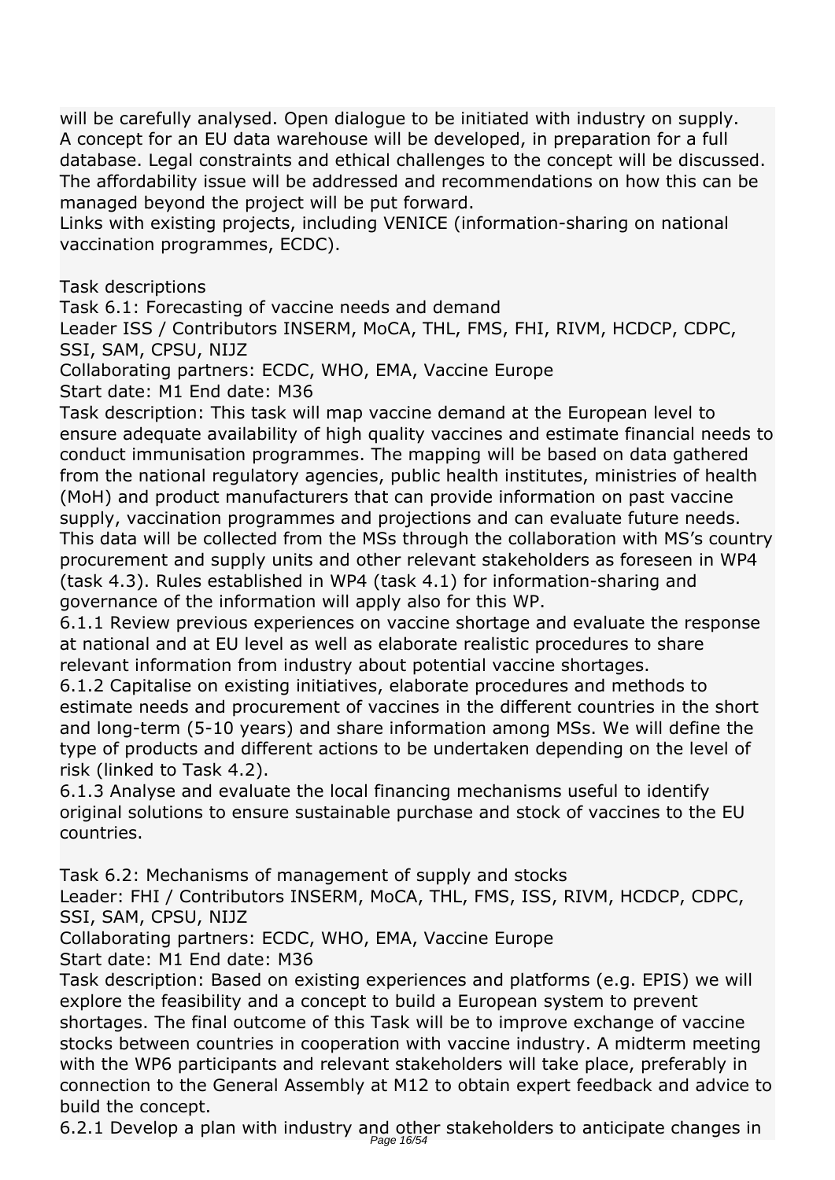will be carefully analysed. Open dialogue to be initiated with industry on supply. A concept for an EU data warehouse will be developed, in preparation for a full database. Legal constraints and ethical challenges to the concept will be discussed. The affordability issue will be addressed and recommendations on how this can be managed beyond the project will be put forward.
Links with existing projects, including VENICE (information-sharing on national vaccination programmes, ECDC).

Task descriptions

Task 6.1: Forecasting of vaccine needs and demand
Leader ISS / Contributors INSERM, MoCA, THL, FMS, FHI, RIVM, HCDCP, CDPC, SSI, SAM, CPSU, NIJZ
Collaborating partners: ECDC, WHO, EMA, Vaccine Europe
Start date: M1 End date: M36
Task description: This task will map vaccine demand at the European level to ensure adequate availability of high quality vaccines and estimate financial needs to conduct immunisation programmes. The mapping will be based on data gathered from the national regulatory agencies, public health institutes, ministries of health (MoH) and product manufacturers that can provide information on past vaccine supply, vaccination programmes and projections and can evaluate future needs. This data will be collected from the MSs through the collaboration with MS's country procurement and supply units and other relevant stakeholders as foreseen in WP4 (task 4.3). Rules established in WP4 (task 4.1) for information-sharing and governance of the information will apply also for this WP.
6.1.1 Review previous experiences on vaccine shortage and evaluate the response at national and at EU level as well as elaborate realistic procedures to share relevant information from industry about potential vaccine shortages.
6.1.2 Capitalise on existing initiatives, elaborate procedures and methods to estimate needs and procurement of vaccines in the different countries in the short and long-term (5-10 years) and share information among MSs. We will define the type of products and different actions to be undertaken depending on the level of risk (linked to Task 4.2).
6.1.3 Analyse and evaluate the local financing mechanisms useful to identify original solutions to ensure sustainable purchase and stock of vaccines to the EU countries.

Task 6.2: Mechanisms of management of supply and stocks
Leader: FHI / Contributors INSERM, MoCA, THL, FMS, ISS, RIVM, HCDCP, CDPC, SSI, SAM, CPSU, NIJZ
Collaborating partners: ECDC, WHO, EMA, Vaccine Europe
Start date: M1 End date: M36
Task description: Based on existing experiences and platforms (e.g. EPIS) we will explore the feasibility and a concept to build a European system to prevent shortages. The final outcome of this Task will be to improve exchange of vaccine stocks between countries in cooperation with vaccine industry. A midterm meeting with the WP6 participants and relevant stakeholders will take place, preferably in connection to the General Assembly at M12 to obtain expert feedback and advice to build the concept.
6.2.1 Develop a plan with industry and other stakeholders to anticipate changes in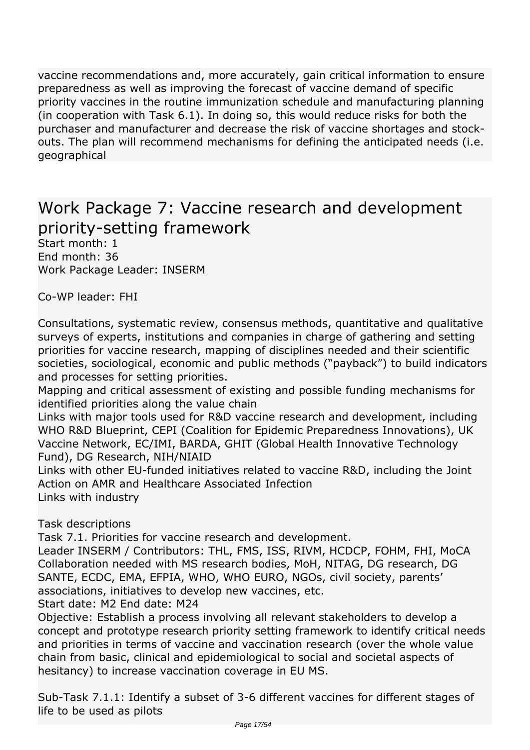vaccine recommendations and, more accurately, gain critical information to ensure preparedness as well as improving the forecast of vaccine demand of specific priority vaccines in the routine immunization schedule and manufacturing planning (in cooperation with Task 6.1). In doing so, this would reduce risks for both the purchaser and manufacturer and decrease the risk of vaccine shortages and stock-outs. The plan will recommend mechanisms for defining the anticipated needs (i.e. geographical

# Work Package 7: Vaccine research and development priority-setting framework

Start month: 1
End month: 36
Work Package Leader: INSERM

Co-WP leader: FHI

Consultations, systematic review, consensus methods, quantitative and qualitative surveys of experts, institutions and companies in charge of gathering and setting priorities for vaccine research, mapping of disciplines needed and their scientific societies, sociological, economic and public methods ("payback") to build indicators and processes for setting priorities.
Mapping and critical assessment of existing and possible funding mechanisms for identified priorities along the value chain
Links with major tools used for R&D vaccine research and development, including WHO R&D Blueprint, CEPI (Coalition for Epidemic Preparedness Innovations), UK Vaccine Network, EC/IMI, BARDA, GHIT (Global Health Innovative Technology Fund), DG Research, NIH/NIAID
Links with other EU-funded initiatives related to vaccine R&D, including the Joint Action on AMR and Healthcare Associated Infection
Links with industry

Task descriptions
Task 7.1. Priorities for vaccine research and development.
Leader INSERM / Contributors: THL, FMS, ISS, RIVM, HCDCP, FOHM, FHI, MoCA
Collaboration needed with MS research bodies, MoH, NITAG, DG research, DG SANTE, ECDC, EMA, EFPIA, WHO, WHO EURO, NGOs, civil society, parents' associations, initiatives to develop new vaccines, etc.
Start date: M2 End date: M24
Objective: Establish a process involving all relevant stakeholders to develop a concept and prototype research priority setting framework to identify critical needs and priorities in terms of vaccine and vaccination research (over the whole value chain from basic, clinical and epidemiological to social and societal aspects of hesitancy) to increase vaccination coverage in EU MS.

Sub-Task 7.1.1: Identify a subset of 3-6 different vaccines for different stages of life to be used as pilots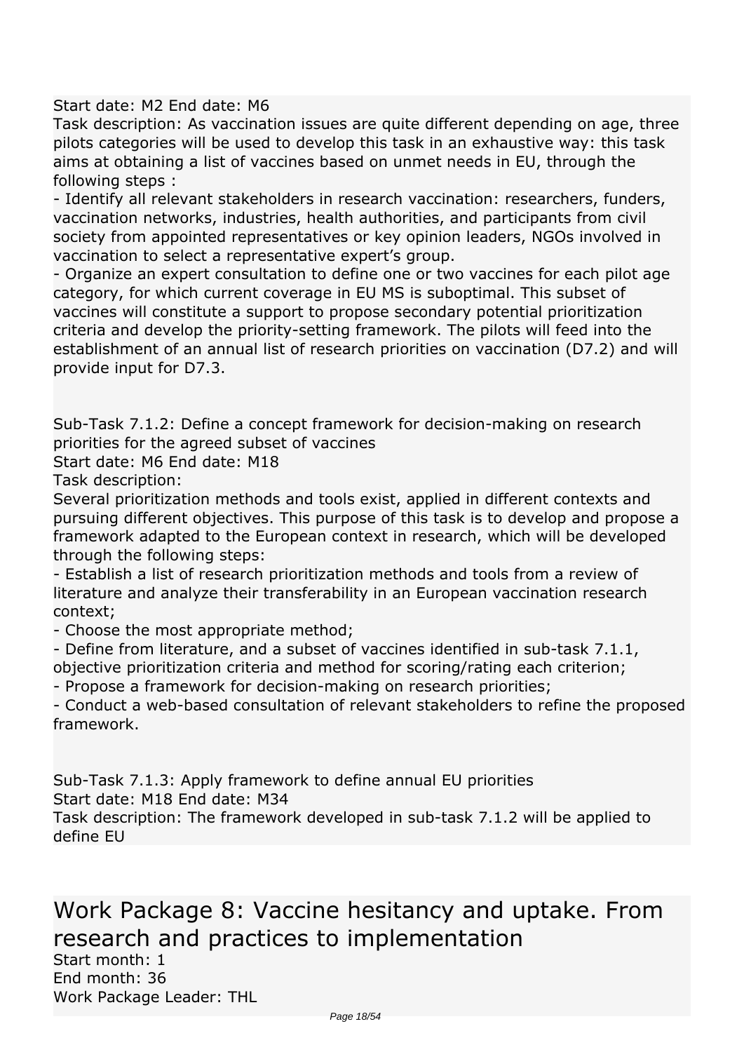Start date: M2 End date: M6

Task description: As vaccination issues are quite different depending on age, three pilots categories will be used to develop this task in an exhaustive way: this task aims at obtaining a list of vaccines based on unmet needs in EU, through the following steps :

- Identify all relevant stakeholders in research vaccination: researchers, funders, vaccination networks, industries, health authorities, and participants from civil society from appointed representatives or key opinion leaders, NGOs involved in vaccination to select a representative expert's group.
- Organize an expert consultation to define one or two vaccines for each pilot age category, for which current coverage in EU MS is suboptimal. This subset of vaccines will constitute a support to propose secondary potential prioritization criteria and develop the priority-setting framework. The pilots will feed into the establishment of an annual list of research priorities on vaccination (D7.2) and will provide input for D7.3.

Sub-Task 7.1.2: Define a concept framework for decision-making on research priorities for the agreed subset of vaccines

Start date: M6 End date: M18

Task description:

Several prioritization methods and tools exist, applied in different contexts and pursuing different objectives. This purpose of this task is to develop and propose a framework adapted to the European context in research, which will be developed through the following steps:

- Establish a list of research prioritization methods and tools from a review of literature and analyze their transferability in an European vaccination research context;
- Choose the most appropriate method;
- Define from literature, and a subset of vaccines identified in sub-task 7.1.1, objective prioritization criteria and method for scoring/rating each criterion;
- Propose a framework for decision-making on research priorities;
- Conduct a web-based consultation of relevant stakeholders to refine the proposed framework.

Sub-Task 7.1.3: Apply framework to define annual EU priorities

Start date: M18 End date: M34

Task description: The framework developed in sub-task 7.1.2 will be applied to define EU

# Work Package 8: Vaccine hesitancy and uptake. From research and practices to implementation

Start month: 1

End month: 36

Work Package Leader: THL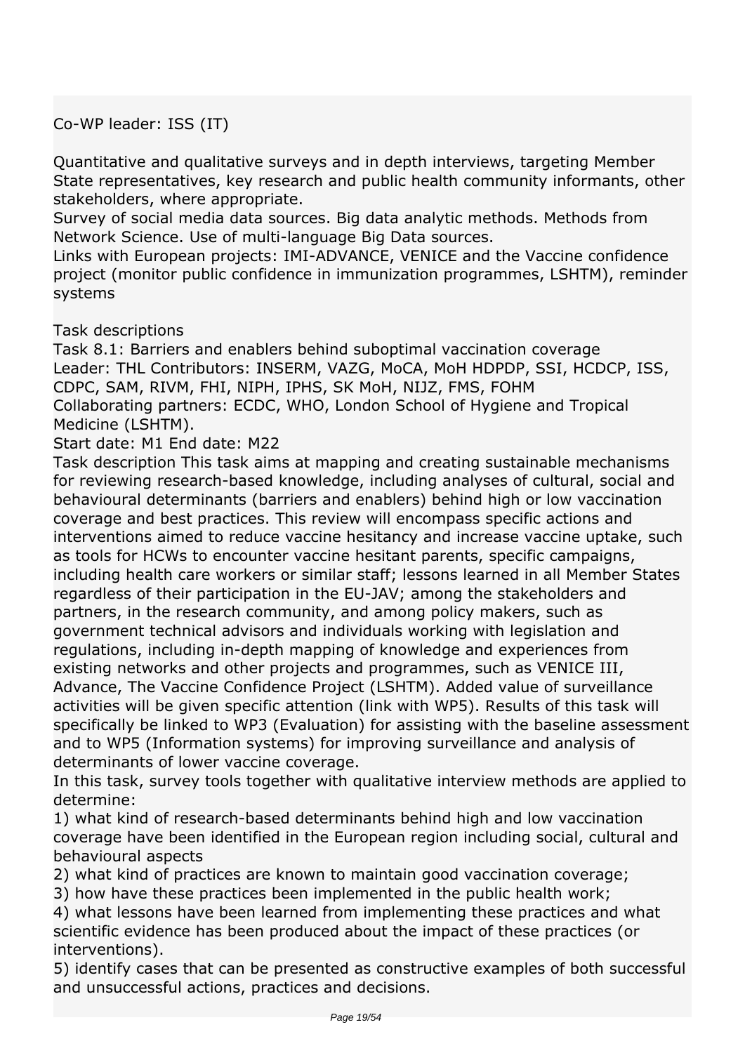Co-WP leader: ISS (IT)

Quantitative and qualitative surveys and in depth interviews, targeting Member State representatives, key research and public health community informants, other stakeholders, where appropriate.
Survey of social media data sources. Big data analytic methods. Methods from Network Science. Use of multi-language Big Data sources.
Links with European projects: IMI-ADVANCE, VENICE and the Vaccine confidence project (monitor public confidence in immunization programmes, LSHTM), reminder systems

Task descriptions
Task 8.1: Barriers and enablers behind suboptimal vaccination coverage
Leader: THL Contributors: INSERM, VAZG, MoCA, MoH HDPDP, SSI, HCDCP, ISS, CDPC, SAM, RIVM, FHI, NIPH, IPHS, SK MoH, NIJZ, FMS, FOHM
Collaborating partners: ECDC, WHO, London School of Hygiene and Tropical Medicine (LSHTM).
Start date: M1 End date: M22
Task description This task aims at mapping and creating sustainable mechanisms for reviewing research-based knowledge, including analyses of cultural, social and behavioural determinants (barriers and enablers) behind high or low vaccination coverage and best practices. This review will encompass specific actions and interventions aimed to reduce vaccine hesitancy and increase vaccine uptake, such as tools for HCWs to encounter vaccine hesitant parents, specific campaigns, including health care workers or similar staff; lessons learned in all Member States regardless of their participation in the EU-JAV; among the stakeholders and partners, in the research community, and among policy makers, such as government technical advisors and individuals working with legislation and regulations, including in-depth mapping of knowledge and experiences from existing networks and other projects and programmes, such as VENICE III, Advance, The Vaccine Confidence Project (LSHTM). Added value of surveillance activities will be given specific attention (link with WP5). Results of this task will specifically be linked to WP3 (Evaluation) for assisting with the baseline assessment and to WP5 (Information systems) for improving surveillance and analysis of determinants of lower vaccine coverage.
In this task, survey tools together with qualitative interview methods are applied to determine:
1) what kind of research-based determinants behind high and low vaccination coverage have been identified in the European region including social, cultural and behavioural aspects
2) what kind of practices are known to maintain good vaccination coverage;
3) how have these practices been implemented in the public health work;
4) what lessons have been learned from implementing these practices and what scientific evidence has been produced about the impact of these practices (or interventions).
5) identify cases that can be presented as constructive examples of both successful and unsuccessful actions, practices and decisions.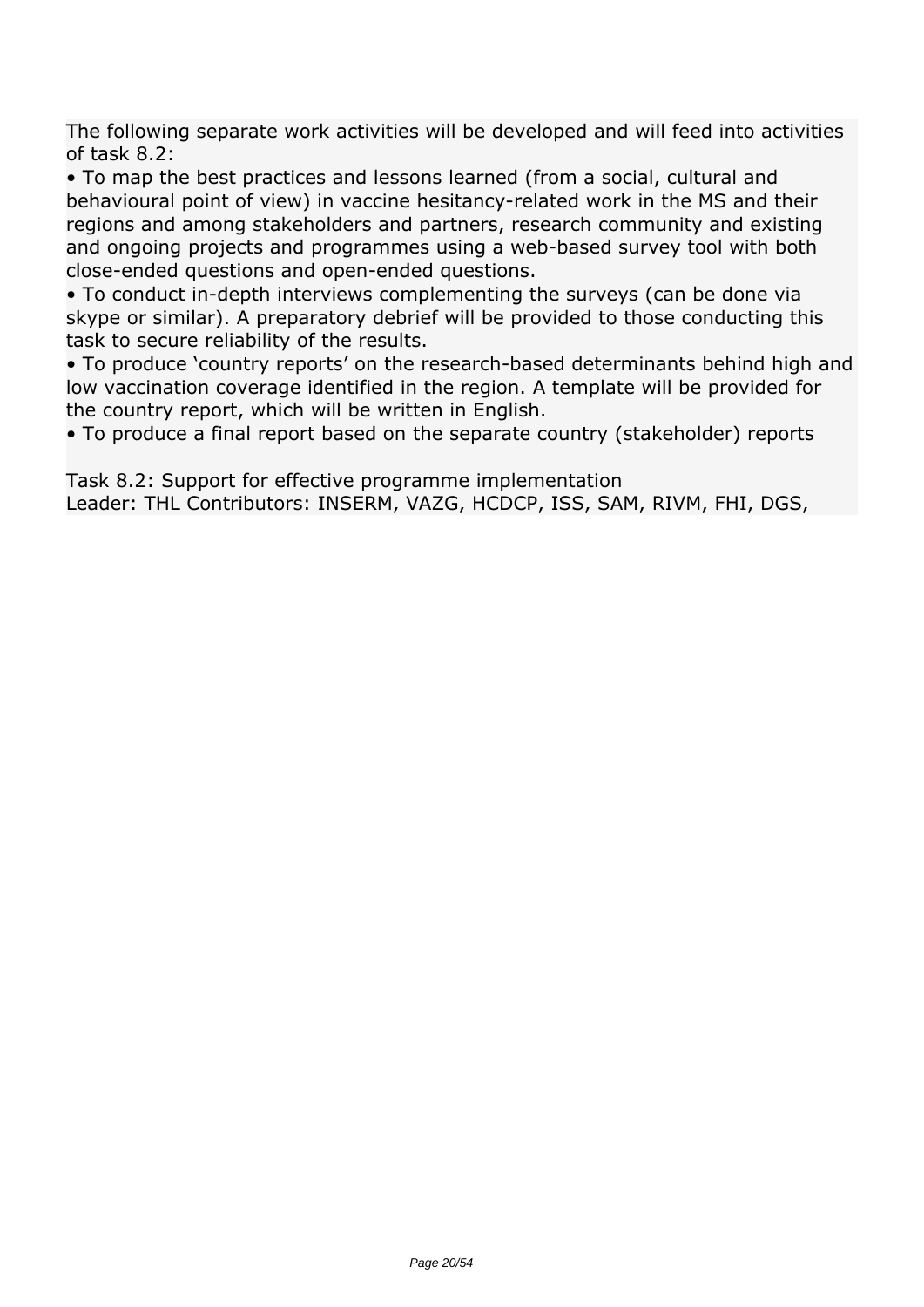The following separate work activities will be developed and will feed into activities of task 8.2:

- To map the best practices and lessons learned (from a social, cultural and behavioural point of view) in vaccine hesitancy-related work in the MS and their regions and among stakeholders and partners, research community and existing and ongoing projects and programmes using a web-based survey tool with both close-ended questions and open-ended questions.
- To conduct in-depth interviews complementing the surveys (can be done via skype or similar). A preparatory debrief will be provided to those conducting this task to secure reliability of the results.
- To produce 'country reports' on the research-based determinants behind high and low vaccination coverage identified in the region. A template will be provided for the country report, which will be written in English.
- To produce a final report based on the separate country (stakeholder) reports

Task 8.2: Support for effective programme implementation
Leader: THL Contributors: INSERM, VAZG, HCDCP, ISS, SAM, RIVM, FHI, DGS,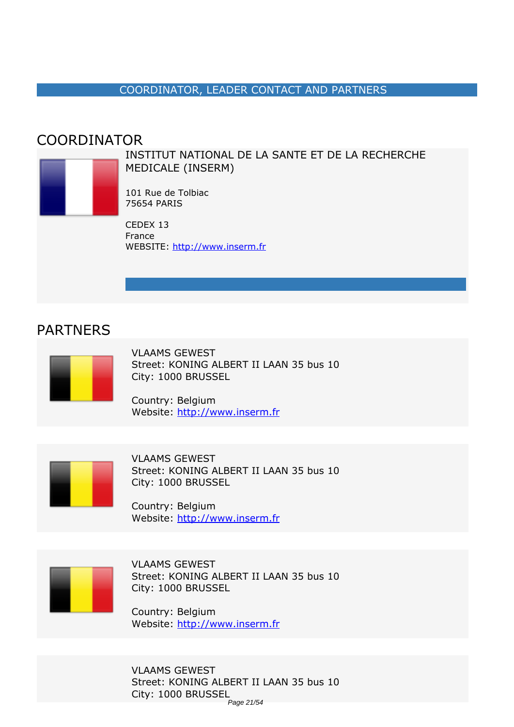## COORDINATOR, LEADER CONTACT AND PARTNERS

### COORDINATOR

INSTITUT NATIONAL DE LA SANTE ET DE LA RECHERCHE MEDICALE (INSERM)

101 Rue de Tolbiac
75654 PARIS

CEDEX 13
France
WEBSITE: http://www.inserm.fr

### PARTNERS

VLAAMS GEWEST
Street: KONING ALBERT II LAAN 35 bus 10
City: 1000 BRUSSEL

Country: Belgium
Website: http://www.inserm.fr

VLAAMS GEWEST
Street: KONING ALBERT II LAAN 35 bus 10
City: 1000 BRUSSEL

Country: Belgium
Website: http://www.inserm.fr

VLAAMS GEWEST
Street: KONING ALBERT II LAAN 35 bus 10
City: 1000 BRUSSEL

Country: Belgium
Website: http://www.inserm.fr

VLAAMS GEWEST
Street: KONING ALBERT II LAAN 35 bus 10
City: 1000 BRUSSEL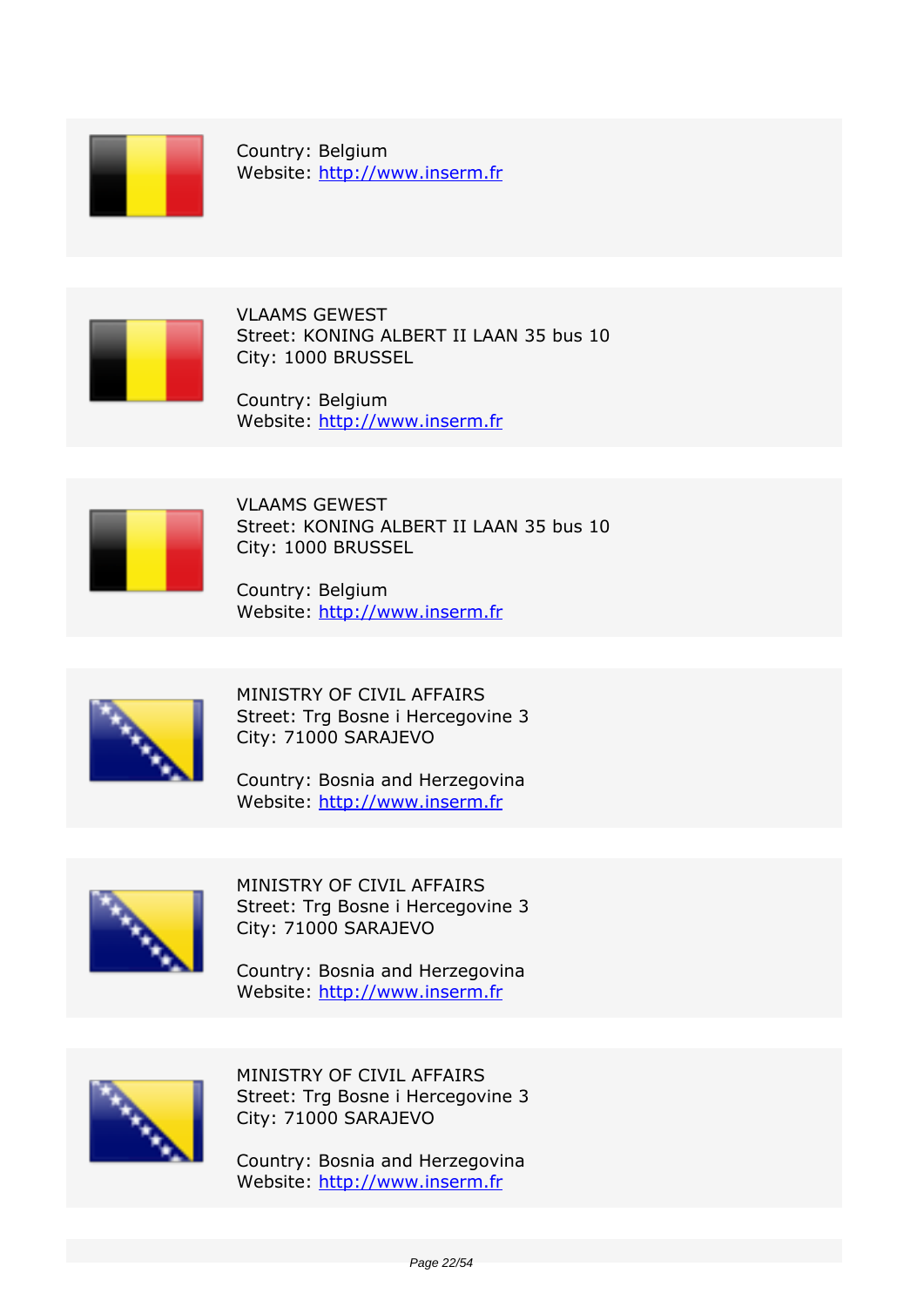Country: Belgium
Website: http://www.inserm.fr

VLAAMS GEWEST
Street: KONING ALBERT II LAAN 35 bus 10
City: 1000 BRUSSEL

Country: Belgium
Website: http://www.inserm.fr

VLAAMS GEWEST
Street: KONING ALBERT II LAAN 35 bus 10
City: 1000 BRUSSEL

Country: Belgium
Website: http://www.inserm.fr

MINISTRY OF CIVIL AFFAIRS
Street: Trg Bosne i Hercegovine 3
City: 71000 SARAJEVO

Country: Bosnia and Herzegovina
Website: http://www.inserm.fr

MINISTRY OF CIVIL AFFAIRS
Street: Trg Bosne i Hercegovine 3
City: 71000 SARAJEVO

Country: Bosnia and Herzegovina
Website: http://www.inserm.fr

MINISTRY OF CIVIL AFFAIRS
Street: Trg Bosne i Hercegovine 3
City: 71000 SARAJEVO

Country: Bosnia and Herzegovina
Website: http://www.inserm.fr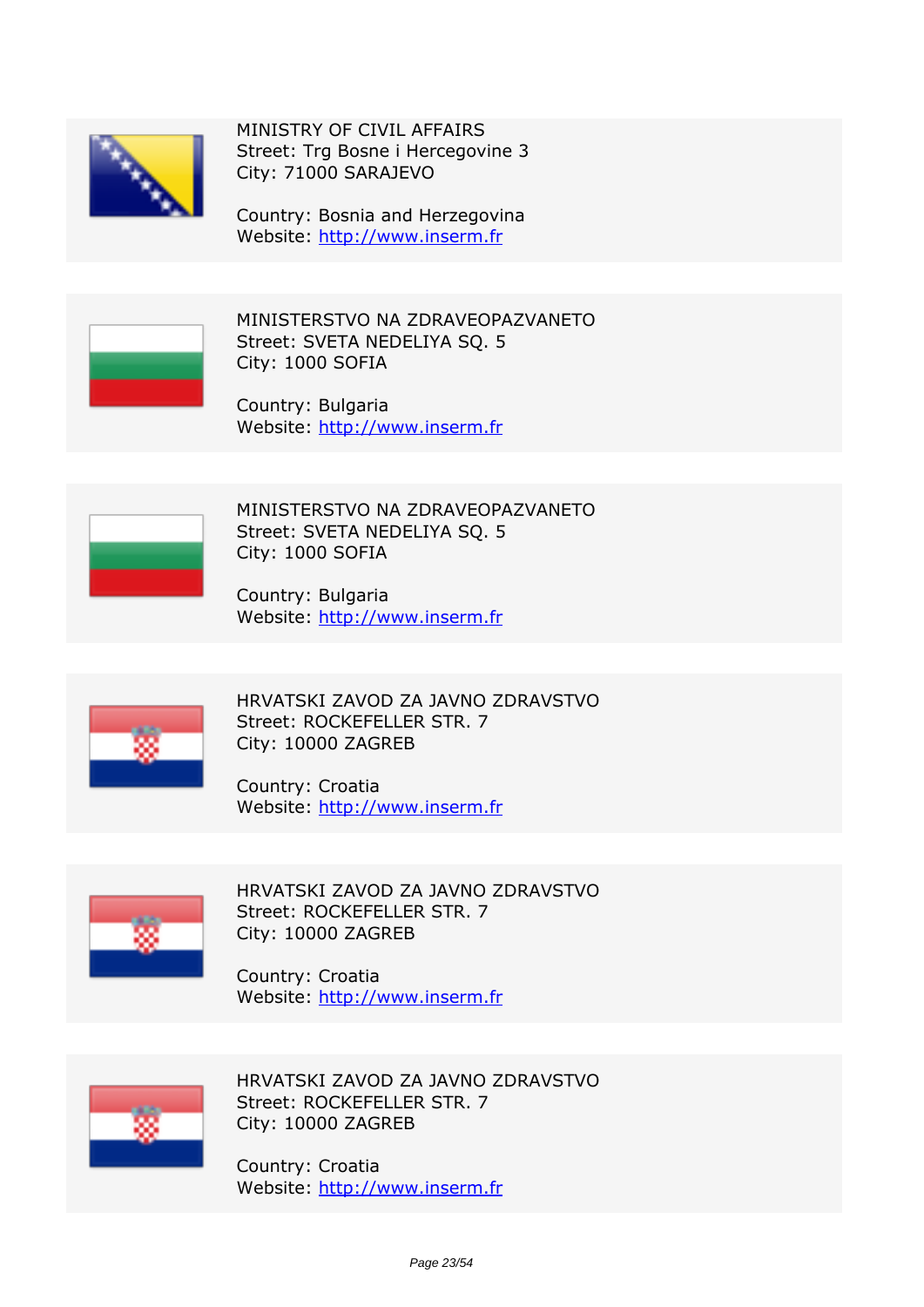MINISTRY OF CIVIL AFFAIRS
Street: Trg Bosne i Hercegovine 3
City: 71000 SARAJEVO

Country: Bosnia and Herzegovina
Website: http://www.inserm.fr

---

MINISTERSTVO NA ZDRAVEOPAZVANETO
Street: SVETA NEDELIYA SQ. 5
City: 1000 SOFIA

Country: Bulgaria
Website: http://www.inserm.fr

---

MINISTERSTVO NA ZDRAVEOPAZVANETO
Street: SVETA NEDELIYA SQ. 5
City: 1000 SOFIA

Country: Bulgaria
Website: http://www.inserm.fr

---

HRVATSKI ZAVOD ZA JAVNO ZDRAVSTVO
Street: ROCKEFELLER STR. 7
City: 10000 ZAGREB

Country: Croatia
Website: http://www.inserm.fr

---

HRVATSKI ZAVOD ZA JAVNO ZDRAVSTVO
Street: ROCKEFELLER STR. 7
City: 10000 ZAGREB

Country: Croatia
Website: http://www.inserm.fr

---

HRVATSKI ZAVOD ZA JAVNO ZDRAVSTVO
Street: ROCKEFELLER STR. 7
City: 10000 ZAGREB

Country: Croatia
Website: http://www.inserm.fr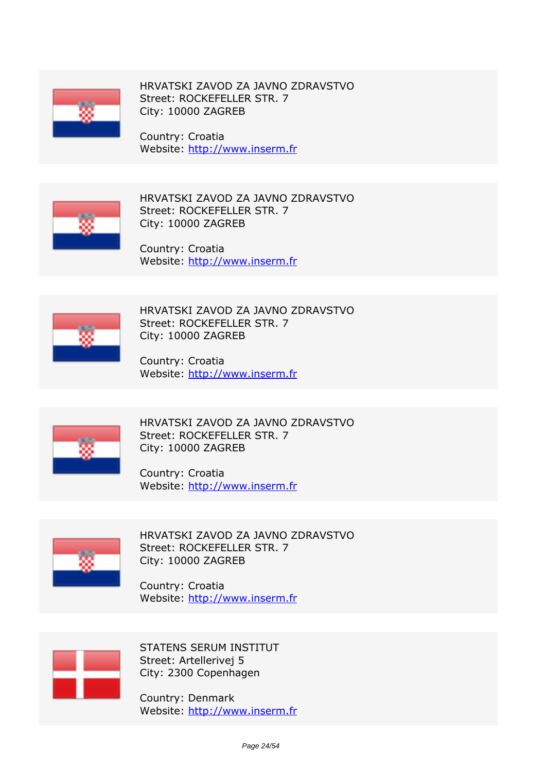HRVATSKI ZAVOD ZA JAVNO ZDRAVSTVO
Street: ROCKEFELLER STR. 7
City: 10000 ZAGREB

Country: Croatia
Website: http://www.inserm.fr

HRVATSKI ZAVOD ZA JAVNO ZDRAVSTVO
Street: ROCKEFELLER STR. 7
City: 10000 ZAGREB

Country: Croatia
Website: http://www.inserm.fr

HRVATSKI ZAVOD ZA JAVNO ZDRAVSTVO
Street: ROCKEFELLER STR. 7
City: 10000 ZAGREB

Country: Croatia
Website: http://www.inserm.fr

HRVATSKI ZAVOD ZA JAVNO ZDRAVSTVO
Street: ROCKEFELLER STR. 7
City: 10000 ZAGREB

Country: Croatia
Website: http://www.inserm.fr

HRVATSKI ZAVOD ZA JAVNO ZDRAVSTVO
Street: ROCKEFELLER STR. 7
City: 10000 ZAGREB

Country: Croatia
Website: http://www.inserm.fr

STATENS SERUM INSTITUT
Street: Artellerivej 5
City: 2300 Copenhagen

Country: Denmark
Website: http://www.inserm.fr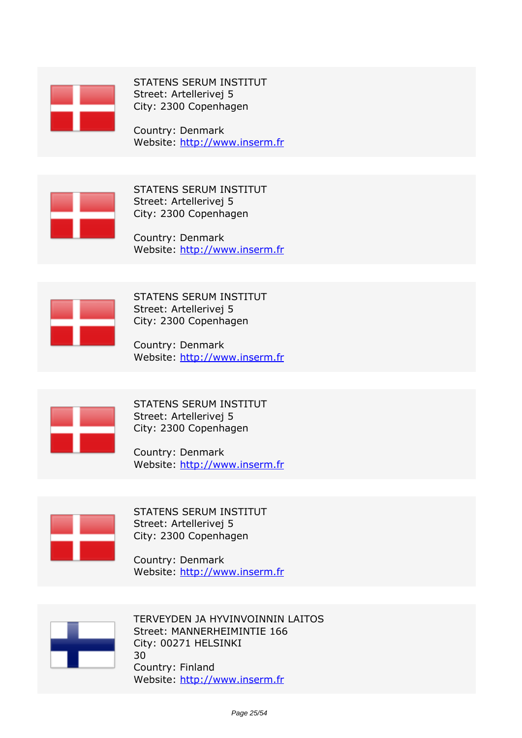STATENS SERUM INSTITUT
Street: Artellerivej 5
City: 2300 Copenhagen

Country: Denmark
Website: http://www.inserm.fr

STATENS SERUM INSTITUT
Street: Artellerivej 5
City: 2300 Copenhagen

Country: Denmark
Website: http://www.inserm.fr

STATENS SERUM INSTITUT
Street: Artellerivej 5
City: 2300 Copenhagen

Country: Denmark
Website: http://www.inserm.fr

STATENS SERUM INSTITUT
Street: Artellerivej 5
City: 2300 Copenhagen

Country: Denmark
Website: http://www.inserm.fr

STATENS SERUM INSTITUT
Street: Artellerivej 5
City: 2300 Copenhagen

Country: Denmark
Website: http://www.inserm.fr

TERVEYDEN JA HYVINVOINNIN LAITOS
Street: MANNERHEIMINTIE 166
City: 00271 HELSINKI
30
Country: Finland
Website: http://www.inserm.fr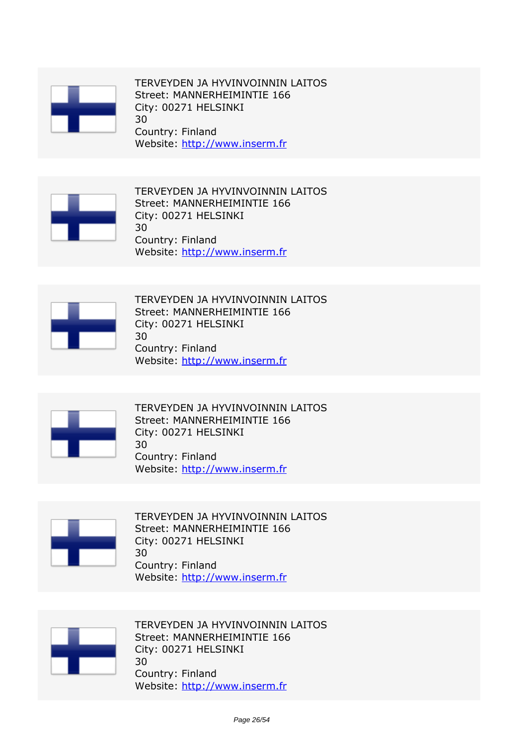TERVEYDEN JA HYVINVOINNIN LAITOS
Street: MANNERHEIMINTIE 166
City: 00271 HELSINKI
30
Country: Finland
Website: http://www.inserm.fr

TERVEYDEN JA HYVINVOINNIN LAITOS
Street: MANNERHEIMINTIE 166
City: 00271 HELSINKI
30
Country: Finland
Website: http://www.inserm.fr

TERVEYDEN JA HYVINVOINNIN LAITOS
Street: MANNERHEIMINTIE 166
City: 00271 HELSINKI
30
Country: Finland
Website: http://www.inserm.fr

TERVEYDEN JA HYVINVOINNIN LAITOS
Street: MANNERHEIMINTIE 166
City: 00271 HELSINKI
30
Country: Finland
Website: http://www.inserm.fr

TERVEYDEN JA HYVINVOINNIN LAITOS
Street: MANNERHEIMINTIE 166
City: 00271 HELSINKI
30
Country: Finland
Website: http://www.inserm.fr

TERVEYDEN JA HYVINVOINNIN LAITOS
Street: MANNERHEIMINTIE 166
City: 00271 HELSINKI
30
Country: Finland
Website: http://www.inserm.fr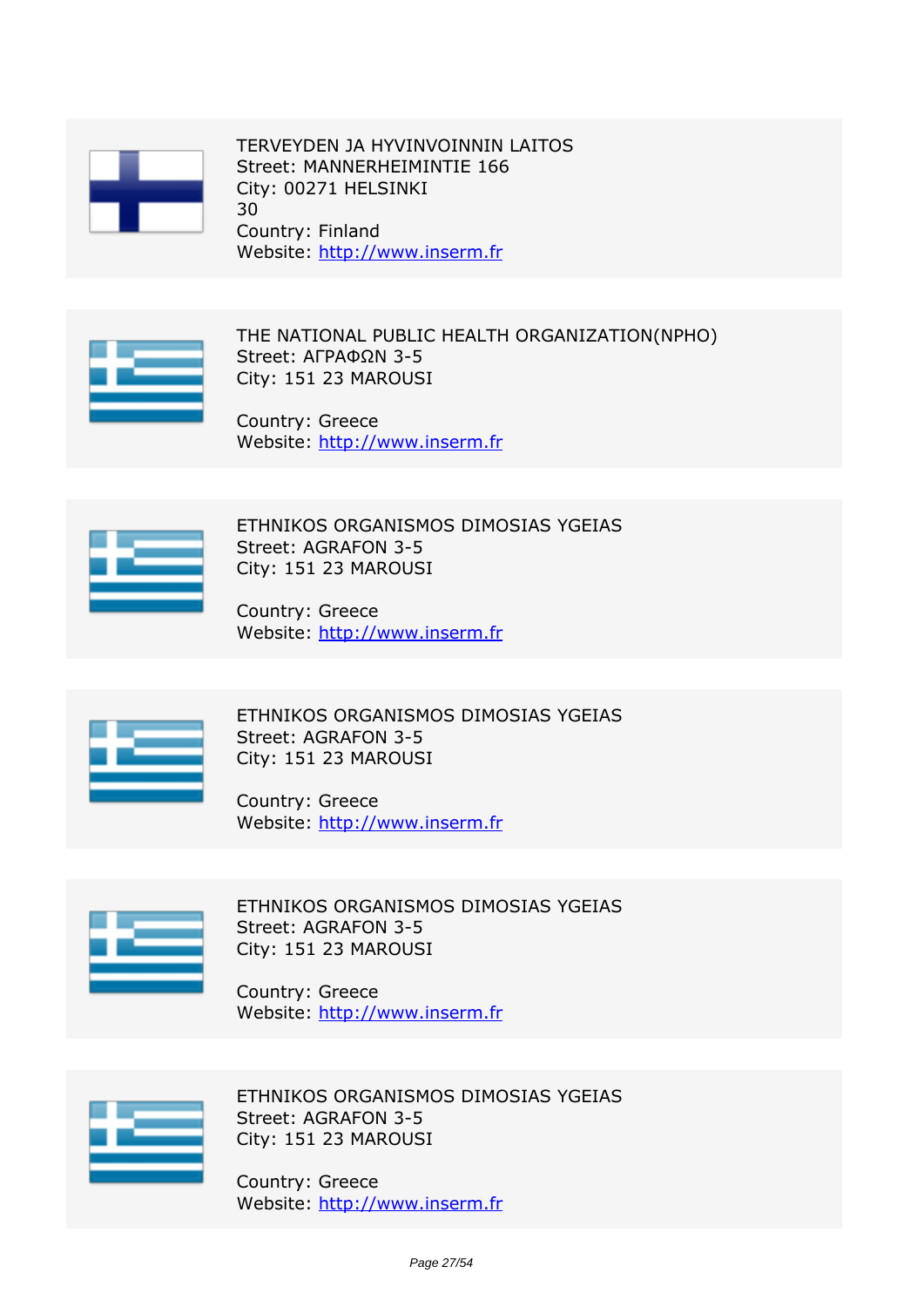TERVEYDEN JA HYVINVOINNIN LAITOS
Street: MANNERHEIMINTIE 166
City: 00271 HELSINKI
30
Country: Finland
Website: http://www.inserm.fr

THE NATIONAL PUBLIC HEALTH ORGANIZATION(NPHO)
Street: ΑΓΡΑΦΩΝ 3-5
City: 151 23 MAROUSI

Country: Greece
Website: http://www.inserm.fr

ETHNIKOS ORGANISMOS DIMOSIAS YGEIAS
Street: AGRAFON 3-5
City: 151 23 MAROUSI

Country: Greece
Website: http://www.inserm.fr

ETHNIKOS ORGANISMOS DIMOSIAS YGEIAS
Street: AGRAFON 3-5
City: 151 23 MAROUSI

Country: Greece
Website: http://www.inserm.fr

ETHNIKOS ORGANISMOS DIMOSIAS YGEIAS
Street: AGRAFON 3-5
City: 151 23 MAROUSI

Country: Greece
Website: http://www.inserm.fr

ETHNIKOS ORGANISMOS DIMOSIAS YGEIAS
Street: AGRAFON 3-5
City: 151 23 MAROUSI

Country: Greece
Website: http://www.inserm.fr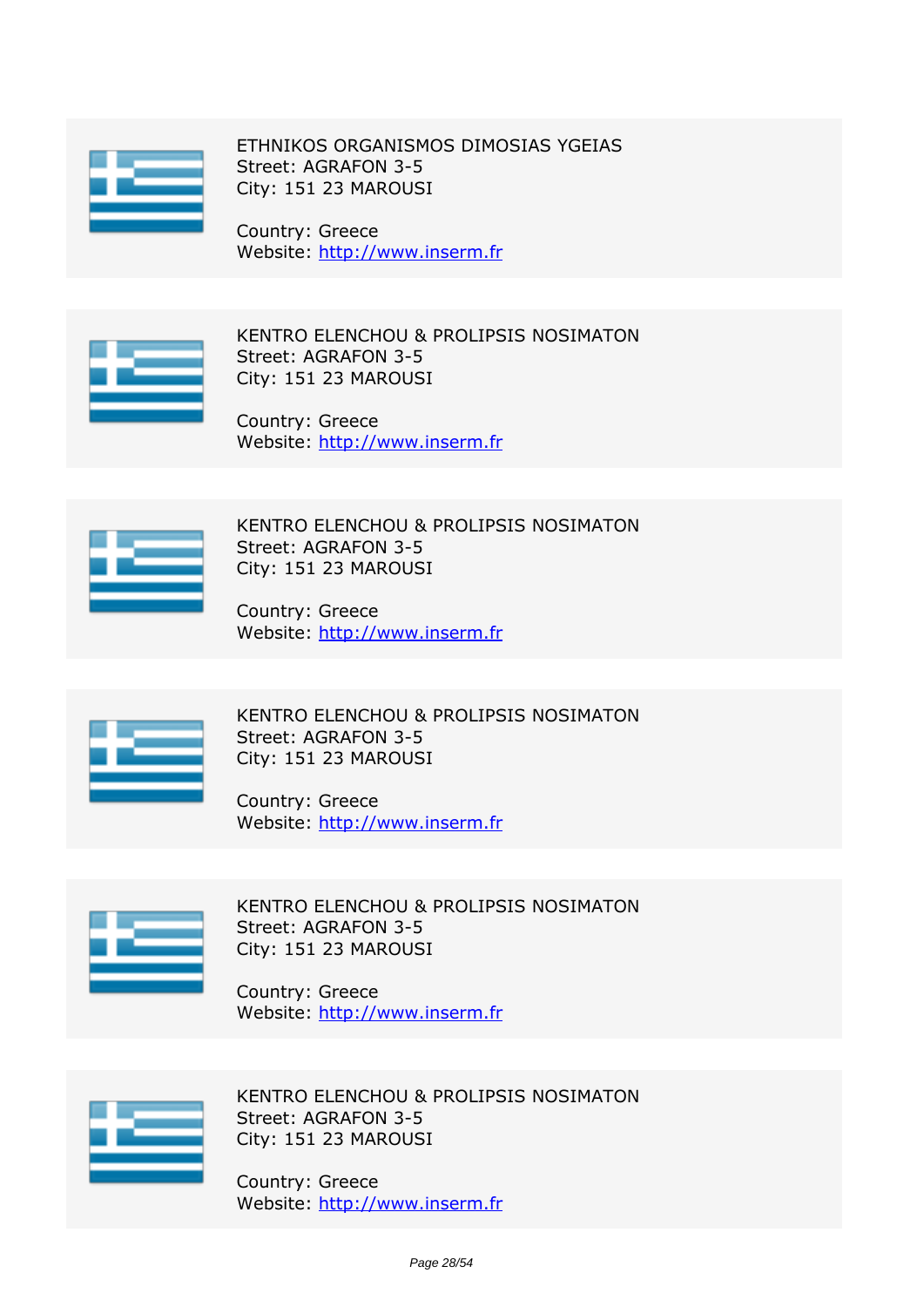ETHNIKOS ORGANISMOS DIMOSIAS YGEIAS
Street: AGRAFON 3-5
City: 151 23 MAROUSI

Country: Greece
Website: [http://www.inserm.fr](http://www.inserm.fr)

KENTRO ELENCHOU & PROLIPSIS NOSIMATON
Street: AGRAFON 3-5
City: 151 23 MAROUSI

Country: Greece
Website: [http://www.inserm.fr](http://www.inserm.fr)

KENTRO ELENCHOU & PROLIPSIS NOSIMATON
Street: AGRAFON 3-5
City: 151 23 MAROUSI

Country: Greece
Website: [http://www.inserm.fr](http://www.inserm.fr)

KENTRO ELENCHOU & PROLIPSIS NOSIMATON
Street: AGRAFON 3-5
City: 151 23 MAROUSI

Country: Greece
Website: [http://www.inserm.fr](http://www.inserm.fr)

KENTRO ELENCHOU & PROLIPSIS NOSIMATON
Street: AGRAFON 3-5
City: 151 23 MAROUSI

Country: Greece
Website: [http://www.inserm.fr](http://www.inserm.fr)

KENTRO ELENCHOU & PROLIPSIS NOSIMATON
Street: AGRAFON 3-5
City: 151 23 MAROUSI

Country: Greece
Website: [http://www.inserm.fr](http://www.inserm.fr)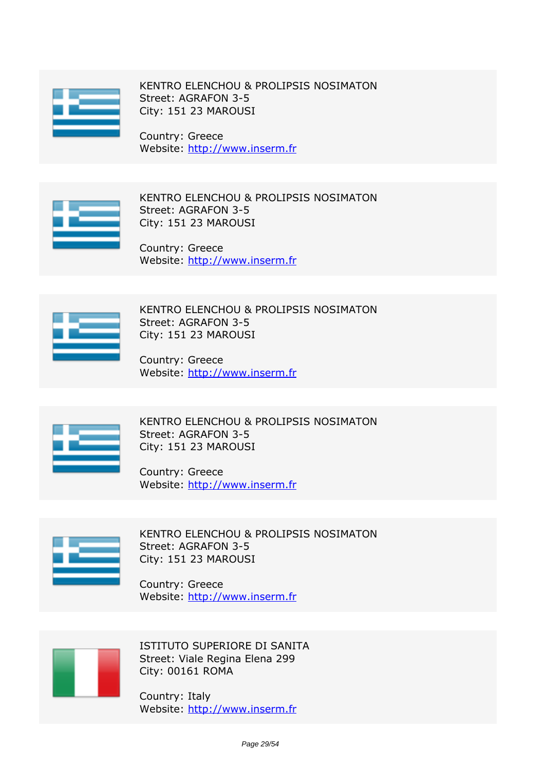KENTRO ELENCHOU & PROLIPSIS NOSIMATON
Street: AGRAFON 3-5
City: 151 23 MAROUSI

Country: Greece
Website: http://www.inserm.fr

KENTRO ELENCHOU & PROLIPSIS NOSIMATON
Street: AGRAFON 3-5
City: 151 23 MAROUSI

Country: Greece
Website: http://www.inserm.fr

KENTRO ELENCHOU & PROLIPSIS NOSIMATON
Street: AGRAFON 3-5
City: 151 23 MAROUSI

Country: Greece
Website: http://www.inserm.fr

KENTRO ELENCHOU & PROLIPSIS NOSIMATON
Street: AGRAFON 3-5
City: 151 23 MAROUSI

Country: Greece
Website: http://www.inserm.fr

KENTRO ELENCHOU & PROLIPSIS NOSIMATON
Street: AGRAFON 3-5
City: 151 23 MAROUSI

Country: Greece
Website: http://www.inserm.fr

ISTITUTO SUPERIORE DI SANITA
Street: Viale Regina Elena 299
City: 00161 ROMA

Country: Italy
Website: http://www.inserm.fr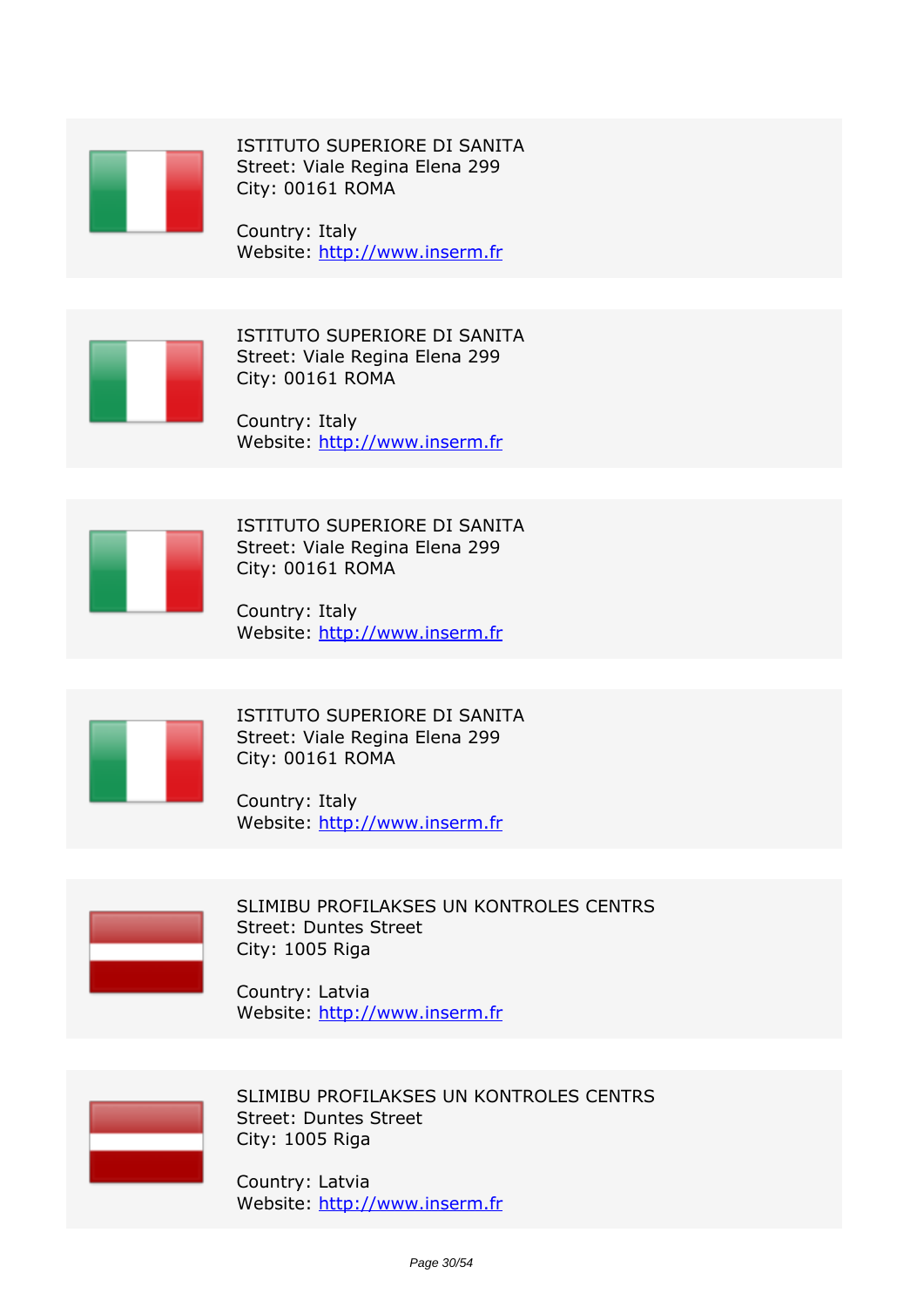ISTITUTO SUPERIORE DI SANITA
Street: Viale Regina Elena 299
City: 00161 ROMA

Country: Italy
Website: http://www.inserm.fr

ISTITUTO SUPERIORE DI SANITA
Street: Viale Regina Elena 299
City: 00161 ROMA

Country: Italy
Website: http://www.inserm.fr

ISTITUTO SUPERIORE DI SANITA
Street: Viale Regina Elena 299
City: 00161 ROMA

Country: Italy
Website: http://www.inserm.fr

ISTITUTO SUPERIORE DI SANITA
Street: Viale Regina Elena 299
City: 00161 ROMA

Country: Italy
Website: http://www.inserm.fr

SLIMIBU PROFILAKSES UN KONTROLES CENTRS
Street: Duntes Street
City: 1005 Riga

Country: Latvia
Website: http://www.inserm.fr

SLIMIBU PROFILAKSES UN KONTROLES CENTRS
Street: Duntes Street
City: 1005 Riga

Country: Latvia
Website: http://www.inserm.fr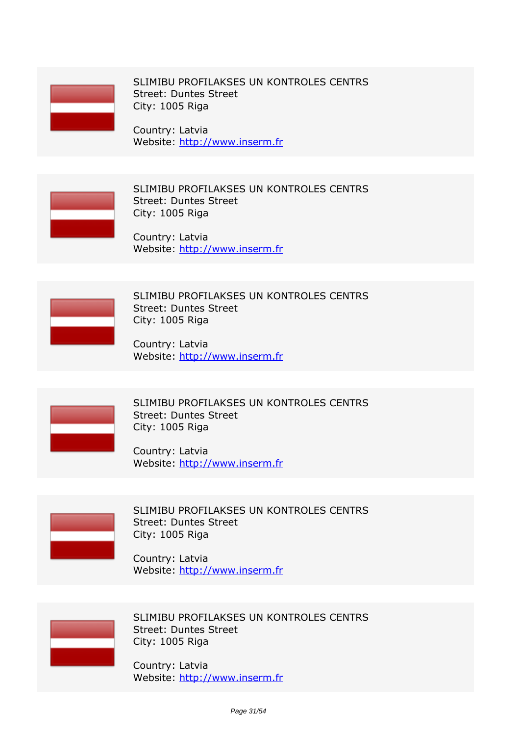SLIMIBU PROFILAKSES UN KONTROLES CENTRS
Street: Duntes Street
City: 1005 Riga

Country: Latvia
Website: http://www.inserm.fr

SLIMIBU PROFILAKSES UN KONTROLES CENTRS
Street: Duntes Street
City: 1005 Riga

Country: Latvia
Website: http://www.inserm.fr

SLIMIBU PROFILAKSES UN KONTROLES CENTRS
Street: Duntes Street
City: 1005 Riga

Country: Latvia
Website: http://www.inserm.fr

SLIMIBU PROFILAKSES UN KONTROLES CENTRS
Street: Duntes Street
City: 1005 Riga

Country: Latvia
Website: http://www.inserm.fr

SLIMIBU PROFILAKSES UN KONTROLES CENTRS
Street: Duntes Street
City: 1005 Riga

Country: Latvia
Website: http://www.inserm.fr

SLIMIBU PROFILAKSES UN KONTROLES CENTRS
Street: Duntes Street
City: 1005 Riga

Country: Latvia
Website: http://www.inserm.fr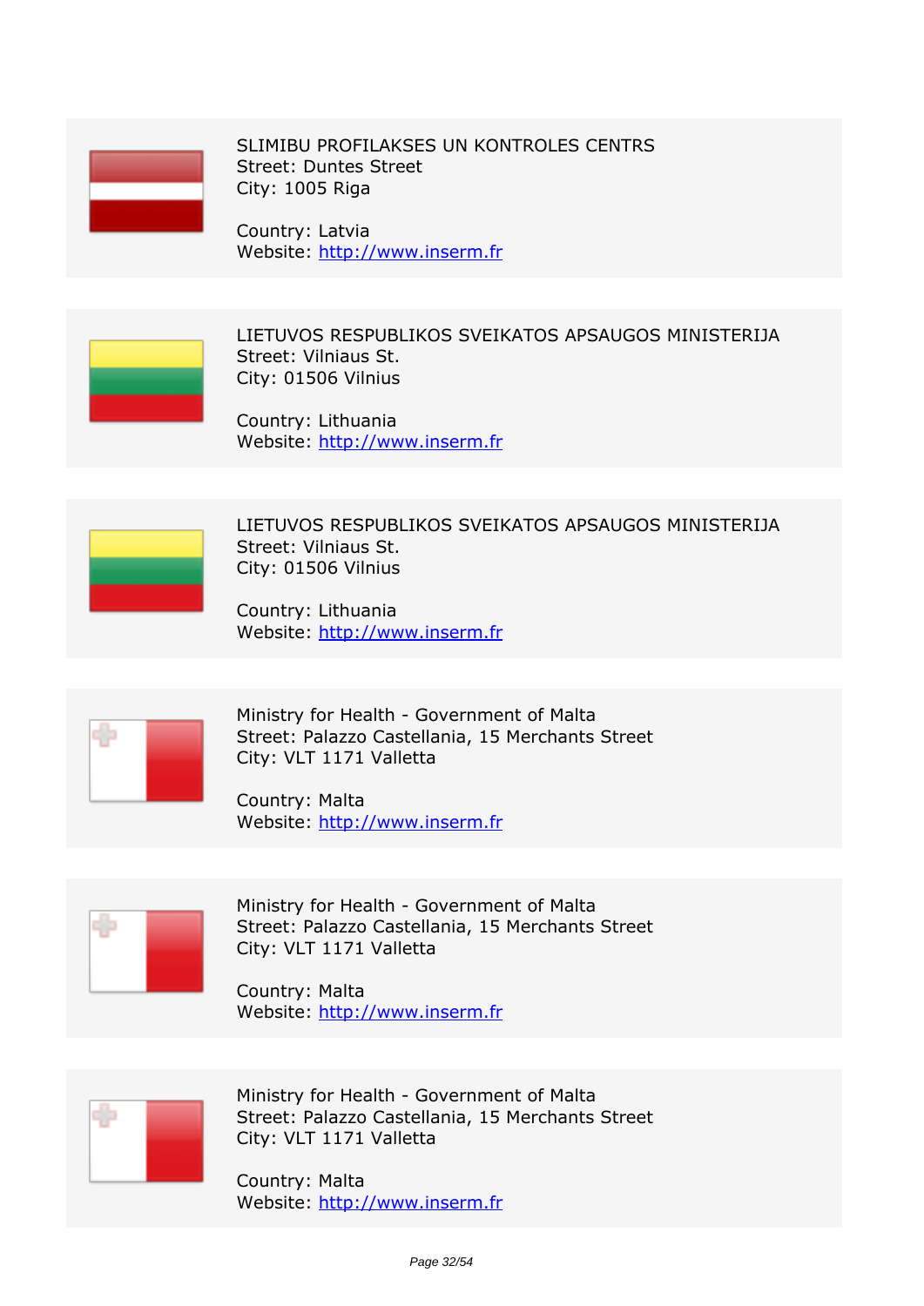SLIMIBU PROFILAKSES UN KONTROLES CENTRS
Street: Duntes Street
City: 1005 Riga

Country: Latvia
Website: http://www.inserm.fr

LIETUVOS RESPUBLIKOS SVEIKATOS APSAUGOS MINISTERIJA
Street: Vilniaus St.
City: 01506 Vilnius

Country: Lithuania
Website: http://www.inserm.fr

LIETUVOS RESPUBLIKOS SVEIKATOS APSAUGOS MINISTERIJA
Street: Vilniaus St.
City: 01506 Vilnius

Country: Lithuania
Website: http://www.inserm.fr

Ministry for Health - Government of Malta
Street: Palazzo Castellania, 15 Merchants Street
City: VLT 1171 Valletta

Country: Malta
Website: http://www.inserm.fr

Ministry for Health - Government of Malta
Street: Palazzo Castellania, 15 Merchants Street
City: VLT 1171 Valletta

Country: Malta
Website: http://www.inserm.fr

Ministry for Health - Government of Malta
Street: Palazzo Castellania, 15 Merchants Street
City: VLT 1171 Valletta

Country: Malta
Website: http://www.inserm.fr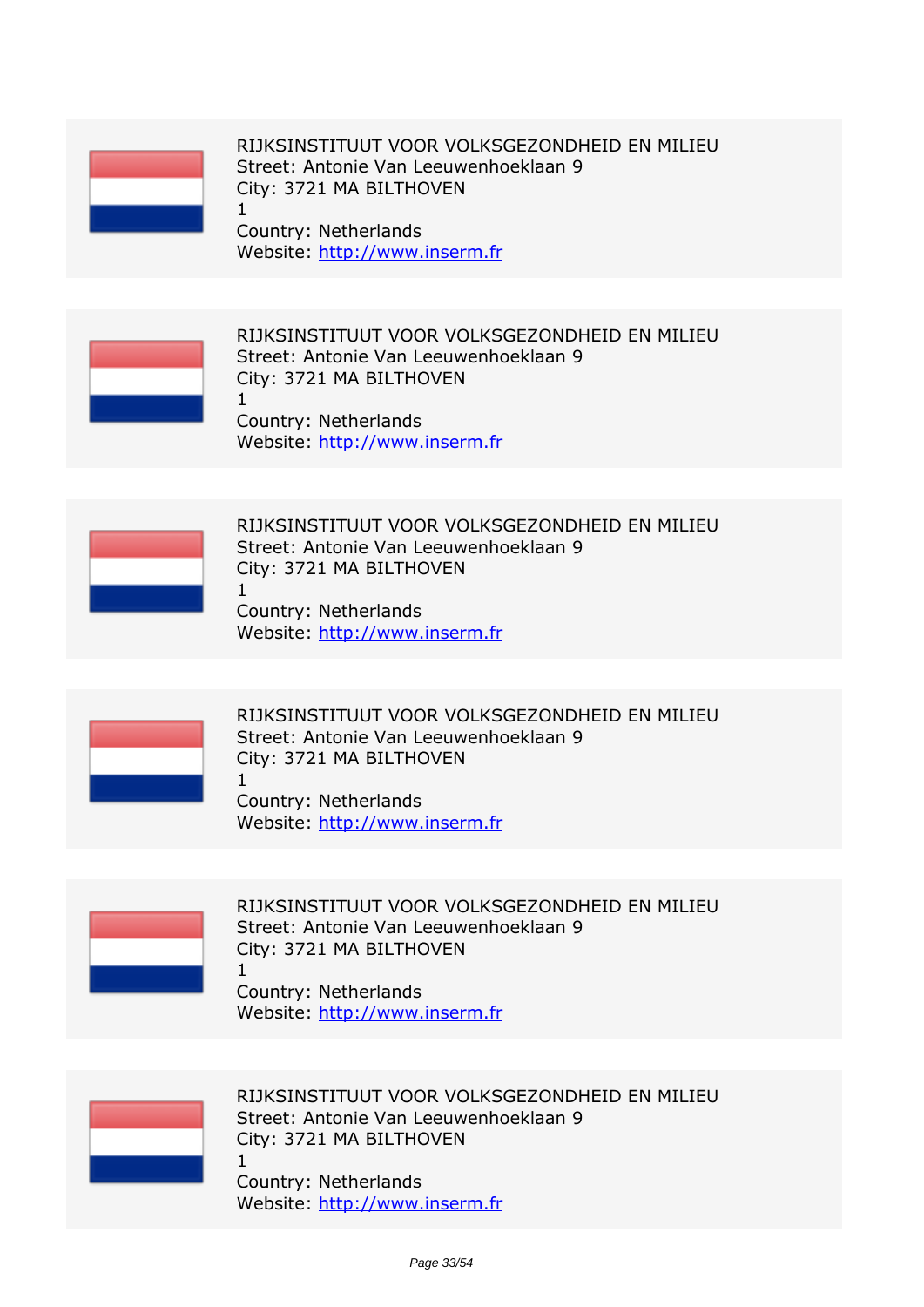RIJKSINSTITUUT VOOR VOLKSGEZONDHEID EN MILIEU
Street: Antonie Van Leeuwenhoeklaan 9
City: 3721 MA BILTHOVEN
1
Country: Netherlands
Website: http://www.inserm.fr

RIJKSINSTITUUT VOOR VOLKSGEZONDHEID EN MILIEU
Street: Antonie Van Leeuwenhoeklaan 9
City: 3721 MA BILTHOVEN
1
Country: Netherlands
Website: http://www.inserm.fr

RIJKSINSTITUUT VOOR VOLKSGEZONDHEID EN MILIEU
Street: Antonie Van Leeuwenhoeklaan 9
City: 3721 MA BILTHOVEN
1
Country: Netherlands
Website: http://www.inserm.fr

RIJKSINSTITUUT VOOR VOLKSGEZONDHEID EN MILIEU
Street: Antonie Van Leeuwenhoeklaan 9
City: 3721 MA BILTHOVEN
1
Country: Netherlands
Website: http://www.inserm.fr

RIJKSINSTITUUT VOOR VOLKSGEZONDHEID EN MILIEU
Street: Antonie Van Leeuwenhoeklaan 9
City: 3721 MA BILTHOVEN
1
Country: Netherlands
Website: http://www.inserm.fr

RIJKSINSTITUUT VOOR VOLKSGEZONDHEID EN MILIEU
Street: Antonie Van Leeuwenhoeklaan 9
City: 3721 MA BILTHOVEN
1
Country: Netherlands
Website: http://www.inserm.fr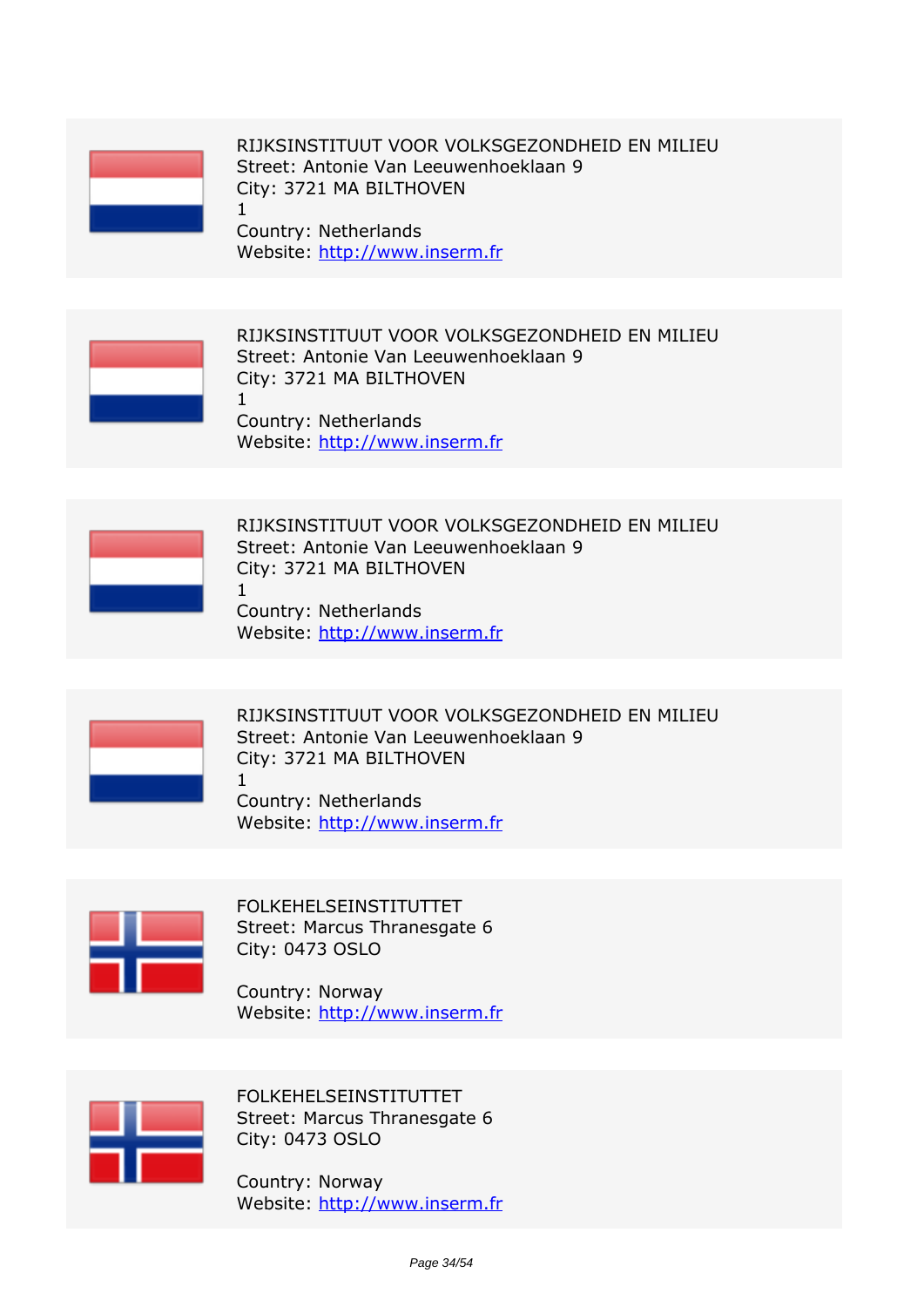RIJKSINSTITUUT VOOR VOLKSGEZONDHEID EN MILIEU
Street: Antonie Van Leeuwenhoeklaan 9
City: 3721 MA BILTHOVEN
1
Country: Netherlands
Website: http://www.inserm.fr

RIJKSINSTITUUT VOOR VOLKSGEZONDHEID EN MILIEU
Street: Antonie Van Leeuwenhoeklaan 9
City: 3721 MA BILTHOVEN
1
Country: Netherlands
Website: http://www.inserm.fr

RIJKSINSTITUUT VOOR VOLKSGEZONDHEID EN MILIEU
Street: Antonie Van Leeuwenhoeklaan 9
City: 3721 MA BILTHOVEN
1
Country: Netherlands
Website: http://www.inserm.fr

RIJKSINSTITUUT VOOR VOLKSGEZONDHEID EN MILIEU
Street: Antonie Van Leeuwenhoeklaan 9
City: 3721 MA BILTHOVEN
1
Country: Netherlands
Website: http://www.inserm.fr

FOLKEHELSEINSTITUTTET
Street: Marcus Thranesgate 6
City: 0473 OSLO

Country: Norway
Website: http://www.inserm.fr

FOLKEHELSEINSTITUTTET
Street: Marcus Thranesgate 6
City: 0473 OSLO

Country: Norway
Website: http://www.inserm.fr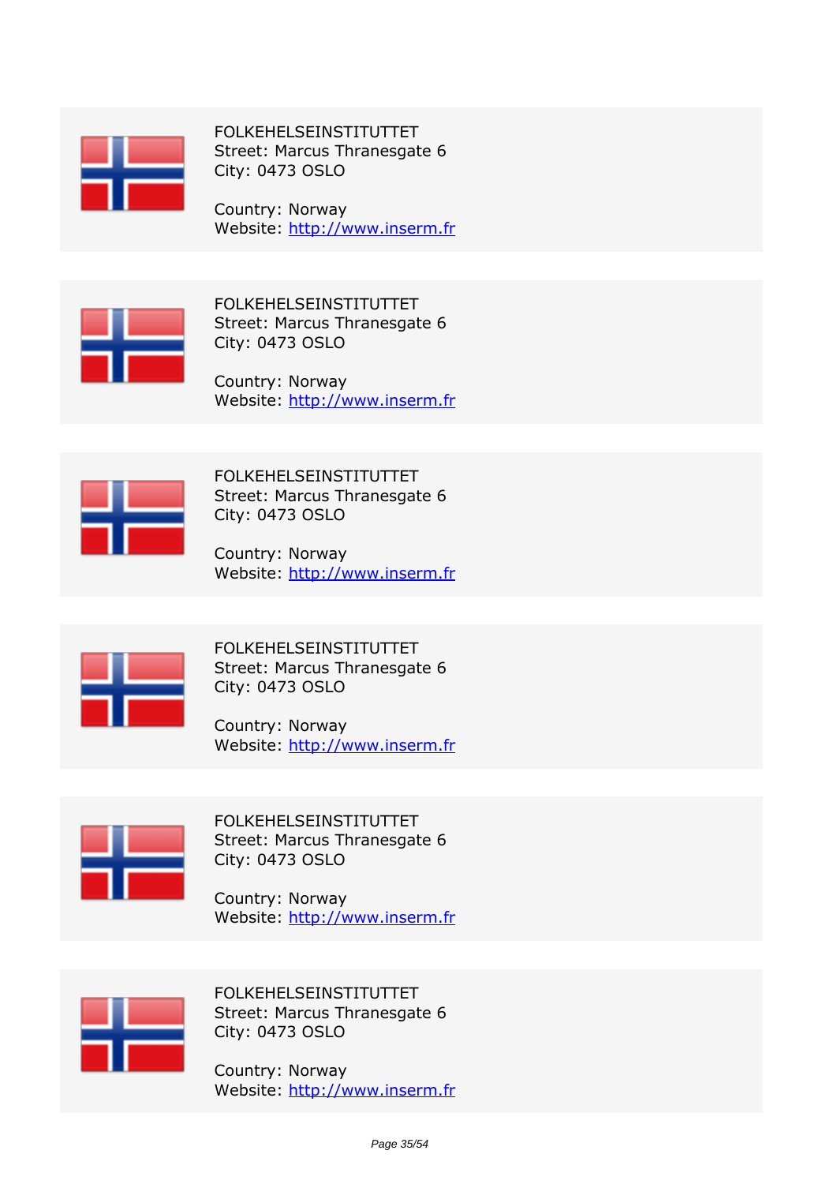FOLKEHELSEINSTITUTTET
Street: Marcus Thranesgate 6
City: 0473 OSLO

Country: Norway
Website: http://www.inserm.fr

FOLKEHELSEINSTITUTTET
Street: Marcus Thranesgate 6
City: 0473 OSLO

Country: Norway
Website: http://www.inserm.fr

FOLKEHELSEINSTITUTTET
Street: Marcus Thranesgate 6
City: 0473 OSLO

Country: Norway
Website: http://www.inserm.fr

FOLKEHELSEINSTITUTTET
Street: Marcus Thranesgate 6
City: 0473 OSLO

Country: Norway
Website: http://www.inserm.fr

FOLKEHELSEINSTITUTTET
Street: Marcus Thranesgate 6
City: 0473 OSLO

Country: Norway
Website: http://www.inserm.fr

FOLKEHELSEINSTITUTTET
Street: Marcus Thranesgate 6
City: 0473 OSLO

Country: Norway
Website: http://www.inserm.fr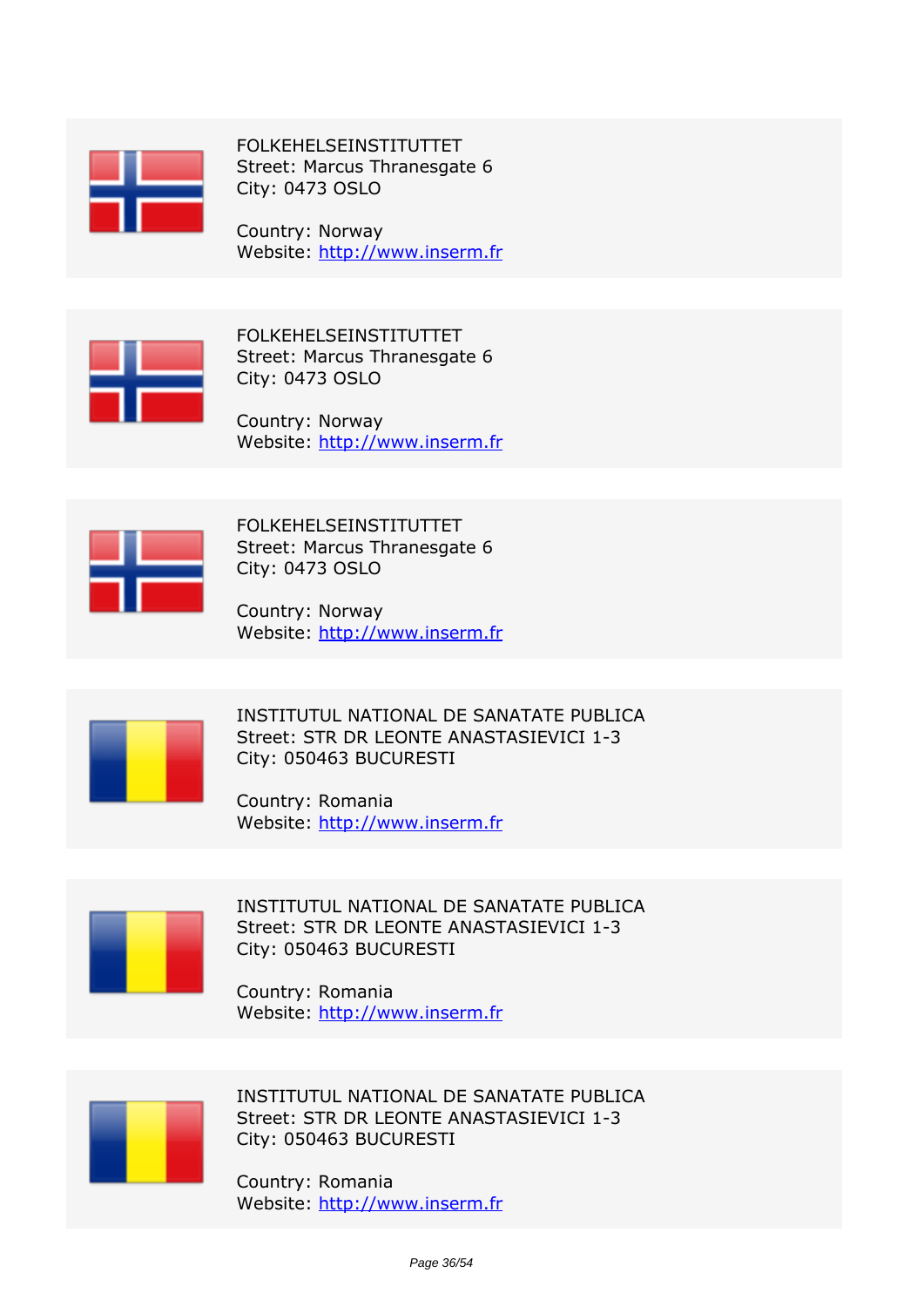FOLKEHELSEINSTITUTTET
Street: Marcus Thranesgate 6
City: 0473 OSLO

Country: Norway
Website: [http://www.inserm.fr](http://www.inserm.fr)

---

FOLKEHELSEINSTITUTTET
Street: Marcus Thranesgate 6
City: 0473 OSLO

Country: Norway
Website: [http://www.inserm.fr](http://www.inserm.fr)

---

FOLKEHELSEINSTITUTTET
Street: Marcus Thranesgate 6
City: 0473 OSLO

Country: Norway
Website: [http://www.inserm.fr](http://www.inserm.fr)

---

INSTITUTUL NATIONAL DE SANATATE PUBLICA
Street: STR DR LEONTE ANASTASIEVICI 1-3
City: 050463 BUCURESTI

Country: Romania
Website: [http://www.inserm.fr](http://www.inserm.fr)

---

INSTITUTUL NATIONAL DE SANATATE PUBLICA
Street: STR DR LEONTE ANASTASIEVICI 1-3
City: 050463 BUCURESTI

Country: Romania
Website: [http://www.inserm.fr](http://www.inserm.fr)

---

INSTITUTUL NATIONAL DE SANATATE PUBLICA
Street: STR DR LEONTE ANASTASIEVICI 1-3
City: 050463 BUCURESTI

Country: Romania
Website: [http://www.inserm.fr](http://www.inserm.fr)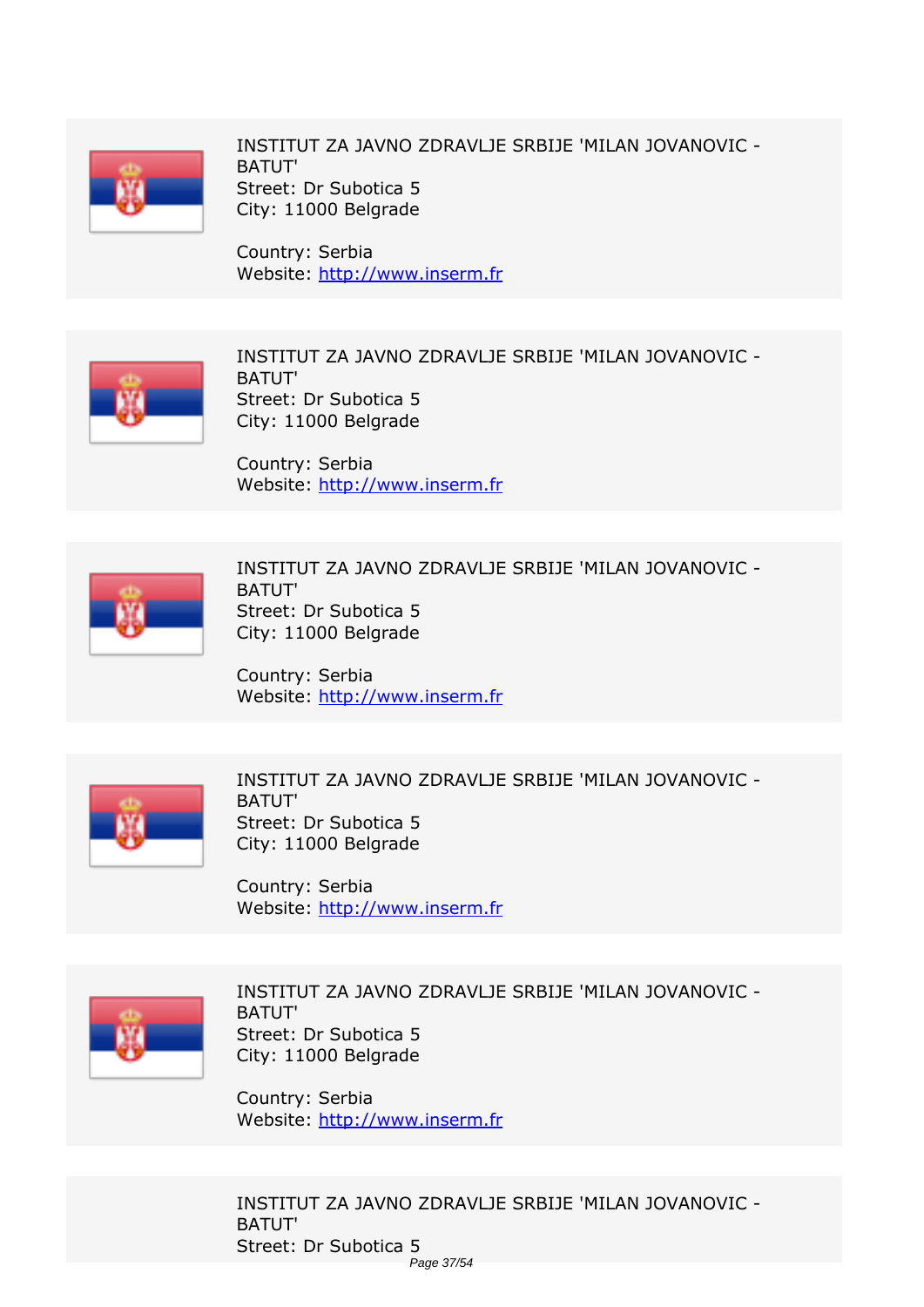INSTITUT ZA JAVNO ZDRAVLJE SRBIJE 'MILAN JOVANOVIC - BATUT'
Street: Dr Subotica 5
City: 11000 Belgrade

Country: Serbia
Website: [http://www.inserm.fr](http://www.inserm.fr)

INSTITUT ZA JAVNO ZDRAVLJE SRBIJE 'MILAN JOVANOVIC - BATUT'
Street: Dr Subotica 5
City: 11000 Belgrade

Country: Serbia
Website: [http://www.inserm.fr](http://www.inserm.fr)

INSTITUT ZA JAVNO ZDRAVLJE SRBIJE 'MILAN JOVANOVIC - BATUT'
Street: Dr Subotica 5
City: 11000 Belgrade

Country: Serbia
Website: [http://www.inserm.fr](http://www.inserm.fr)

INSTITUT ZA JAVNO ZDRAVLJE SRBIJE 'MILAN JOVANOVIC - BATUT'
Street: Dr Subotica 5
City: 11000 Belgrade

Country: Serbia
Website: [http://www.inserm.fr](http://www.inserm.fr)

INSTITUT ZA JAVNO ZDRAVLJE SRBIJE 'MILAN JOVANOVIC - BATUT'
Street: Dr Subotica 5
City: 11000 Belgrade

Country: Serbia
Website: [http://www.inserm.fr](http://www.inserm.fr)

INSTITUT ZA JAVNO ZDRAVLJE SRBIJE 'MILAN JOVANOVIC - BATUT'
Street: Dr Subotica 5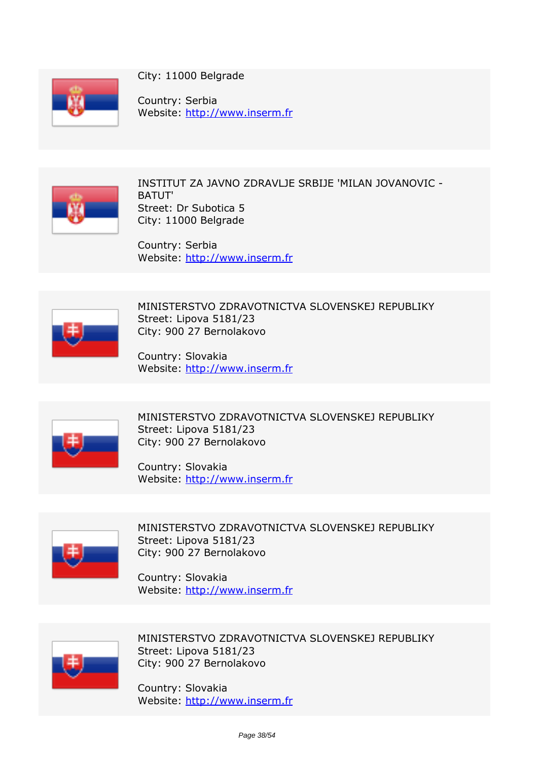City: 11000 Belgrade

Country: Serbia
Website: http://www.inserm.fr

INSTITUT ZA JAVNO ZDRAVLJE SRBIJE 'MILAN JOVANOVIC - BATUT'
Street: Dr Subotica 5
City: 11000 Belgrade

Country: Serbia
Website: http://www.inserm.fr

MINISTERSTVO ZDRAVOTNICTVA SLOVENSKEJ REPUBLIKY
Street: Lipova 5181/23
City: 900 27 Bernolakovo

Country: Slovakia
Website: http://www.inserm.fr

MINISTERSTVO ZDRAVOTNICTVA SLOVENSKEJ REPUBLIKY
Street: Lipova 5181/23
City: 900 27 Bernolakovo

Country: Slovakia
Website: http://www.inserm.fr

MINISTERSTVO ZDRAVOTNICTVA SLOVENSKEJ REPUBLIKY
Street: Lipova 5181/23
City: 900 27 Bernolakovo

Country: Slovakia
Website: http://www.inserm.fr

MINISTERSTVO ZDRAVOTNICTVA SLOVENSKEJ REPUBLIKY
Street: Lipova 5181/23
City: 900 27 Bernolakovo

Country: Slovakia
Website: http://www.inserm.fr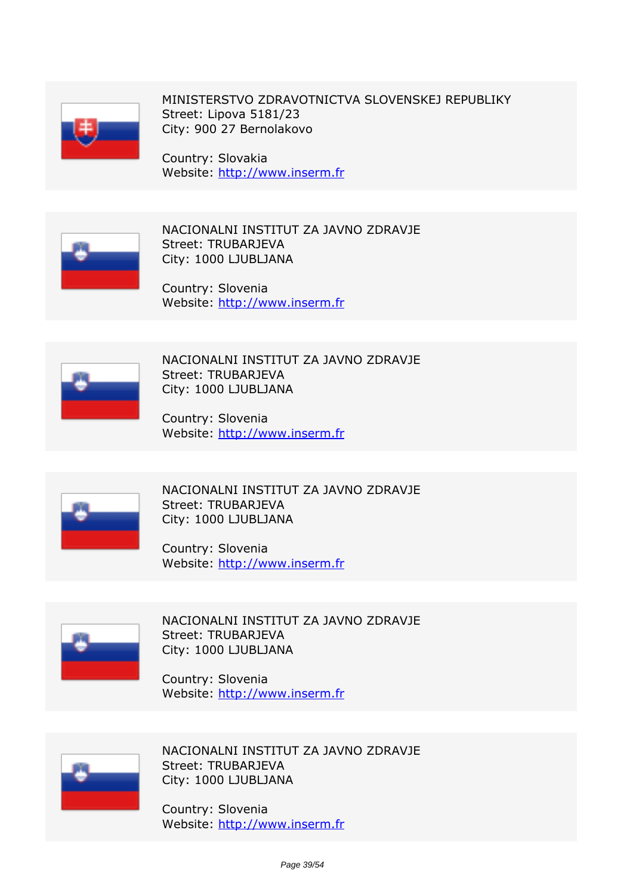MINISTERSTVO ZDRAVOTNICTVA SLOVENSKEJ REPUBLIKY
Street: Lipova 5181/23
City: 900 27 Bernolakovo

Country: Slovakia
Website: [http://www.inserm.fr](http://www.inserm.fr)

NACIONALNI INSTITUT ZA JAVNO ZDRAVJE
Street: TRUBARJEVA
City: 1000 LJUBLJANA

Country: Slovenia
Website: [http://www.inserm.fr](http://www.inserm.fr)

NACIONALNI INSTITUT ZA JAVNO ZDRAVJE
Street: TRUBARJEVA
City: 1000 LJUBLJANA

Country: Slovenia
Website: [http://www.inserm.fr](http://www.inserm.fr)

NACIONALNI INSTITUT ZA JAVNO ZDRAVJE
Street: TRUBARJEVA
City: 1000 LJUBLJANA

Country: Slovenia
Website: [http://www.inserm.fr](http://www.inserm.fr)

NACIONALNI INSTITUT ZA JAVNO ZDRAVJE
Street: TRUBARJEVA
City: 1000 LJUBLJANA

Country: Slovenia
Website: [http://www.inserm.fr](http://www.inserm.fr)

NACIONALNI INSTITUT ZA JAVNO ZDRAVJE
Street: TRUBARJEVA
City: 1000 LJUBLJANA

Country: Slovenia
Website: [http://www.inserm.fr](http://www.inserm.fr)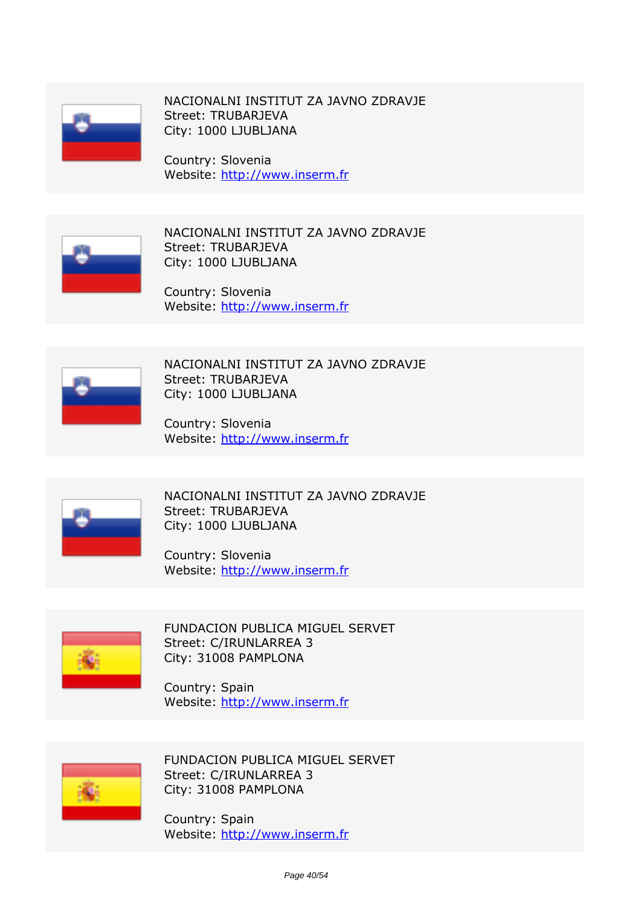NACIONALNI INSTITUT ZA JAVNO ZDRAVJE
Street: TRUBARJEVA
City: 1000 LJUBLJANA

Country: Slovenia
Website: http://www.inserm.fr

---

NACIONALNI INSTITUT ZA JAVNO ZDRAVJE
Street: TRUBARJEVA
City: 1000 LJUBLJANA

Country: Slovenia
Website: http://www.inserm.fr

---

NACIONALNI INSTITUT ZA JAVNO ZDRAVJE
Street: TRUBARJEVA
City: 1000 LJUBLJANA

Country: Slovenia
Website: http://www.inserm.fr

---

NACIONALNI INSTITUT ZA JAVNO ZDRAVJE
Street: TRUBARJEVA
City: 1000 LJUBLJANA

Country: Slovenia
Website: http://www.inserm.fr

---

FUNDACION PUBLICA MIGUEL SERVET
Street: C/IRUNLARREA 3
City: 31008 PAMPLONA

Country: Spain
Website: http://www.inserm.fr

---

FUNDACION PUBLICA MIGUEL SERVET
Street: C/IRUNLARREA 3
City: 31008 PAMPLONA

Country: Spain
Website: http://www.inserm.fr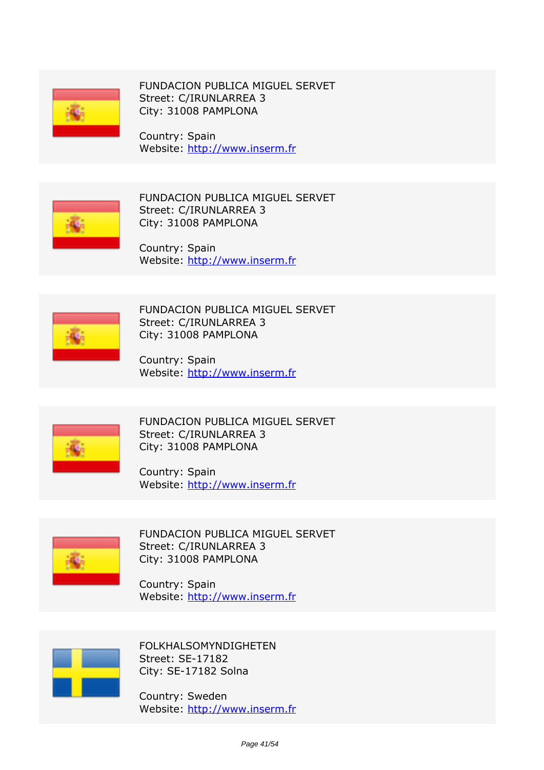FUNDACION PUBLICA MIGUEL SERVET
Street: C/IRUNLARREA 3
City: 31008 PAMPLONA

Country: Spain
Website: http://www.inserm.fr

FUNDACION PUBLICA MIGUEL SERVET
Street: C/IRUNLARREA 3
City: 31008 PAMPLONA

Country: Spain
Website: http://www.inserm.fr

FUNDACION PUBLICA MIGUEL SERVET
Street: C/IRUNLARREA 3
City: 31008 PAMPLONA

Country: Spain
Website: http://www.inserm.fr

FUNDACION PUBLICA MIGUEL SERVET
Street: C/IRUNLARREA 3
City: 31008 PAMPLONA

Country: Spain
Website: http://www.inserm.fr

FUNDACION PUBLICA MIGUEL SERVET
Street: C/IRUNLARREA 3
City: 31008 PAMPLONA

Country: Spain
Website: http://www.inserm.fr

FOLKHALSOMYNDIGHETEN
Street: SE-17182
City: SE-17182 Solna

Country: Sweden
Website: http://www.inserm.fr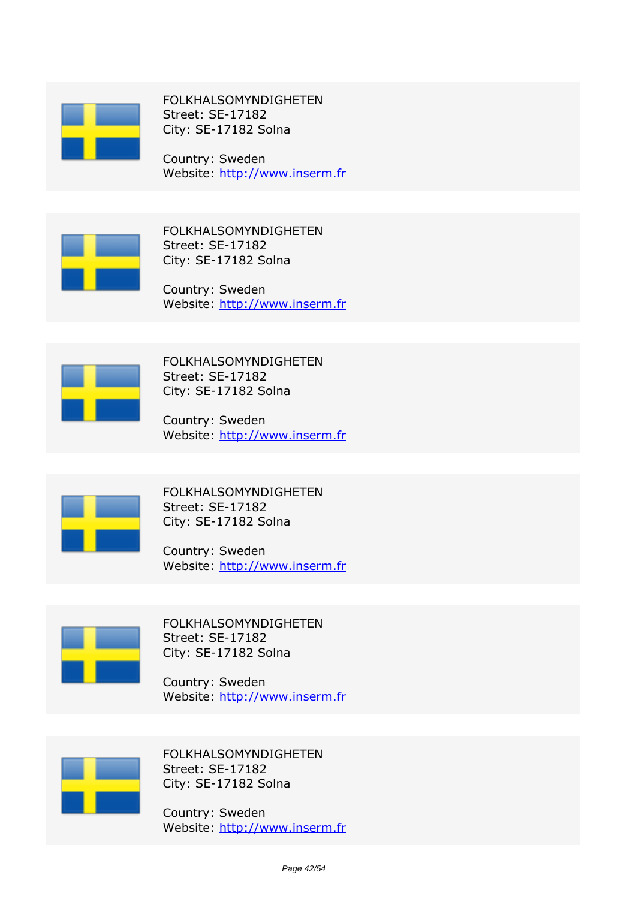FOLKHALSOMYNDIGHETEN
Street: SE-17182
City: SE-17182 Solna

Country: Sweden
Website: http://www.inserm.fr

FOLKHALSOMYNDIGHETEN
Street: SE-17182
City: SE-17182 Solna

Country: Sweden
Website: http://www.inserm.fr

FOLKHALSOMYNDIGHETEN
Street: SE-17182
City: SE-17182 Solna

Country: Sweden
Website: http://www.inserm.fr

FOLKHALSOMYNDIGHETEN
Street: SE-17182
City: SE-17182 Solna

Country: Sweden
Website: http://www.inserm.fr

FOLKHALSOMYNDIGHETEN
Street: SE-17182
City: SE-17182 Solna

Country: Sweden
Website: http://www.inserm.fr

FOLKHALSOMYNDIGHETEN
Street: SE-17182
City: SE-17182 Solna

Country: Sweden
Website: http://www.inserm.fr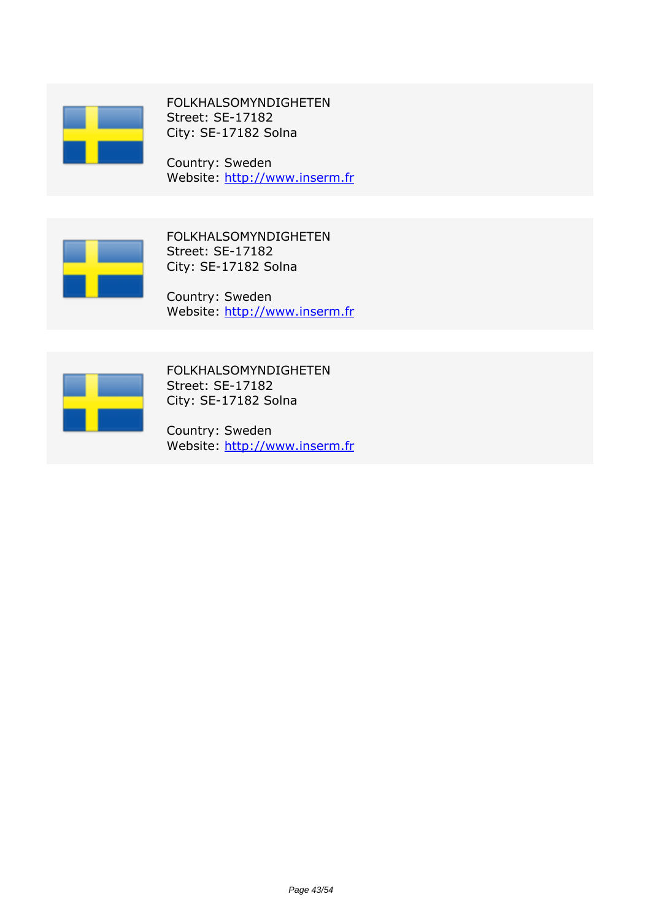FOLKHALSOMYNDIGHETEN
Street: SE-17182
City: SE-17182 Solna

Country: Sweden
Website: http://www.inserm.fr

FOLKHALSOMYNDIGHETEN
Street: SE-17182
City: SE-17182 Solna

Country: Sweden
Website: http://www.inserm.fr

FOLKHALSOMYNDIGHETEN
Street: SE-17182
City: SE-17182 Solna

Country: Sweden
Website: http://www.inserm.fr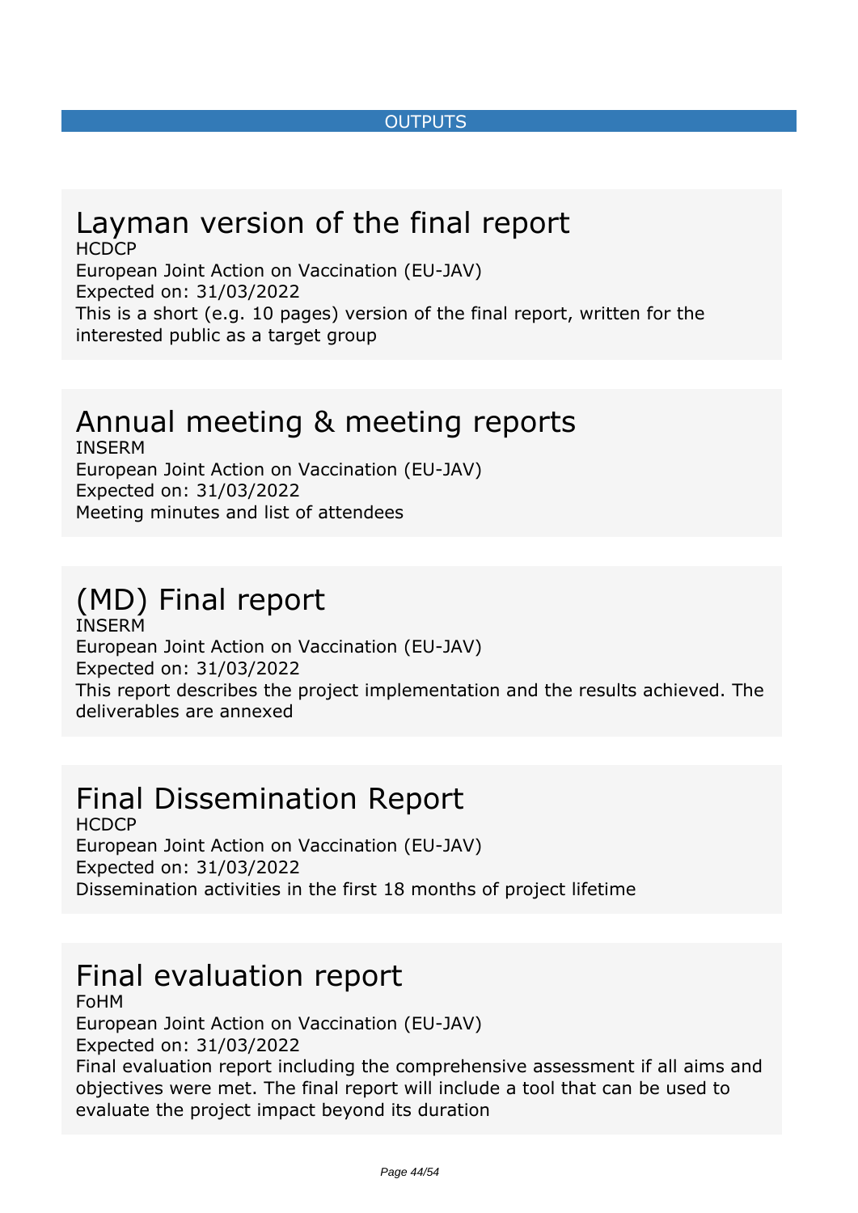OUTPUTS

# Layman version of the final report

HCDCP
European Joint Action on Vaccination (EU-JAV)
Expected on: 31/03/2022
This is a short (e.g. 10 pages) version of the final report, written for the interested public as a target group

# Annual meeting & meeting reports

INSERM
European Joint Action on Vaccination (EU-JAV)
Expected on: 31/03/2022
Meeting minutes and list of attendees

# (MD) Final report

INSERM
European Joint Action on Vaccination (EU-JAV)
Expected on: 31/03/2022
This report describes the project implementation and the results achieved. The deliverables are annexed

# Final Dissemination Report

HCDCP
European Joint Action on Vaccination (EU-JAV)
Expected on: 31/03/2022
Dissemination activities in the first 18 months of project lifetime

# Final evaluation report

FoHM
European Joint Action on Vaccination (EU-JAV)
Expected on: 31/03/2022
Final evaluation report including the comprehensive assessment if all aims and objectives were met. The final report will include a tool that can be used to evaluate the project impact beyond its duration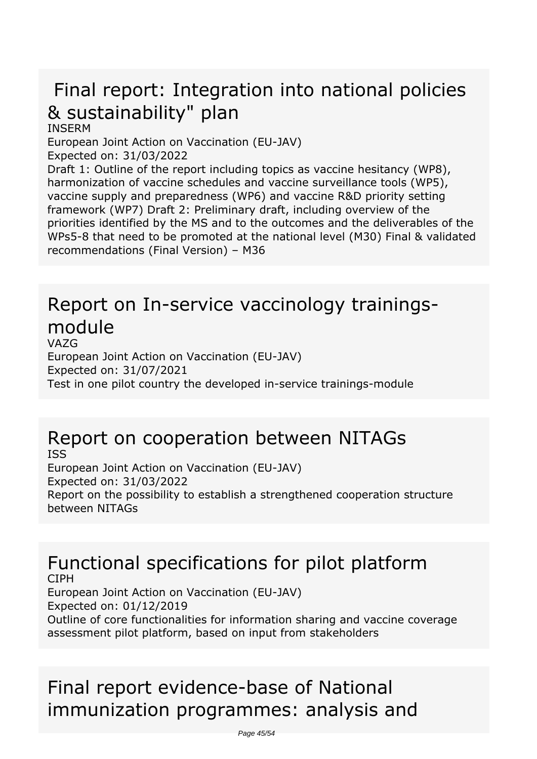## Final report: Integration into national policies & sustainability" plan

INSERM

European Joint Action on Vaccination (EU-JAV)

Expected on: 31/03/2022

Draft 1: Outline of the report including topics as vaccine hesitancy (WP8), harmonization of vaccine schedules and vaccine surveillance tools (WP5), vaccine supply and preparedness (WP6) and vaccine R&D priority setting framework (WP7) Draft 2: Preliminary draft, including overview of the priorities identified by the MS and to the outcomes and the deliverables of the WPs5-8 that need to be promoted at the national level (M30) Final & validated recommendations (Final Version) – M36

## Report on In-service vaccinology trainings-module

VAZG

European Joint Action on Vaccination (EU-JAV)

Expected on: 31/07/2021

Test in one pilot country the developed in-service trainings-module

## Report on cooperation between NITAGs

ISS

European Joint Action on Vaccination (EU-JAV)

Expected on: 31/03/2022

Report on the possibility to establish a strengthened cooperation structure between NITAGs

## Functional specifications for pilot platform

CIPH

European Joint Action on Vaccination (EU-JAV)

Expected on: 01/12/2019

Outline of core functionalities for information sharing and vaccine coverage assessment pilot platform, based on input from stakeholders

## Final report evidence-base of National immunization programmes: analysis and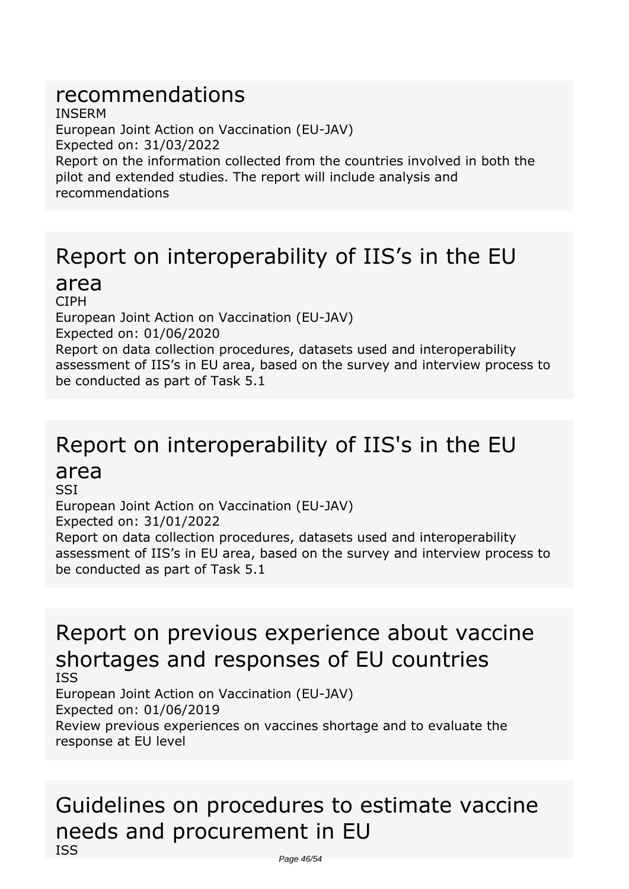## recommendations

INSERM

European Joint Action on Vaccination (EU-JAV)

Expected on: 31/03/2022

Report on the information collected from the countries involved in both the pilot and extended studies. The report will include analysis and recommendations

## Report on interoperability of IIS’s in the EU area

CIPH

European Joint Action on Vaccination (EU-JAV)

Expected on: 01/06/2020

Report on data collection procedures, datasets used and interoperability assessment of IIS’s in EU area, based on the survey and interview process to be conducted as part of Task 5.1

## Report on interoperability of IIS's in the EU area

SSI

European Joint Action on Vaccination (EU-JAV)

Expected on: 31/01/2022

Report on data collection procedures, datasets used and interoperability assessment of IIS’s in EU area, based on the survey and interview process to be conducted as part of Task 5.1

## Report on previous experience about vaccine shortages and responses of EU countries

ISS

European Joint Action on Vaccination (EU-JAV)

Expected on: 01/06/2019

Review previous experiences on vaccines shortage and to evaluate the response at EU level

## Guidelines on procedures to estimate vaccine needs and procurement in EU

ISS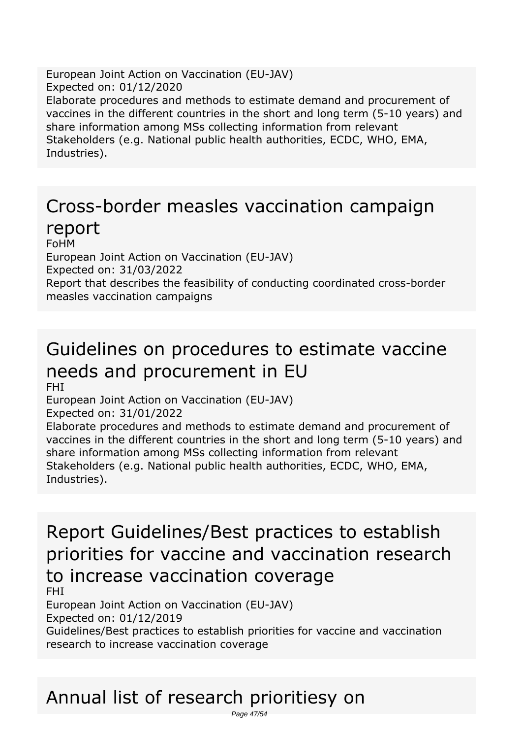European Joint Action on Vaccination (EU-JAV)
Expected on: 01/12/2020
Elaborate procedures and methods to estimate demand and procurement of vaccines in the different countries in the short and long term (5-10 years) and share information among MSs collecting information from relevant Stakeholders (e.g. National public health authorities, ECDC, WHO, EMA, Industries).

# Cross-border measles vaccination campaign report

FoHM
European Joint Action on Vaccination (EU-JAV)
Expected on: 31/03/2022
Report that describes the feasibility of conducting coordinated cross-border measles vaccination campaigns

# Guidelines on procedures to estimate vaccine needs and procurement in EU

FHI
European Joint Action on Vaccination (EU-JAV)
Expected on: 31/01/2022
Elaborate procedures and methods to estimate demand and procurement of vaccines in the different countries in the short and long term (5-10 years) and share information among MSs collecting information from relevant Stakeholders (e.g. National public health authorities, ECDC, WHO, EMA, Industries).

# Report Guidelines/Best practices to establish priorities for vaccine and vaccination research to increase vaccination coverage

FHI
European Joint Action on Vaccination (EU-JAV)
Expected on: 01/12/2019
Guidelines/Best practices to establish priorities for vaccine and vaccination research to increase vaccination coverage

# Annual list of research prioritiesy on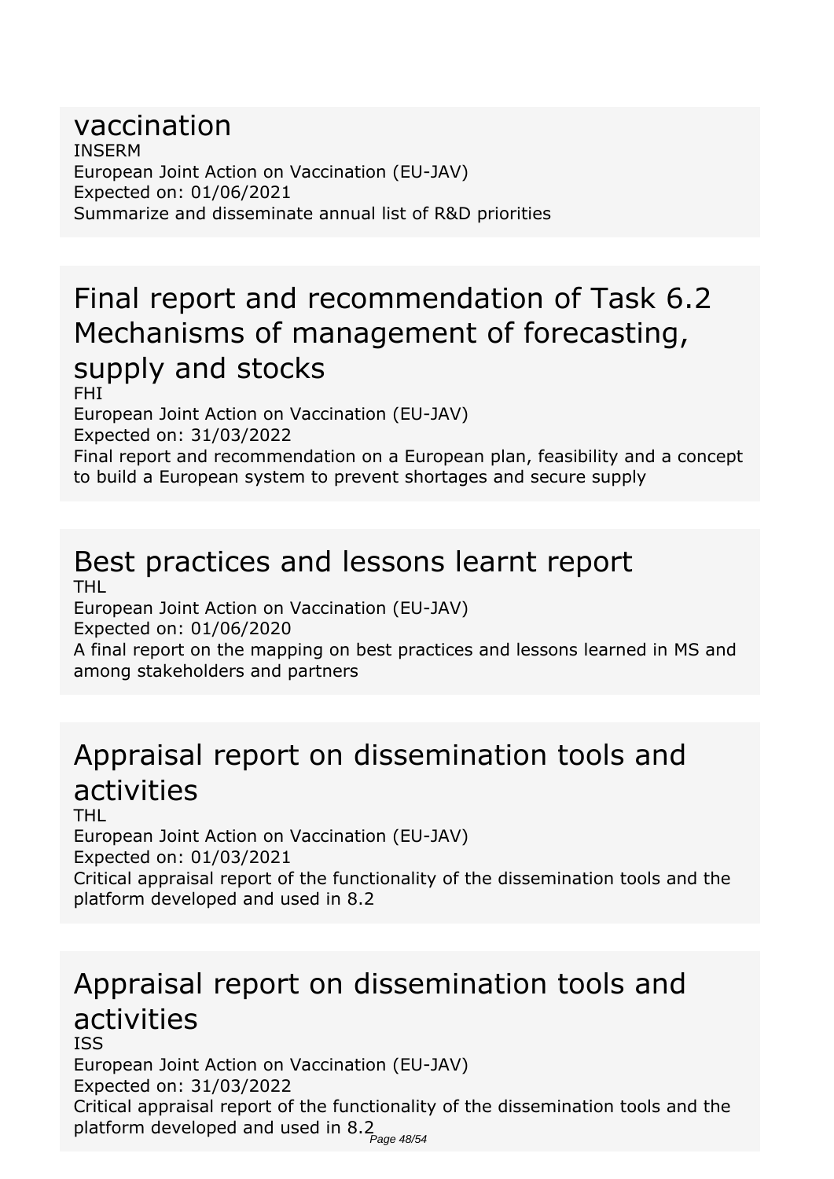## vaccination

INSERM
European Joint Action on Vaccination (EU-JAV)
Expected on: 01/06/2021
Summarize and disseminate annual list of R&D priorities

## Final report and recommendation of Task 6.2 Mechanisms of management of forecasting, supply and stocks

FHI
European Joint Action on Vaccination (EU-JAV)
Expected on: 31/03/2022
Final report and recommendation on a European plan, feasibility and a concept to build a European system to prevent shortages and secure supply

## Best practices and lessons learnt report

THL
European Joint Action on Vaccination (EU-JAV)
Expected on: 01/06/2020
A final report on the mapping on best practices and lessons learned in MS and among stakeholders and partners

## Appraisal report on dissemination tools and activities

THL
European Joint Action on Vaccination (EU-JAV)
Expected on: 01/03/2021
Critical appraisal report of the functionality of the dissemination tools and the platform developed and used in 8.2

## Appraisal report on dissemination tools and activities

ISS
European Joint Action on Vaccination (EU-JAV)
Expected on: 31/03/2022
Critical appraisal report of the functionality of the dissemination tools and the platform developed and used in 8.2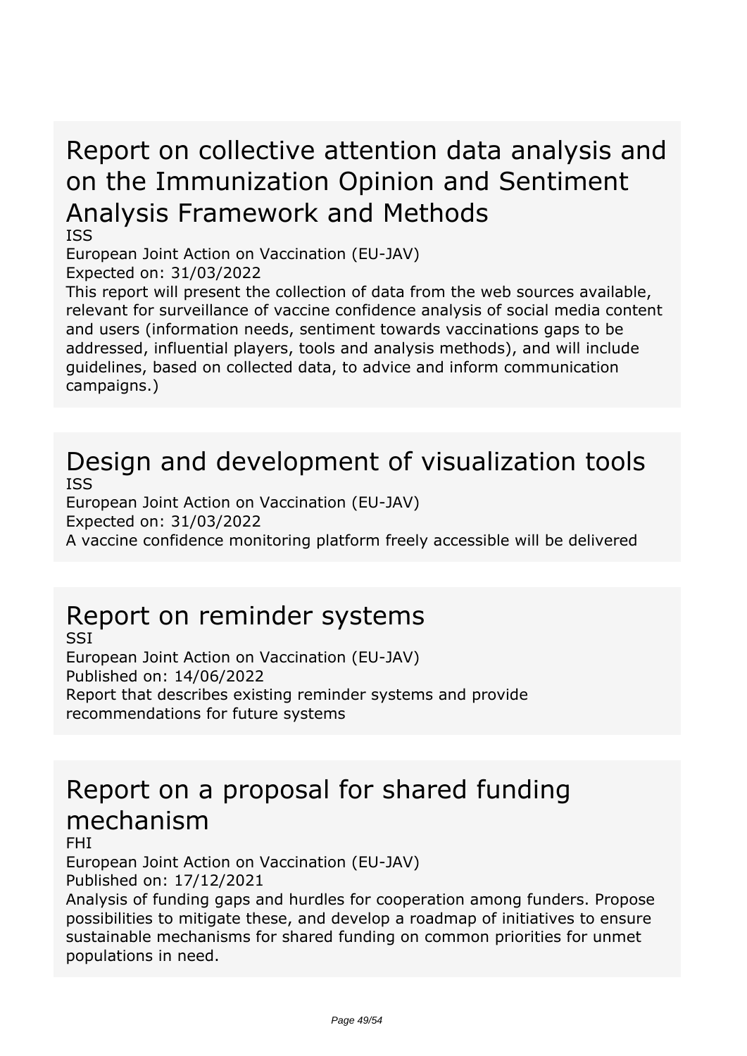## Report on collective attention data analysis and on the Immunization Opinion and Sentiment Analysis Framework and Methods

ISS

European Joint Action on Vaccination (EU-JAV)

Expected on: 31/03/2022

This report will present the collection of data from the web sources available, relevant for surveillance of vaccine confidence analysis of social media content and users (information needs, sentiment towards vaccinations gaps to be addressed, influential players, tools and analysis methods), and will include guidelines, based on collected data, to advice and inform communication campaigns.)

## Design and development of visualization tools

ISS

European Joint Action on Vaccination (EU-JAV)

Expected on: 31/03/2022

A vaccine confidence monitoring platform freely accessible will be delivered

## Report on reminder systems

SSI

European Joint Action on Vaccination (EU-JAV)

Published on: 14/06/2022

Report that describes existing reminder systems and provide recommendations for future systems

## Report on a proposal for shared funding mechanism

FHI

European Joint Action on Vaccination (EU-JAV)

Published on: 17/12/2021

Analysis of funding gaps and hurdles for cooperation among funders. Propose possibilities to mitigate these, and develop a roadmap of initiatives to ensure sustainable mechanisms for shared funding on common priorities for unmet populations in need.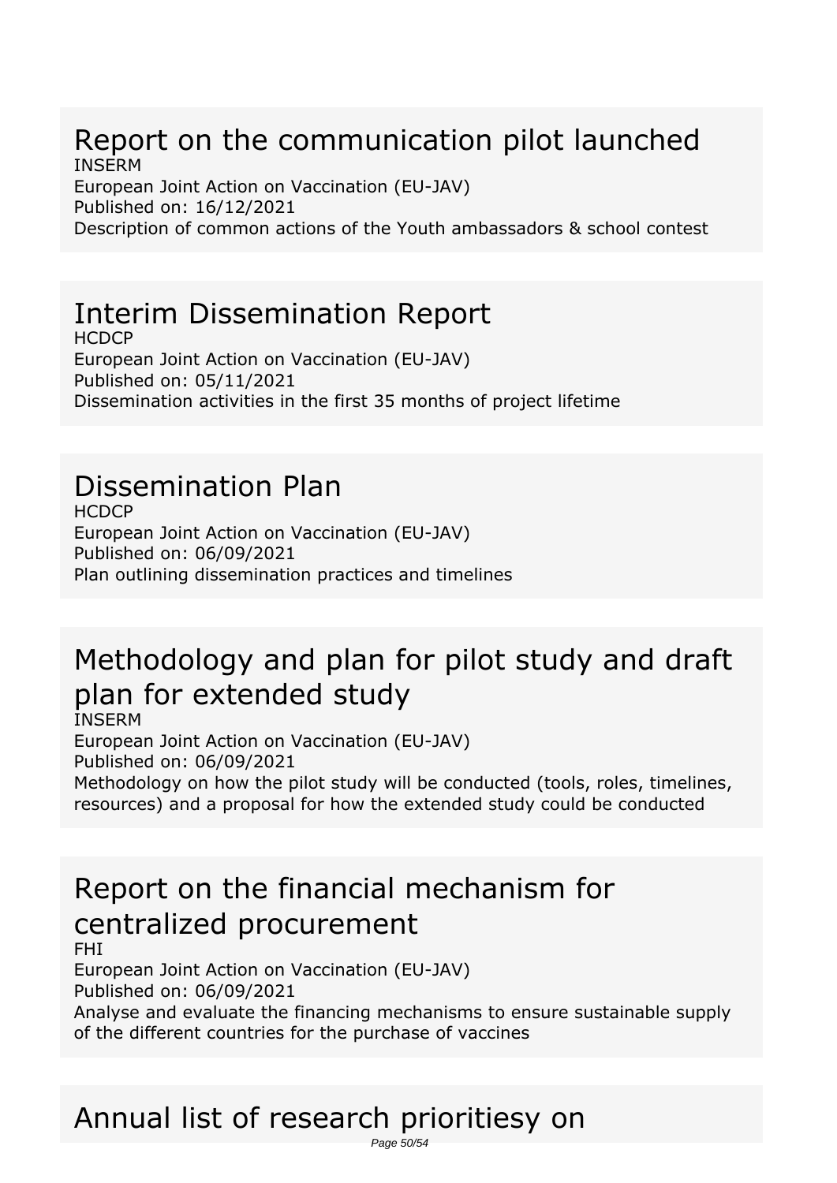## Report on the communication pilot launched

INSERM

European Joint Action on Vaccination (EU-JAV)

Published on: 16/12/2021

Description of common actions of the Youth ambassadors & school contest

## Interim Dissemination Report

HCDCP

European Joint Action on Vaccination (EU-JAV)

Published on: 05/11/2021

Dissemination activities in the first 35 months of project lifetime

## Dissemination Plan

HCDCP

European Joint Action on Vaccination (EU-JAV)

Published on: 06/09/2021

Plan outlining dissemination practices and timelines

## Methodology and plan for pilot study and draft plan for extended study

INSERM

European Joint Action on Vaccination (EU-JAV)

Published on: 06/09/2021

Methodology on how the pilot study will be conducted (tools, roles, timelines, resources) and a proposal for how the extended study could be conducted

## Report on the financial mechanism for centralized procurement

FHI

European Joint Action on Vaccination (EU-JAV)

Published on: 06/09/2021

Analyse and evaluate the financing mechanisms to ensure sustainable supply of the different countries for the purchase of vaccines

## Annual list of research prioritiesy on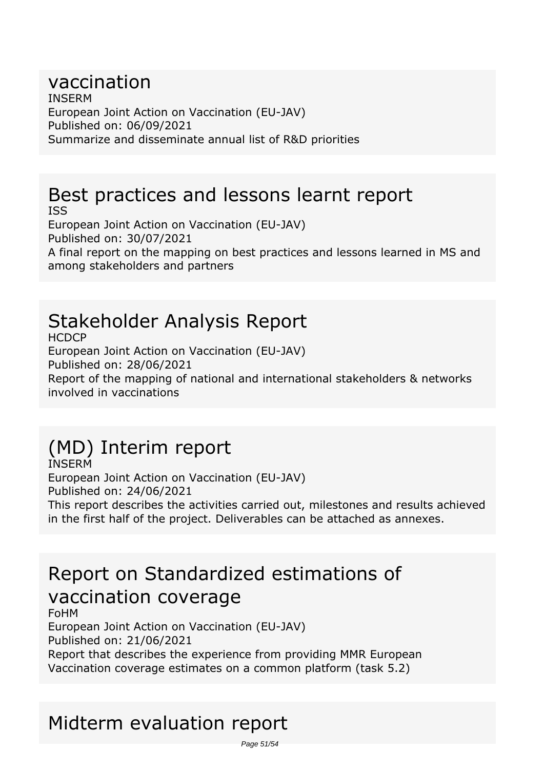## vaccination

INSERM
European Joint Action on Vaccination (EU-JAV)
Published on: 06/09/2021
Summarize and disseminate annual list of R&D priorities

## Best practices and lessons learnt report

ISS
European Joint Action on Vaccination (EU-JAV)
Published on: 30/07/2021
A final report on the mapping on best practices and lessons learned in MS and among stakeholders and partners

## Stakeholder Analysis Report

HCDCP
European Joint Action on Vaccination (EU-JAV)
Published on: 28/06/2021
Report of the mapping of national and international stakeholders & networks involved in vaccinations

## (MD) Interim report

INSERM
European Joint Action on Vaccination (EU-JAV)
Published on: 24/06/2021
This report describes the activities carried out, milestones and results achieved in the first half of the project. Deliverables can be attached as annexes.

## Report on Standardized estimations of vaccination coverage

FoHM
European Joint Action on Vaccination (EU-JAV)
Published on: 21/06/2021
Report that describes the experience from providing MMR European Vaccination coverage estimates on a common platform (task 5.2)

## Midterm evaluation report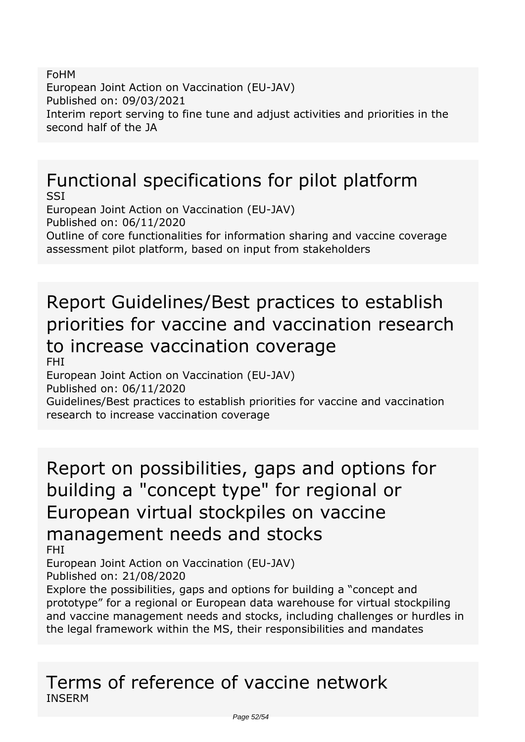FoHM
European Joint Action on Vaccination (EU-JAV)
Published on: 09/03/2021
Interim report serving to fine tune and adjust activities and priorities in the second half of the JA

# Functional specifications for pilot platform

SSI
European Joint Action on Vaccination (EU-JAV)
Published on: 06/11/2020
Outline of core functionalities for information sharing and vaccine coverage assessment pilot platform, based on input from stakeholders

# Report Guidelines/Best practices to establish priorities for vaccine and vaccination research to increase vaccination coverage

FHI
European Joint Action on Vaccination (EU-JAV)
Published on: 06/11/2020
Guidelines/Best practices to establish priorities for vaccine and vaccination research to increase vaccination coverage

# Report on possibilities, gaps and options for building a "concept type" for regional or European virtual stockpiles on vaccine management needs and stocks

FHI
European Joint Action on Vaccination (EU-JAV)
Published on: 21/08/2020
Explore the possibilities, gaps and options for building a “concept and prototype” for a regional or European data warehouse for virtual stockpiling and vaccine management needs and stocks, including challenges or hurdles in the legal framework within the MS, their responsibilities and mandates

# Terms of reference of vaccine network

INSERM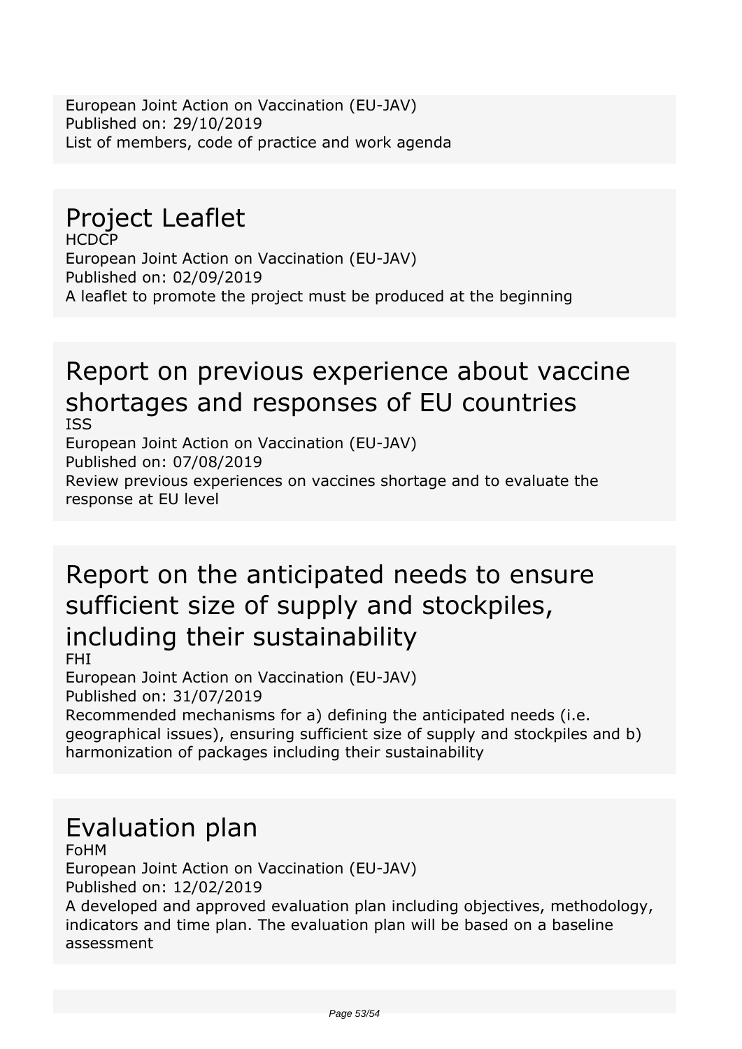European Joint Action on Vaccination (EU-JAV)
Published on: 29/10/2019
List of members, code of practice and work agenda

# Project Leaflet

HCDCP
European Joint Action on Vaccination (EU-JAV)
Published on: 02/09/2019
A leaflet to promote the project must be produced at the beginning

# Report on previous experience about vaccine shortages and responses of EU countries

ISS
European Joint Action on Vaccination (EU-JAV)
Published on: 07/08/2019
Review previous experiences on vaccines shortage and to evaluate the response at EU level

# Report on the anticipated needs to ensure sufficient size of supply and stockpiles, including their sustainability

FHI
European Joint Action on Vaccination (EU-JAV)
Published on: 31/07/2019
Recommended mechanisms for a) defining the anticipated needs (i.e. geographical issues), ensuring sufficient size of supply and stockpiles and b) harmonization of packages including their sustainability

# Evaluation plan

FoHM
European Joint Action on Vaccination (EU-JAV)
Published on: 12/02/2019
A developed and approved evaluation plan including objectives, methodology, indicators and time plan. The evaluation plan will be based on a baseline assessment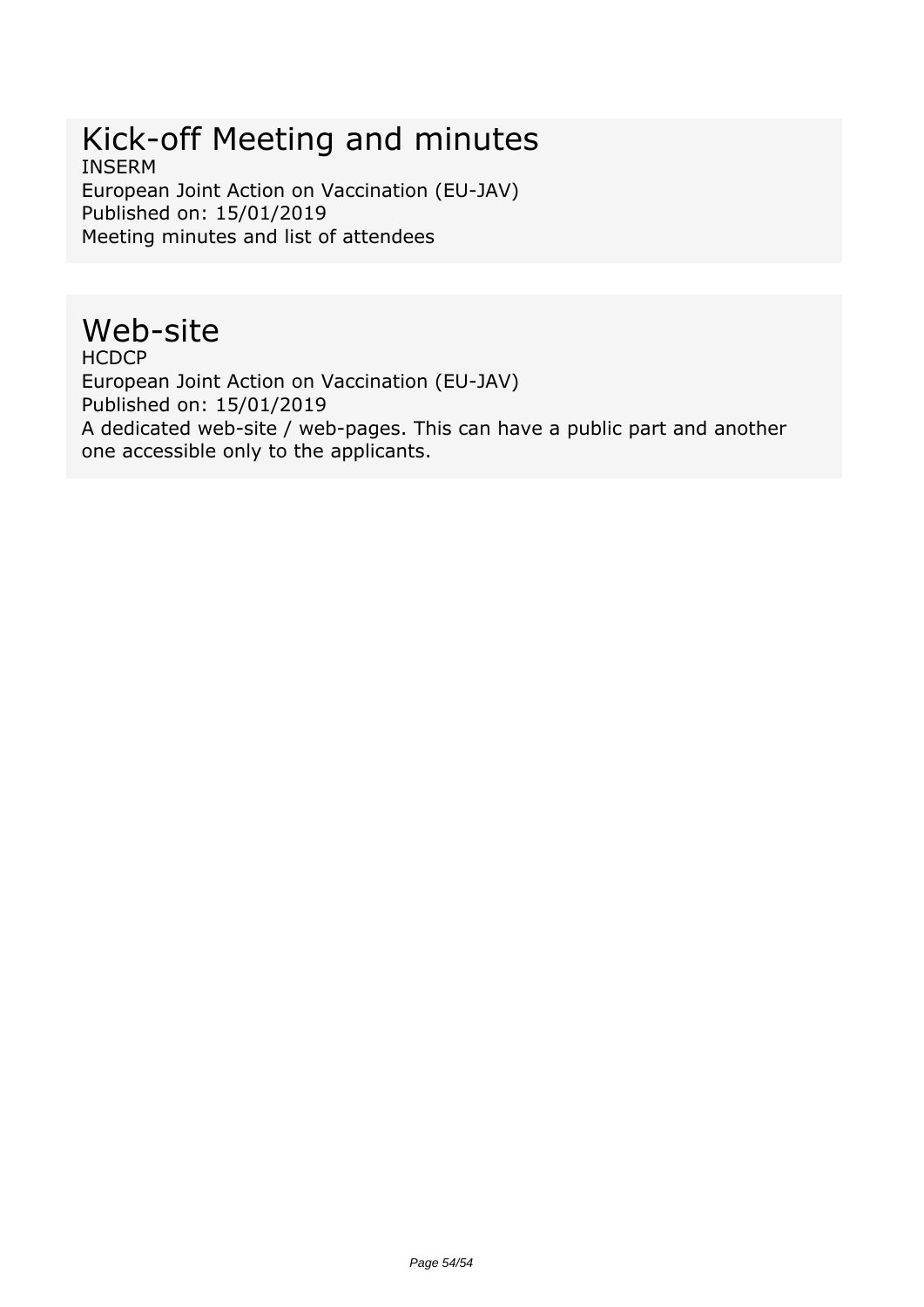# Kick-off Meeting and minutes

INSERM
European Joint Action on Vaccination (EU-JAV)
Published on: 15/01/2019
Meeting minutes and list of attendees

# Web-site

HCDCP
European Joint Action on Vaccination (EU-JAV)
Published on: 15/01/2019
A dedicated web-site / web-pages. This can have a public part and another one accessible only to the applicants.